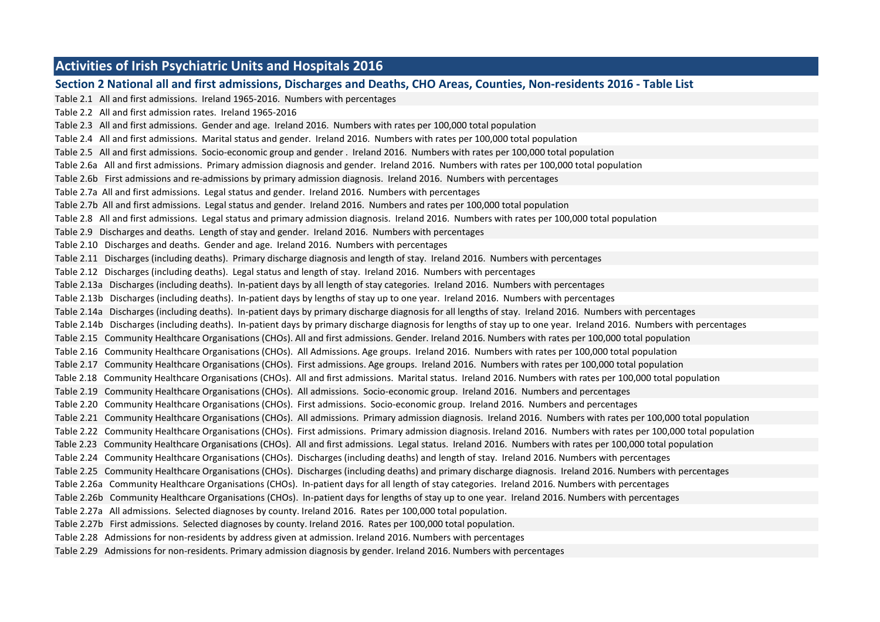# Activities of Irish Psychiatric Units and Hospitals 2016

## Section 2 National all and first admissions, Discharges and Deaths, CHO Areas, Counties, Non-residents 2016 - Table List

Table 2.1 All and first admissions. Ireland 1965-2016. Numbers with percentages

Table 2.2 All and first admission rates. Ireland 1965-2016

Table 2.3 All and first admissions. Gender and age. Ireland 2016. Numbers with rates per 100,000 total population

Table 2.4 All and first admissions. Marital status and gender. Ireland 2016. Numbers with rates per 100,000 total population

Table 2.5 All and first admissions. Socio-economic group and gender . Ireland 2016. Numbers with rates per 100,000 total population

Table 2.6a All and first admissions. Primary admission diagnosis and gender. Ireland 2016. Numbers with rates per 100,000 total population

Table 2.6b First admissions and re-admissions by primary admission diagnosis. Ireland 2016. Numbers with percentages

Table 2.7a All and first admissions. Legal status and gender. Ireland 2016. Numbers with percentages

Table 2.7b All and first admissions. Legal status and gender. Ireland 2016. Numbers and rates per 100,000 total population

Table 2.8 All and first admissions. Legal status and primary admission diagnosis. Ireland 2016. Numbers with rates per 100,000 total population

Table 2.9 Discharges and deaths. Length of stay and gender. Ireland 2016. Numbers with percentages

Table 2.10 Discharges and deaths. Gender and age. Ireland 2016. Numbers with percentages

Table 2.11 Discharges (including deaths). Primary discharge diagnosis and length of stay. Ireland 2016. Numbers with percentages

Table 2.12 Discharges (including deaths). Legal status and length of stay. Ireland 2016. Numbers with percentages

Table 2.13a Discharges (including deaths). In-patient days by all length of stay categories. Ireland 2016. Numbers with percentages

Table 2.13b Discharges (including deaths). In-patient days by lengths of stay up to one year. Ireland 2016. Numbers with percentages

Table 2.14a Discharges (including deaths). In-patient days by primary discharge diagnosis for all lengths of stay. Ireland 2016. Numbers with percentages

Table 2.14b Discharges (including deaths). In-patient days by primary discharge diagnosis for lengths of stay up to one year. Ireland 2016. Numbers with percentages

Table 2.15 Community Healthcare Organisations (CHOs). All and first admissions. Gender. Ireland 2016. Numbers with rates per 100,000 total population

Table 2.16 Community Healthcare Organisations (CHOs). All Admissions. Age groups. Ireland 2016. Numbers with rates per 100,000 total population

Table 2.17 Community Healthcare Organisations (CHOs). First admissions. Age groups. Ireland 2016. Numbers with rates per 100,000 total population

Table 2.18 Community Healthcare Organisations (CHOs). All and first admissions. Marital status. Ireland 2016. Numbers with rates per 100,000 total population

Table 2.19 Community Healthcare Organisations (CHOs). All admissions. Socio-economic group. Ireland 2016. Numbers and percentages

Table 2.20 Community Healthcare Organisations (CHOs). First admissions. Socio-economic group. Ireland 2016. Numbers and percentages

Table 2.21 Community Healthcare Organisations (CHOs). All admissions. Primary admission diagnosis. Ireland 2016. Numbers with rates per 100,000 total population

Table 2.22 Community Healthcare Organisations (CHOs). First admissions. Primary admission diagnosis. Ireland 2016. Numbers with rates per 100,000 total population

Table 2.23 Community Healthcare Organisations (CHOs). All and first admissions. Legal status. Ireland 2016. Numbers with rates per 100,000 total population

Table 2.24 Community Healthcare Organisations (CHOs). Discharges (including deaths) and length of stay. Ireland 2016. Numbers with percentages

Table 2.25 Community Healthcare Organisations (CHOs). Discharges (including deaths) and primary discharge diagnosis. Ireland 2016. Numbers with percentages

Table 2.26a Community Healthcare Organisations (CHOs). In-patient days for all length of stay categories. Ireland 2016. Numbers with percentages

Table 2.26b Community Healthcare Organisations (CHOs). In-patient days for lengths of stay up to one year. Ireland 2016. Numbers with percentages

Table 2.27a All admissions. Selected diagnoses by county. Ireland 2016. Rates per 100,000 total population.

Table 2.27b First admissions. Selected diagnoses by county. Ireland 2016. Rates per 100,000 total population.

Table 2.28 Admissions for non-residents by address given at admission. Ireland 2016. Numbers with percentages

Table 2.29 Admissions for non-residents. Primary admission diagnosis by gender. Ireland 2016. Numbers with percentages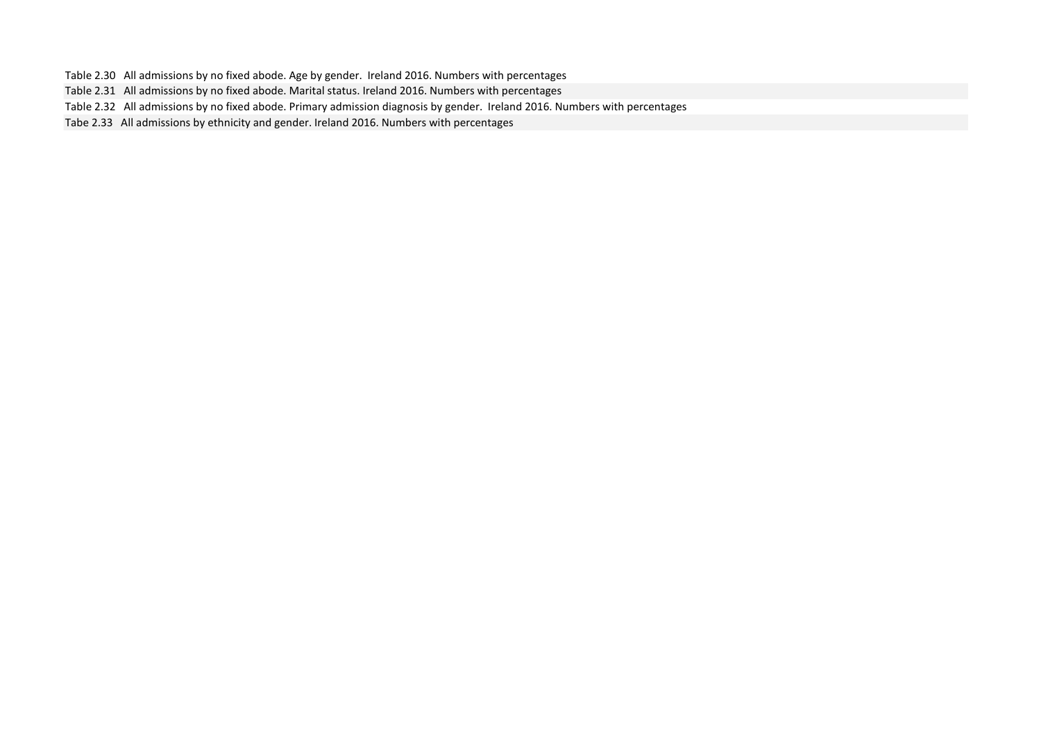Table 2.30 All admissions by no fixed abode. Age by gender. Ireland 2016. Numbers with percentages

Table 2.31 All admissions by no fixed abode. Marital status. Ireland 2016. Numbers with percentages

Table 2.32 All admissions by no fixed abode. Primary admission diagnosis by gender. Ireland 2016. Numbers with percentages

Tabe 2.33 All admissions by ethnicity and gender. Ireland 2016. Numbers with percentages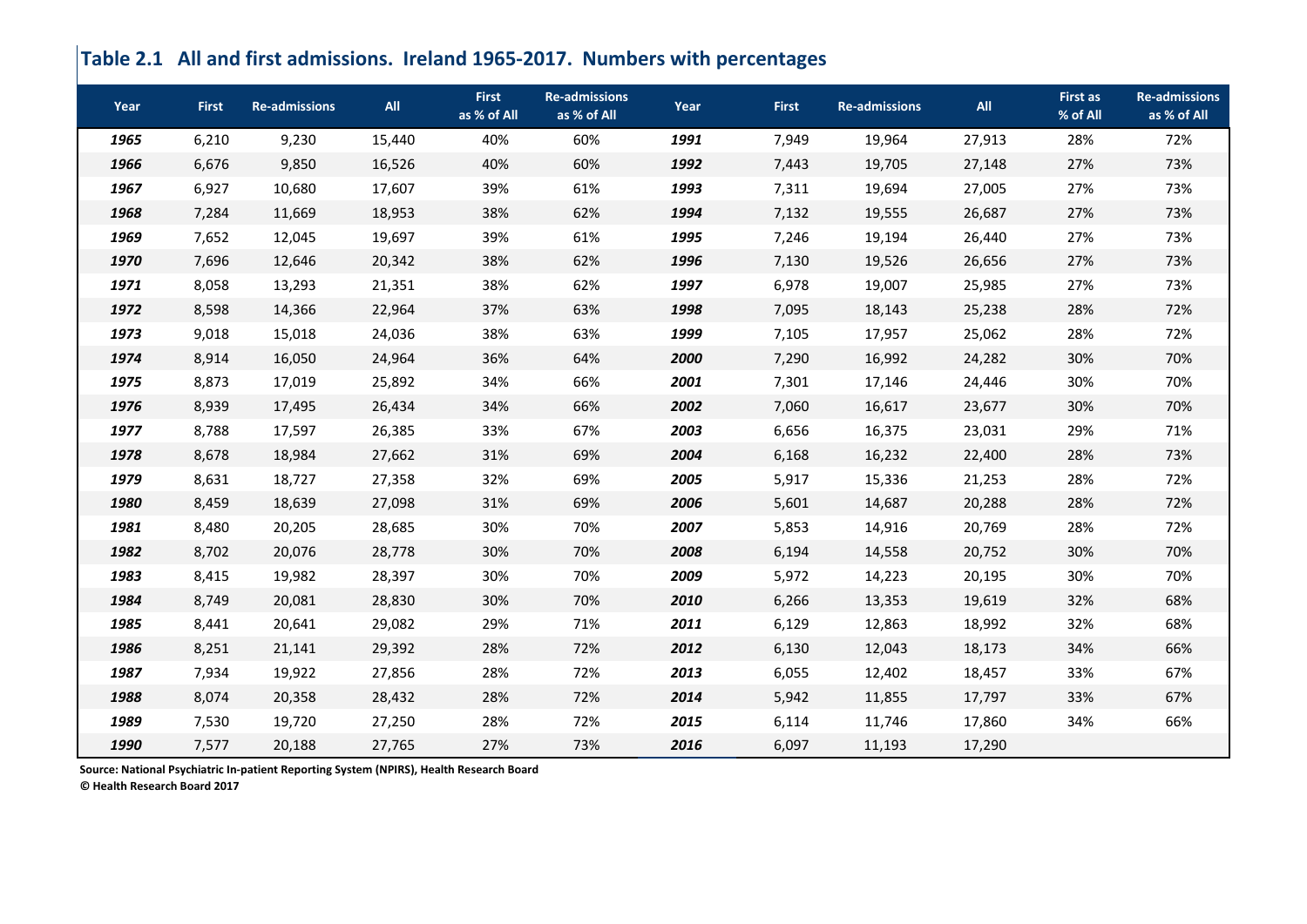## Table 2.1 All and first admissions. Ireland 1965-2017. Numbers with percentages

| Year | First | Re-admissions | All | First as % of All | Re-admissions as % of All | Year | First | Re-admissions | All | First as % of All | Re-admissions as % of All |
|---|---|---|---|---|---|---|---|---|---|---|---|
| ***1965*** | 6,210 | 9,230 | 15,440 | 40% | 60% | ***1991*** | 7,949 | 19,964 | 27,913 | 28% | 72% |
| ***1966*** | 6,676 | 9,850 | 16,526 | 40% | 60% | ***1992*** | 7,443 | 19,705 | 27,148 | 27% | 73% |
| ***1967*** | 6,927 | 10,680 | 17,607 | 39% | 61% | ***1993*** | 7,311 | 19,694 | 27,005 | 27% | 73% |
| ***1968*** | 7,284 | 11,669 | 18,953 | 38% | 62% | ***1994*** | 7,132 | 19,555 | 26,687 | 27% | 73% |
| ***1969*** | 7,652 | 12,045 | 19,697 | 39% | 61% | ***1995*** | 7,246 | 19,194 | 26,440 | 27% | 73% |
| ***1970*** | 7,696 | 12,646 | 20,342 | 38% | 62% | ***1996*** | 7,130 | 19,526 | 26,656 | 27% | 73% |
| ***1971*** | 8,058 | 13,293 | 21,351 | 38% | 62% | ***1997*** | 6,978 | 19,007 | 25,985 | 27% | 73% |
| ***1972*** | 8,598 | 14,366 | 22,964 | 37% | 63% | ***1998*** | 7,095 | 18,143 | 25,238 | 28% | 72% |
| ***1973*** | 9,018 | 15,018 | 24,036 | 38% | 63% | ***1999*** | 7,105 | 17,957 | 25,062 | 28% | 72% |
| ***1974*** | 8,914 | 16,050 | 24,964 | 36% | 64% | ***2000*** | 7,290 | 16,992 | 24,282 | 30% | 70% |
| ***1975*** | 8,873 | 17,019 | 25,892 | 34% | 66% | ***2001*** | 7,301 | 17,146 | 24,446 | 30% | 70% |
| ***1976*** | 8,939 | 17,495 | 26,434 | 34% | 66% | ***2002*** | 7,060 | 16,617 | 23,677 | 30% | 70% |
| ***1977*** | 8,788 | 17,597 | 26,385 | 33% | 67% | ***2003*** | 6,656 | 16,375 | 23,031 | 29% | 71% |
| ***1978*** | 8,678 | 18,984 | 27,662 | 31% | 69% | ***2004*** | 6,168 | 16,232 | 22,400 | 28% | 73% |
| ***1979*** | 8,631 | 18,727 | 27,358 | 32% | 69% | ***2005*** | 5,917 | 15,336 | 21,253 | 28% | 72% |
| ***1980*** | 8,459 | 18,639 | 27,098 | 31% | 69% | ***2006*** | 5,601 | 14,687 | 20,288 | 28% | 72% |
| ***1981*** | 8,480 | 20,205 | 28,685 | 30% | 70% | ***2007*** | 5,853 | 14,916 | 20,769 | 28% | 72% |
| ***1982*** | 8,702 | 20,076 | 28,778 | 30% | 70% | ***2008*** | 6,194 | 14,558 | 20,752 | 30% | 70% |
| ***1983*** | 8,415 | 19,982 | 28,397 | 30% | 70% | ***2009*** | 5,972 | 14,223 | 20,195 | 30% | 70% |
| ***1984*** | 8,749 | 20,081 | 28,830 | 30% | 70% | ***2010*** | 6,266 | 13,353 | 19,619 | 32% | 68% |
| ***1985*** | 8,441 | 20,641 | 29,082 | 29% | 71% | ***2011*** | 6,129 | 12,863 | 18,992 | 32% | 68% |
| ***1986*** | 8,251 | 21,141 | 29,392 | 28% | 72% | ***2012*** | 6,130 | 12,043 | 18,173 | 34% | 66% |
| ***1987*** | 7,934 | 19,922 | 27,856 | 28% | 72% | ***2013*** | 6,055 | 12,402 | 18,457 | 33% | 67% |
| ***1988*** | 8,074 | 20,358 | 28,432 | 28% | 72% | ***2014*** | 5,942 | 11,855 | 17,797 | 33% | 67% |
| ***1989*** | 7,530 | 19,720 | 27,250 | 28% | 72% | ***2015*** | 6,114 | 11,746 | 17,860 | 34% | 66% |
| ***1990*** | 7,577 | 20,188 | 27,765 | 27% | 73% | ***2016*** | 6,097 | 11,193 | 17,290 | | |

**Source: National Psychiatric In-patient Reporting System (NPIRS), Health Research Board**

**© Health Research Board 2017**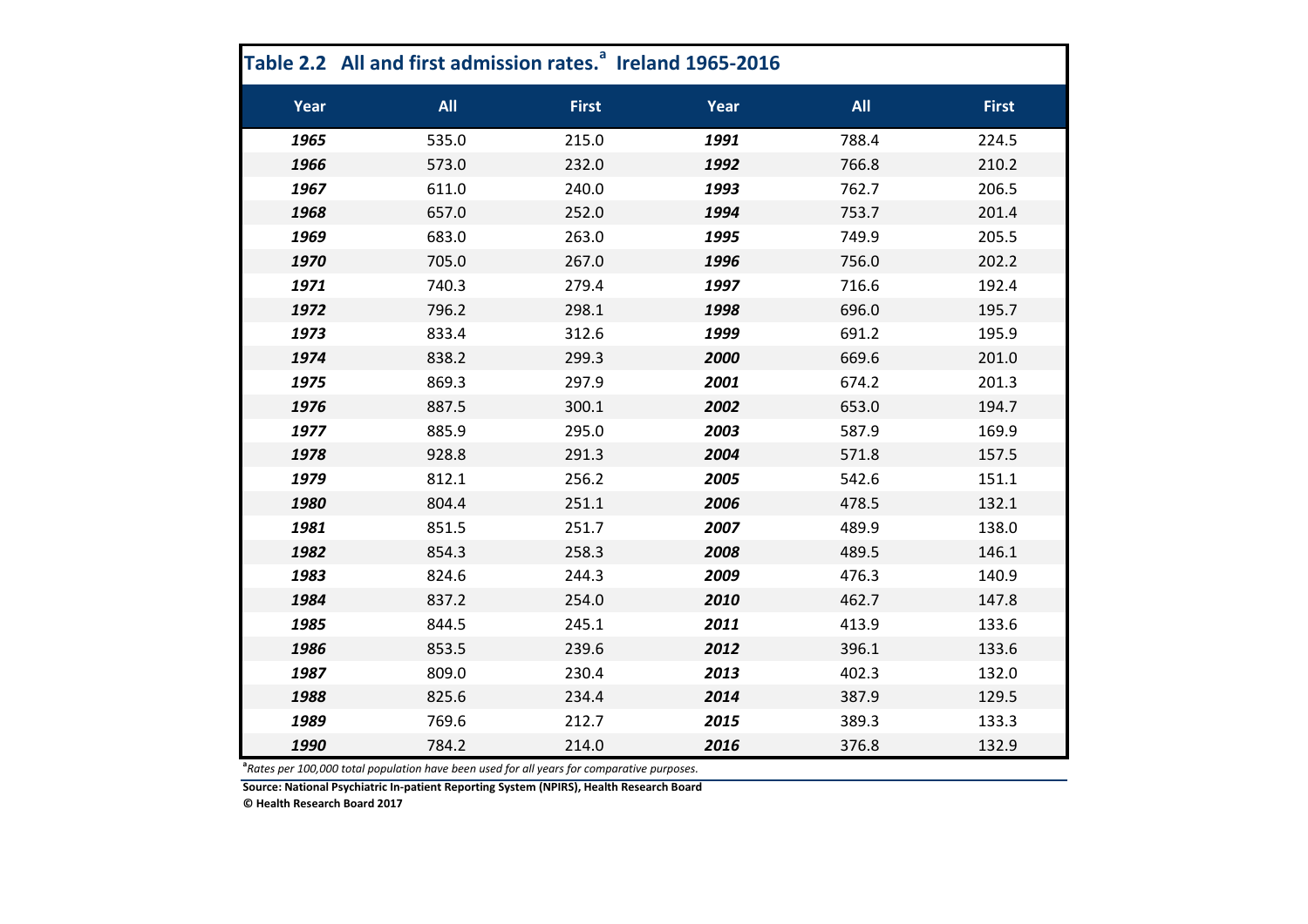## Table 2.2 All and first admission rates.[a] Ireland 1965-2016

| Year | All | First | Year | All | First |
|---|---|---|---|---|---|
| ***1965*** | 535.0 | 215.0 | ***1991*** | 788.4 | 224.5 |
| ***1966*** | 573.0 | 232.0 | ***1992*** | 766.8 | 210.2 |
| ***1967*** | 611.0 | 240.0 | ***1993*** | 762.7 | 206.5 |
| ***1968*** | 657.0 | 252.0 | ***1994*** | 753.7 | 201.4 |
| ***1969*** | 683.0 | 263.0 | ***1995*** | 749.9 | 205.5 |
| ***1970*** | 705.0 | 267.0 | ***1996*** | 756.0 | 202.2 |
| ***1971*** | 740.3 | 279.4 | ***1997*** | 716.6 | 192.4 |
| ***1972*** | 796.2 | 298.1 | ***1998*** | 696.0 | 195.7 |
| ***1973*** | 833.4 | 312.6 | ***1999*** | 691.2 | 195.9 |
| ***1974*** | 838.2 | 299.3 | ***2000*** | 669.6 | 201.0 |
| ***1975*** | 869.3 | 297.9 | ***2001*** | 674.2 | 201.3 |
| ***1976*** | 887.5 | 300.1 | ***2002*** | 653.0 | 194.7 |
| ***1977*** | 885.9 | 295.0 | ***2003*** | 587.9 | 169.9 |
| ***1978*** | 928.8 | 291.3 | ***2004*** | 571.8 | 157.5 |
| ***1979*** | 812.1 | 256.2 | ***2005*** | 542.6 | 151.1 |
| ***1980*** | 804.4 | 251.1 | ***2006*** | 478.5 | 132.1 |
| ***1981*** | 851.5 | 251.7 | ***2007*** | 489.9 | 138.0 |
| ***1982*** | 854.3 | 258.3 | ***2008*** | 489.5 | 146.1 |
| ***1983*** | 824.6 | 244.3 | ***2009*** | 476.3 | 140.9 |
| ***1984*** | 837.2 | 254.0 | ***2010*** | 462.7 | 147.8 |
| ***1985*** | 844.5 | 245.1 | ***2011*** | 413.9 | 133.6 |
| ***1986*** | 853.5 | 239.6 | ***2012*** | 396.1 | 133.6 |
| ***1987*** | 809.0 | 230.4 | ***2013*** | 402.3 | 132.0 |
| ***1988*** | 825.6 | 234.4 | ***2014*** | 387.9 | 129.5 |
| ***1989*** | 769.6 | 212.7 | ***2015*** | 389.3 | 133.3 |
| ***1990*** | 784.2 | 214.0 | ***2016*** | 376.8 | 132.9 |

[a]*Rates per 100,000 total population have been used for all years for comparative purposes.*

**Source: National Psychiatric In-patient Reporting System (NPIRS), Health Research Board**

**© Health Research Board 2017**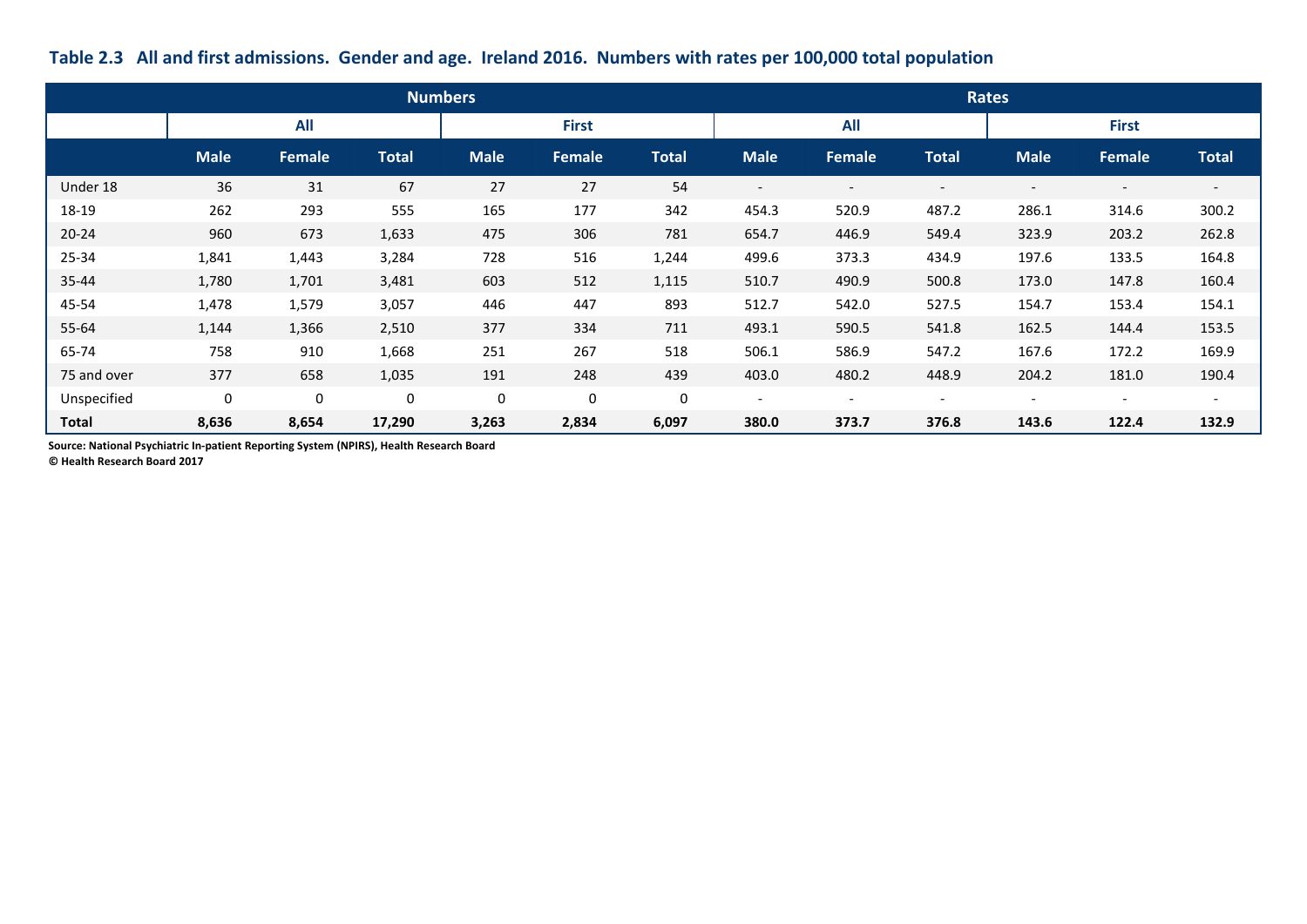**Table 2.3 All and first admissions. Gender and age. Ireland 2016. Numbers with rates per 100,000 total population**

| | Numbers | | | | | | Rates | | | | | |
|---|---|---|---|---|---|---|---|---|---|---|---|---|
| | All | | | First | | | All | | | First | | |
| | Male | Female | Total | Male | Female | Total | Male | Female | Total | Male | Female | Total |
| Under 18 | 36 | 31 | 67 | 27 | 27 | 54 | - | - | - | - | - | - |
| 18-19 | 262 | 293 | 555 | 165 | 177 | 342 | 454.3 | 520.9 | 487.2 | 286.1 | 314.6 | 300.2 |
| 20-24 | 960 | 673 | 1,633 | 475 | 306 | 781 | 654.7 | 446.9 | 549.4 | 323.9 | 203.2 | 262.8 |
| 25-34 | 1,841 | 1,443 | 3,284 | 728 | 516 | 1,244 | 499.6 | 373.3 | 434.9 | 197.6 | 133.5 | 164.8 |
| 35-44 | 1,780 | 1,701 | 3,481 | 603 | 512 | 1,115 | 510.7 | 490.9 | 500.8 | 173.0 | 147.8 | 160.4 |
| 45-54 | 1,478 | 1,579 | 3,057 | 446 | 447 | 893 | 512.7 | 542.0 | 527.5 | 154.7 | 153.4 | 154.1 |
| 55-64 | 1,144 | 1,366 | 2,510 | 377 | 334 | 711 | 493.1 | 590.5 | 541.8 | 162.5 | 144.4 | 153.5 |
| 65-74 | 758 | 910 | 1,668 | 251 | 267 | 518 | 506.1 | 586.9 | 547.2 | 167.6 | 172.2 | 169.9 |
| 75 and over | 377 | 658 | 1,035 | 191 | 248 | 439 | 403.0 | 480.2 | 448.9 | 204.2 | 181.0 | 190.4 |
| Unspecified | 0 | 0 | 0 | 0 | 0 | 0 | - | - | - | - | - | - |
| **Total** | **8,636** | **8,654** | **17,290** | **3,263** | **2,834** | **6,097** | **380.0** | **373.7** | **376.8** | **143.6** | **122.4** | **132.9** |

**Source: National Psychiatric In-patient Reporting System (NPIRS), Health Research Board**
**© Health Research Board 2017**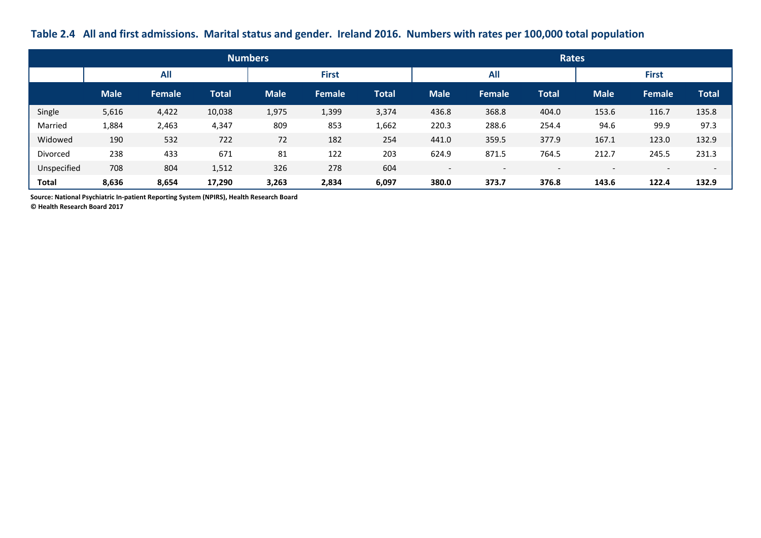**Table 2.4 All and first admissions. Marital status and gender. Ireland 2016. Numbers with rates per 100,000 total population**

| | Numbers | | | | | | Rates | | | | | |
|---|---|---|---|---|---|---|---|---|---|---|---|---|
| | All | | | First | | | All | | | First | | |
| | Male | Female | Total | Male | Female | Total | Male | Female | Total | Male | Female | Total |
| Single | 5,616 | 4,422 | 10,038 | 1,975 | 1,399 | 3,374 | 436.8 | 368.8 | 404.0 | 153.6 | 116.7 | 135.8 |
| Married | 1,884 | 2,463 | 4,347 | 809 | 853 | 1,662 | 220.3 | 288.6 | 254.4 | 94.6 | 99.9 | 97.3 |
| Widowed | 190 | 532 | 722 | 72 | 182 | 254 | 441.0 | 359.5 | 377.9 | 167.1 | 123.0 | 132.9 |
| Divorced | 238 | 433 | 671 | 81 | 122 | 203 | 624.9 | 871.5 | 764.5 | 212.7 | 245.5 | 231.3 |
| Unspecified | 708 | 804 | 1,512 | 326 | 278 | 604 | - | - | - | - | - | - |
| **Total** | **8,636** | **8,654** | **17,290** | **3,263** | **2,834** | **6,097** | **380.0** | **373.7** | **376.8** | **143.6** | **122.4** | **132.9** |

**Source: National Psychiatric In-patient Reporting System (NPIRS), Health Research Board**
**© Health Research Board 2017**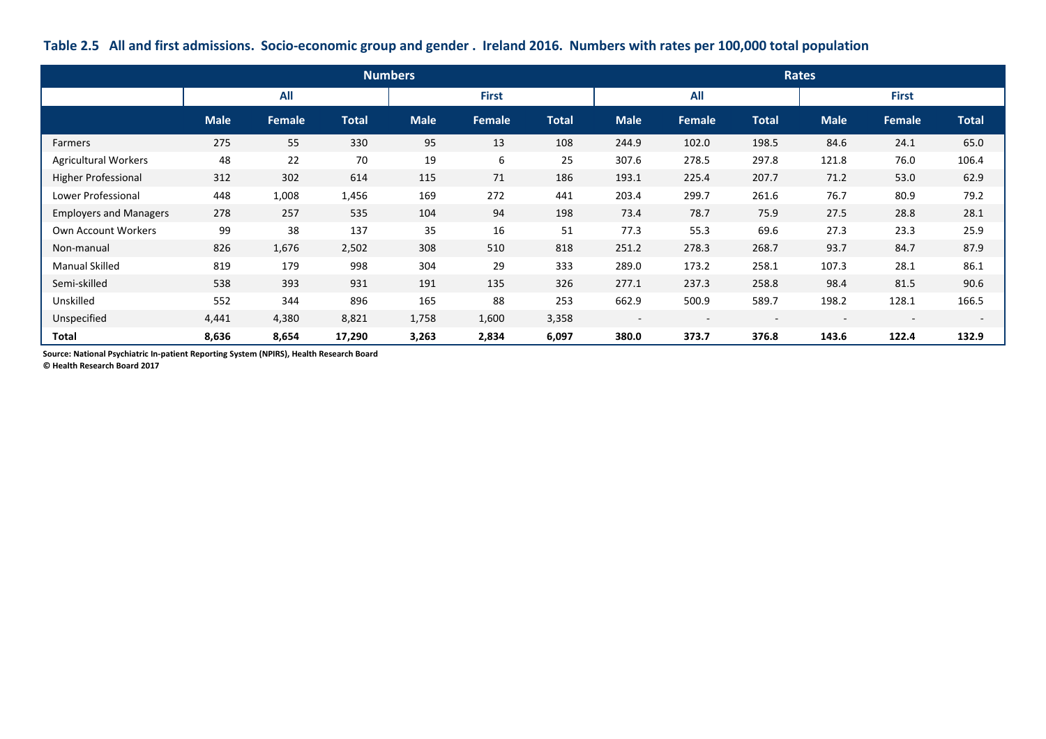**Table 2.5 All and first admissions. Socio-economic group and gender . Ireland 2016. Numbers with rates per 100,000 total population**

| | Numbers | | | | | | Rates | | | | | |
|---|---|---|---|---|---|---|---|---|---|---|---|---|
| | All | | | First | | | All | | | First | | |
| | Male | Female | Total | Male | Female | Total | Male | Female | Total | Male | Female | Total |
| Farmers | 275 | 55 | 330 | 95 | 13 | 108 | 244.9 | 102.0 | 198.5 | 84.6 | 24.1 | 65.0 |
| Agricultural Workers | 48 | 22 | 70 | 19 | 6 | 25 | 307.6 | 278.5 | 297.8 | 121.8 | 76.0 | 106.4 |
| Higher Professional | 312 | 302 | 614 | 115 | 71 | 186 | 193.1 | 225.4 | 207.7 | 71.2 | 53.0 | 62.9 |
| Lower Professional | 448 | 1,008 | 1,456 | 169 | 272 | 441 | 203.4 | 299.7 | 261.6 | 76.7 | 80.9 | 79.2 |
| Employers and Managers | 278 | 257 | 535 | 104 | 94 | 198 | 73.4 | 78.7 | 75.9 | 27.5 | 28.8 | 28.1 |
| Own Account Workers | 99 | 38 | 137 | 35 | 16 | 51 | 77.3 | 55.3 | 69.6 | 27.3 | 23.3 | 25.9 |
| Non-manual | 826 | 1,676 | 2,502 | 308 | 510 | 818 | 251.2 | 278.3 | 268.7 | 93.7 | 84.7 | 87.9 |
| Manual Skilled | 819 | 179 | 998 | 304 | 29 | 333 | 289.0 | 173.2 | 258.1 | 107.3 | 28.1 | 86.1 |
| Semi-skilled | 538 | 393 | 931 | 191 | 135 | 326 | 277.1 | 237.3 | 258.8 | 98.4 | 81.5 | 90.6 |
| Unskilled | 552 | 344 | 896 | 165 | 88 | 253 | 662.9 | 500.9 | 589.7 | 198.2 | 128.1 | 166.5 |
| Unspecified | 4,441 | 4,380 | 8,821 | 1,758 | 1,600 | 3,358 | - | - | - | - | - | - |
| **Total** | **8,636** | **8,654** | **17,290** | **3,263** | **2,834** | **6,097** | **380.0** | **373.7** | **376.8** | **143.6** | **122.4** | **132.9** |

**Source: National Psychiatric In-patient Reporting System (NPIRS), Health Research Board**
**© Health Research Board 2017**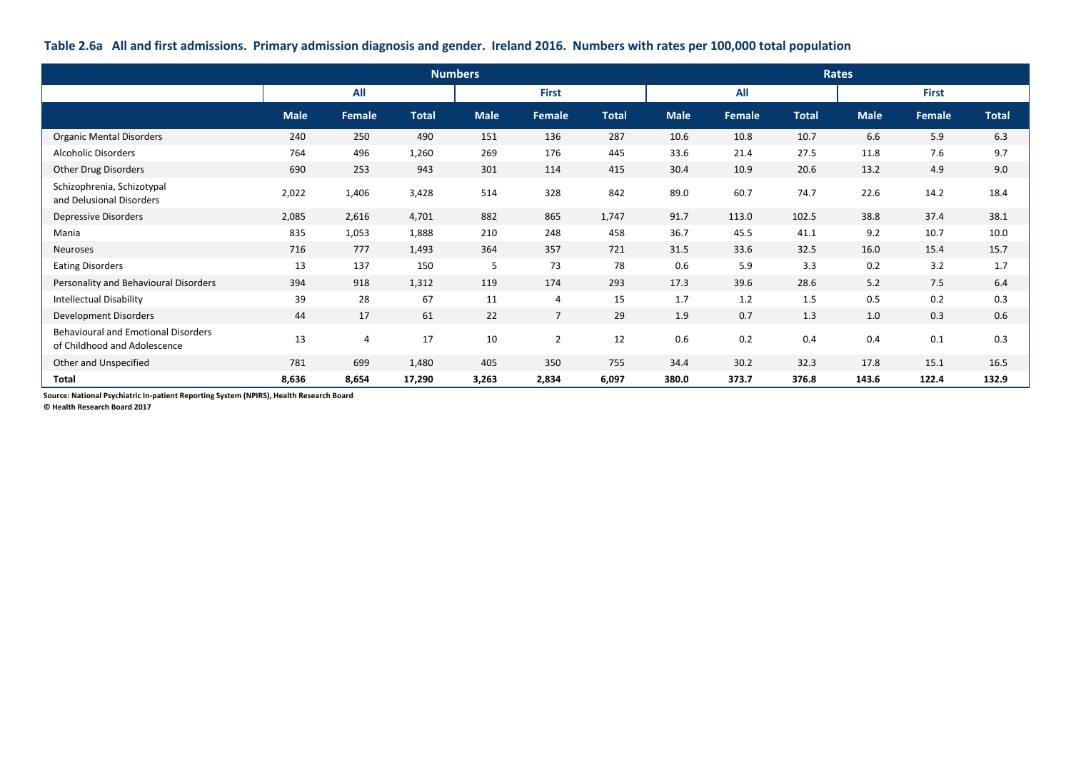**Table 2.6a All and first admissions. Primary admission diagnosis and gender. Ireland 2016. Numbers with rates per 100,000 total population**

| | Numbers | | | | | | Rates | | | | | |
|---|---|---|---|---|---|---|---|---|---|---|---|---|
| | All | | | First | | | All | | | First | | |
| | Male | Female | Total | Male | Female | Total | Male | Female | Total | Male | Female | Total |
| Organic Mental Disorders | 240 | 250 | 490 | 151 | 136 | 287 | 10.6 | 10.8 | 10.7 | 6.6 | 5.9 | 6.3 |
| Alcoholic Disorders | 764 | 496 | 1,260 | 269 | 176 | 445 | 33.6 | 21.4 | 27.5 | 11.8 | 7.6 | 9.7 |
| Other Drug Disorders | 690 | 253 | 943 | 301 | 114 | 415 | 30.4 | 10.9 | 20.6 | 13.2 | 4.9 | 9.0 |
| Schizophrenia, Schizotypal and Delusional Disorders | 2,022 | 1,406 | 3,428 | 514 | 328 | 842 | 89.0 | 60.7 | 74.7 | 22.6 | 14.2 | 18.4 |
| Depressive Disorders | 2,085 | 2,616 | 4,701 | 882 | 865 | 1,747 | 91.7 | 113.0 | 102.5 | 38.8 | 37.4 | 38.1 |
| Mania | 835 | 1,053 | 1,888 | 210 | 248 | 458 | 36.7 | 45.5 | 41.1 | 9.2 | 10.7 | 10.0 |
| Neuroses | 716 | 777 | 1,493 | 364 | 357 | 721 | 31.5 | 33.6 | 32.5 | 16.0 | 15.4 | 15.7 |
| Eating Disorders | 13 | 137 | 150 | 5 | 73 | 78 | 0.6 | 5.9 | 3.3 | 0.2 | 3.2 | 1.7 |
| Personality and Behavioural Disorders | 394 | 918 | 1,312 | 119 | 174 | 293 | 17.3 | 39.6 | 28.6 | 5.2 | 7.5 | 6.4 |
| Intellectual Disability | 39 | 28 | 67 | 11 | 4 | 15 | 1.7 | 1.2 | 1.5 | 0.5 | 0.2 | 0.3 |
| Development Disorders | 44 | 17 | 61 | 22 | 7 | 29 | 1.9 | 0.7 | 1.3 | 1.0 | 0.3 | 0.6 |
| Behavioural and Emotional Disorders of Childhood and Adolescence | 13 | 4 | 17 | 10 | 2 | 12 | 0.6 | 0.2 | 0.4 | 0.4 | 0.1 | 0.3 |
| Other and Unspecified | 781 | 699 | 1,480 | 405 | 350 | 755 | 34.4 | 30.2 | 32.3 | 17.8 | 15.1 | 16.5 |
| **Total** | **8,636** | **8,654** | **17,290** | **3,263** | **2,834** | **6,097** | **380.0** | **373.7** | **376.8** | **143.6** | **122.4** | **132.9** |

**Source: National Psychiatric In-patient Reporting System (NPIRS), Health Research Board**
**© Health Research Board 2017**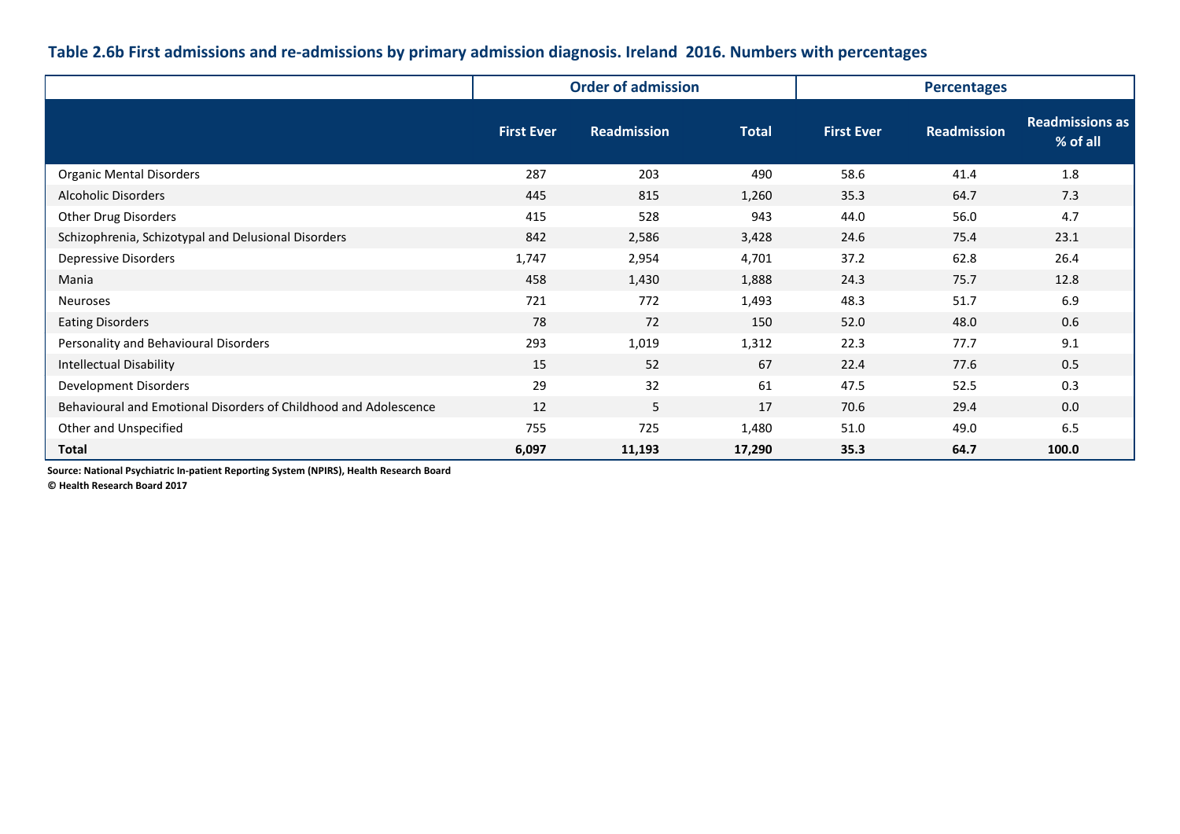### Table 2.6b First admissions and re-admissions by primary admission diagnosis. Ireland 2016. Numbers with percentages

| | Order of admission | | | Percentages | | |
|---|---|---|---|---|---|---|
| | First Ever | Readmission | Total | First Ever | Readmission | Readmissions as % of all |
| Organic Mental Disorders | 287 | 203 | 490 | 58.6 | 41.4 | 1.8 |
| Alcoholic Disorders | 445 | 815 | 1,260 | 35.3 | 64.7 | 7.3 |
| Other Drug Disorders | 415 | 528 | 943 | 44.0 | 56.0 | 4.7 |
| Schizophrenia, Schizotypal and Delusional Disorders | 842 | 2,586 | 3,428 | 24.6 | 75.4 | 23.1 |
| Depressive Disorders | 1,747 | 2,954 | 4,701 | 37.2 | 62.8 | 26.4 |
| Mania | 458 | 1,430 | 1,888 | 24.3 | 75.7 | 12.8 |
| Neuroses | 721 | 772 | 1,493 | 48.3 | 51.7 | 6.9 |
| Eating Disorders | 78 | 72 | 150 | 52.0 | 48.0 | 0.6 |
| Personality and Behavioural Disorders | 293 | 1,019 | 1,312 | 22.3 | 77.7 | 9.1 |
| Intellectual Disability | 15 | 52 | 67 | 22.4 | 77.6 | 0.5 |
| Development Disorders | 29 | 32 | 61 | 47.5 | 52.5 | 0.3 |
| Behavioural and Emotional Disorders of Childhood and Adolescence | 12 | 5 | 17 | 70.6 | 29.4 | 0.0 |
| Other and Unspecified | 755 | 725 | 1,480 | 51.0 | 49.0 | 6.5 |
| **Total** | **6,097** | **11,193** | **17,290** | **35.3** | **64.7** | **100.0** |

**Source: National Psychiatric In-patient Reporting System (NPIRS), Health Research Board**
**© Health Research Board 2017**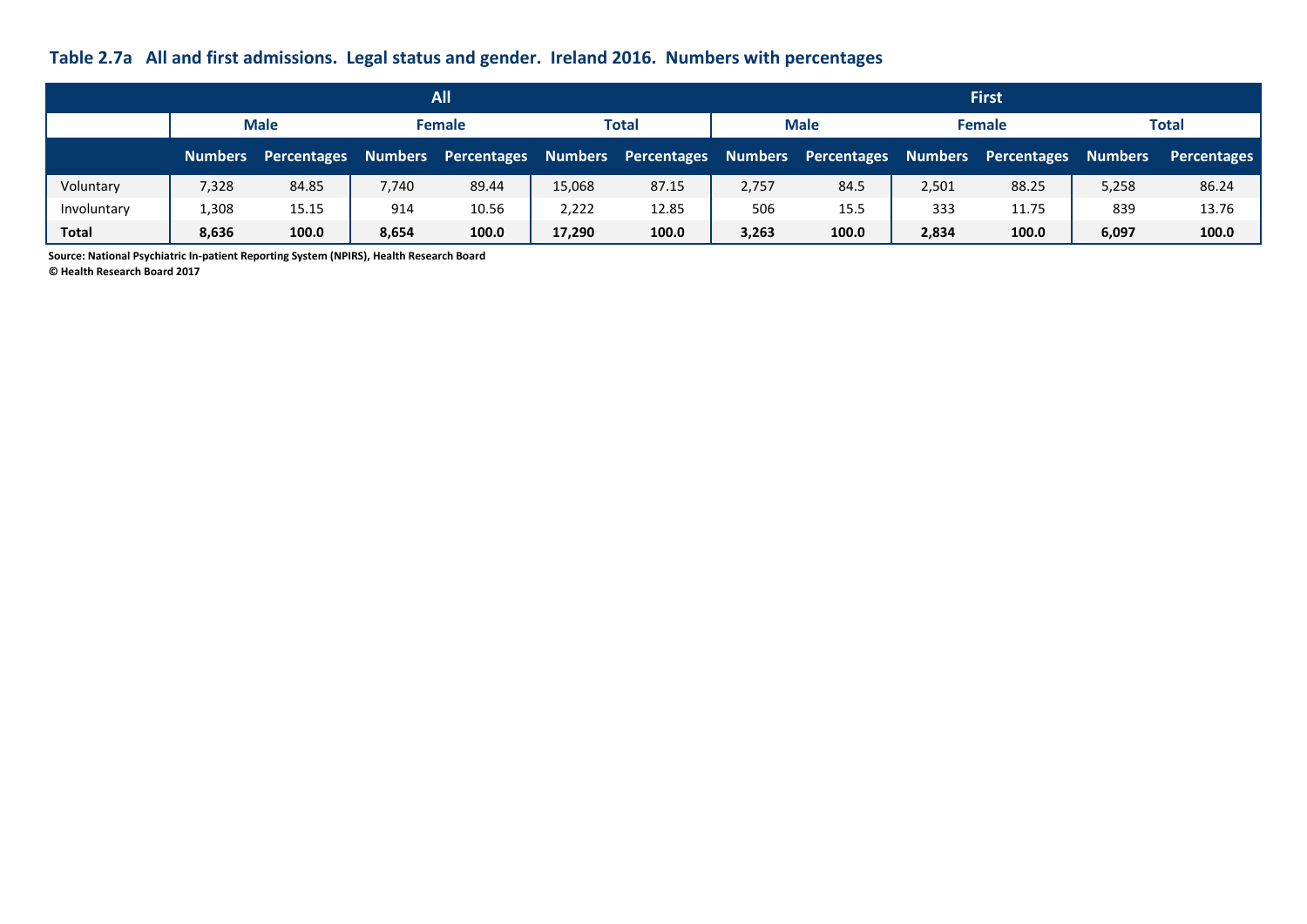### Table 2.7a All and first admissions. Legal status and gender. Ireland 2016. Numbers with percentages

| | All | | | | | | First | | | | | |
|---|---|---|---|---|---|---|---|---|---|---|---|---|
| | Male | | Female | | Total | | Male | | Female | | Total | |
| | Numbers | Percentages | Numbers | Percentages | Numbers | Percentages | Numbers | Percentages | Numbers | Percentages | Numbers | Percentages |
| Voluntary | 7,328 | 84.85 | 7,740 | 89.44 | 15,068 | 87.15 | 2,757 | 84.5 | 2,501 | 88.25 | 5,258 | 86.24 |
| Involuntary | 1,308 | 15.15 | 914 | 10.56 | 2,222 | 12.85 | 506 | 15.5 | 333 | 11.75 | 839 | 13.76 |
| **Total** | **8,636** | **100.0** | **8,654** | **100.0** | **17,290** | **100.0** | **3,263** | **100.0** | **2,834** | **100.0** | **6,097** | **100.0** |

**Source: National Psychiatric In-patient Reporting System (NPIRS), Health Research Board**
**© Health Research Board 2017**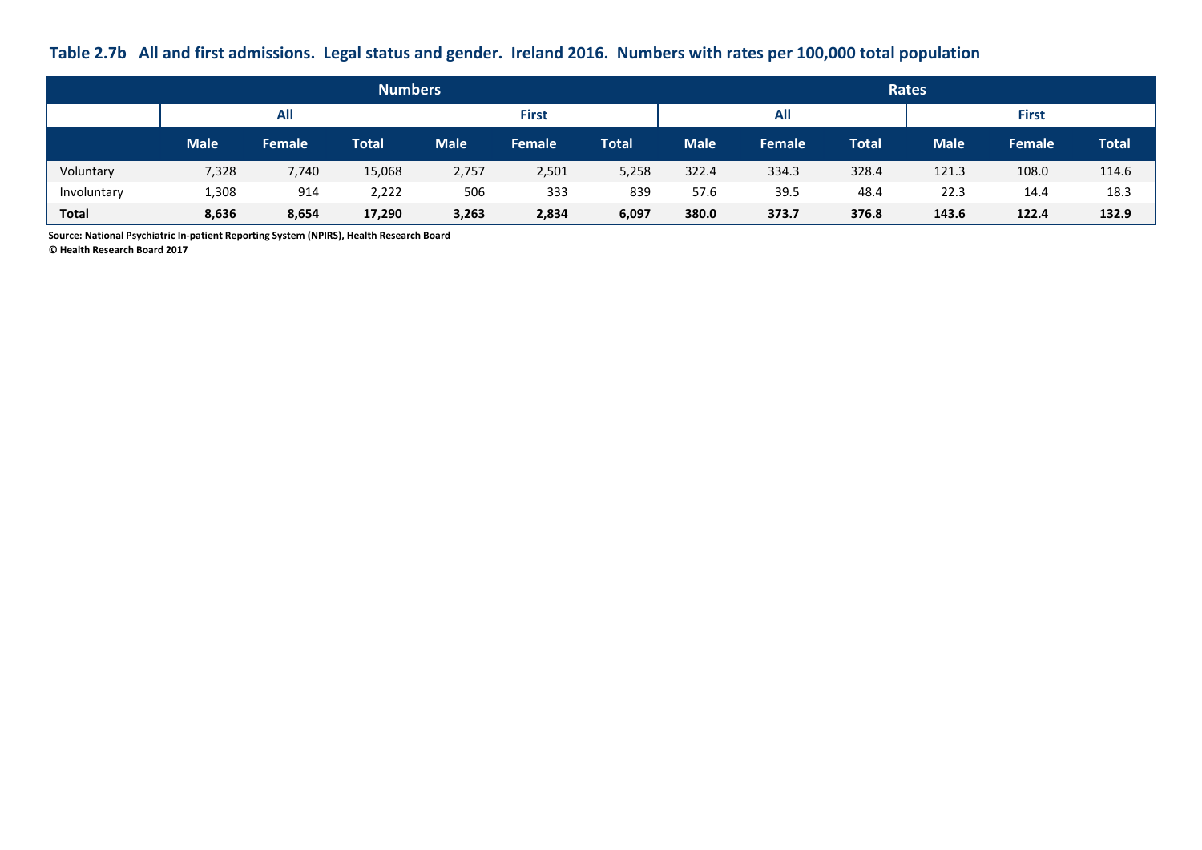### Table 2.7b All and first admissions. Legal status and gender. Ireland 2016. Numbers with rates per 100,000 total population

| | Numbers | | | | | | Rates | | | | | |
|---|---|---|---|---|---|---|---|---|---|---|---|---|
| | All | | | First | | | All | | | First | | |
| | Male | Female | Total | Male | Female | Total | Male | Female | Total | Male | Female | Total |
| Voluntary | 7,328 | 7,740 | 15,068 | 2,757 | 2,501 | 5,258 | 322.4 | 334.3 | 328.4 | 121.3 | 108.0 | 114.6 |
| Involuntary | 1,308 | 914 | 2,222 | 506 | 333 | 839 | 57.6 | 39.5 | 48.4 | 22.3 | 14.4 | 18.3 |
| **Total** | **8,636** | **8,654** | **17,290** | **3,263** | **2,834** | **6,097** | **380.0** | **373.7** | **376.8** | **143.6** | **122.4** | **132.9** |

**Source: National Psychiatric In-patient Reporting System (NPIRS), Health Research Board**
**© Health Research Board 2017**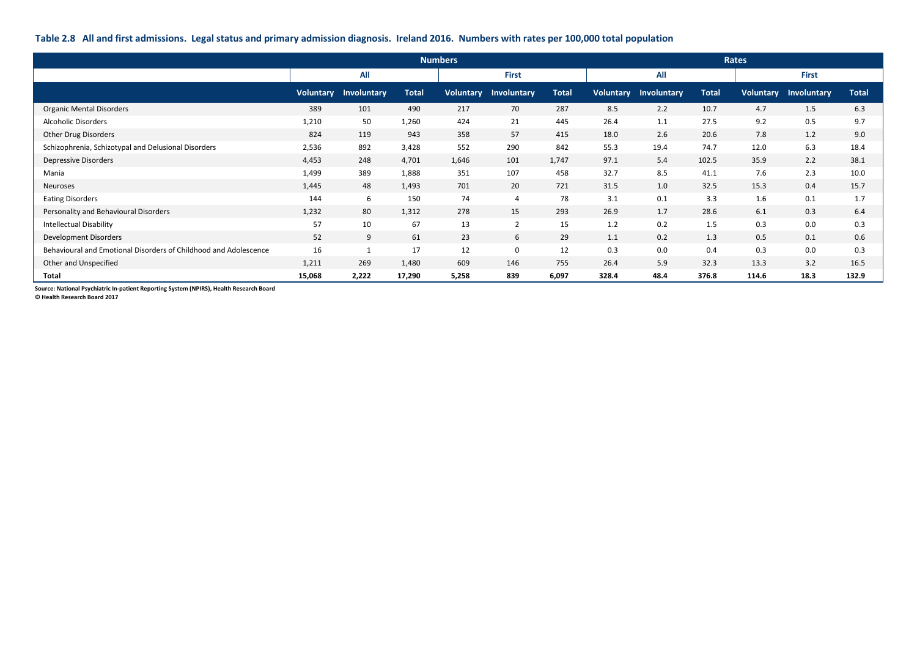**Table 2.8 All and first admissions. Legal status and primary admission diagnosis. Ireland 2016. Numbers with rates per 100,000 total population**

| | Numbers | | | | | | Rates | | | | | |
|---|---|---|---|---|---|---|---|---|---|---|---|---|
| | All | | | First | | | All | | | First | | |
| | Voluntary | Involuntary | Total | Voluntary | Involuntary | Total | Voluntary | Involuntary | Total | Voluntary | Involuntary | Total |
| Organic Mental Disorders | 389 | 101 | 490 | 217 | 70 | 287 | 8.5 | 2.2 | 10.7 | 4.7 | 1.5 | 6.3 |
| Alcoholic Disorders | 1,210 | 50 | 1,260 | 424 | 21 | 445 | 26.4 | 1.1 | 27.5 | 9.2 | 0.5 | 9.7 |
| Other Drug Disorders | 824 | 119 | 943 | 358 | 57 | 415 | 18.0 | 2.6 | 20.6 | 7.8 | 1.2 | 9.0 |
| Schizophrenia, Schizotypal and Delusional Disorders | 2,536 | 892 | 3,428 | 552 | 290 | 842 | 55.3 | 19.4 | 74.7 | 12.0 | 6.3 | 18.4 |
| Depressive Disorders | 4,453 | 248 | 4,701 | 1,646 | 101 | 1,747 | 97.1 | 5.4 | 102.5 | 35.9 | 2.2 | 38.1 |
| Mania | 1,499 | 389 | 1,888 | 351 | 107 | 458 | 32.7 | 8.5 | 41.1 | 7.6 | 2.3 | 10.0 |
| Neuroses | 1,445 | 48 | 1,493 | 701 | 20 | 721 | 31.5 | 1.0 | 32.5 | 15.3 | 0.4 | 15.7 |
| Eating Disorders | 144 | 6 | 150 | 74 | 4 | 78 | 3.1 | 0.1 | 3.3 | 1.6 | 0.1 | 1.7 |
| Personality and Behavioural Disorders | 1,232 | 80 | 1,312 | 278 | 15 | 293 | 26.9 | 1.7 | 28.6 | 6.1 | 0.3 | 6.4 |
| Intellectual Disability | 57 | 10 | 67 | 13 | 2 | 15 | 1.2 | 0.2 | 1.5 | 0.3 | 0.0 | 0.3 |
| Development Disorders | 52 | 9 | 61 | 23 | 6 | 29 | 1.1 | 0.2 | 1.3 | 0.5 | 0.1 | 0.6 |
| Behavioural and Emotional Disorders of Childhood and Adolescence | 16 | 1 | 17 | 12 | 0 | 12 | 0.3 | 0.0 | 0.4 | 0.3 | 0.0 | 0.3 |
| Other and Unspecified | 1,211 | 269 | 1,480 | 609 | 146 | 755 | 26.4 | 5.9 | 32.3 | 13.3 | 3.2 | 16.5 |
| **Total** | **15,068** | **2,222** | **17,290** | **5,258** | **839** | **6,097** | **328.4** | **48.4** | **376.8** | **114.6** | **18.3** | **132.9** |

**Source: National Psychiatric In-patient Reporting System (NPIRS), Health Research Board**
**© Health Research Board 2017**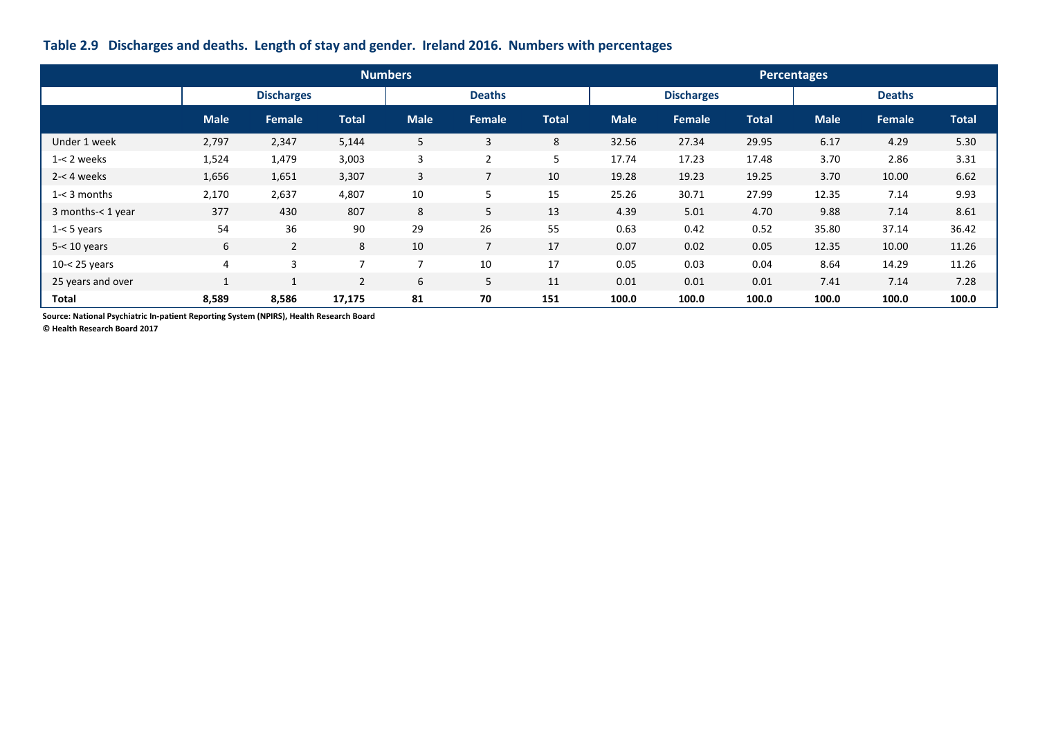**Table 2.9 Discharges and deaths. Length of stay and gender. Ireland 2016. Numbers with percentages**

| | Numbers | | | | | | Percentages | | | | | |
|---|---|---|---|---|---|---|---|---|---|---|---|---|
| | Discharges | | | Deaths | | | Discharges | | | Deaths | | |
| | Male | Female | Total | Male | Female | Total | Male | Female | Total | Male | Female | Total |
| Under 1 week | 2,797 | 2,347 | 5,144 | 5 | 3 | 8 | 32.56 | 27.34 | 29.95 | 6.17 | 4.29 | 5.30 |
| 1-< 2 weeks | 1,524 | 1,479 | 3,003 | 3 | 2 | 5 | 17.74 | 17.23 | 17.48 | 3.70 | 2.86 | 3.31 |
| 2-< 4 weeks | 1,656 | 1,651 | 3,307 | 3 | 7 | 10 | 19.28 | 19.23 | 19.25 | 3.70 | 10.00 | 6.62 |
| 1-< 3 months | 2,170 | 2,637 | 4,807 | 10 | 5 | 15 | 25.26 | 30.71 | 27.99 | 12.35 | 7.14 | 9.93 |
| 3 months-< 1 year | 377 | 430 | 807 | 8 | 5 | 13 | 4.39 | 5.01 | 4.70 | 9.88 | 7.14 | 8.61 |
| 1-< 5 years | 54 | 36 | 90 | 29 | 26 | 55 | 0.63 | 0.42 | 0.52 | 35.80 | 37.14 | 36.42 |
| 5-< 10 years | 6 | 2 | 8 | 10 | 7 | 17 | 0.07 | 0.02 | 0.05 | 12.35 | 10.00 | 11.26 |
| 10-< 25 years | 4 | 3 | 7 | 7 | 10 | 17 | 0.05 | 0.03 | 0.04 | 8.64 | 14.29 | 11.26 |
| 25 years and over | 1 | 1 | 2 | 6 | 5 | 11 | 0.01 | 0.01 | 0.01 | 7.41 | 7.14 | 7.28 |
| **Total** | **8,589** | **8,586** | **17,175** | **81** | **70** | **151** | **100.0** | **100.0** | **100.0** | **100.0** | **100.0** | **100.0** |

**Source: National Psychiatric In-patient Reporting System (NPIRS), Health Research Board**
**© Health Research Board 2017**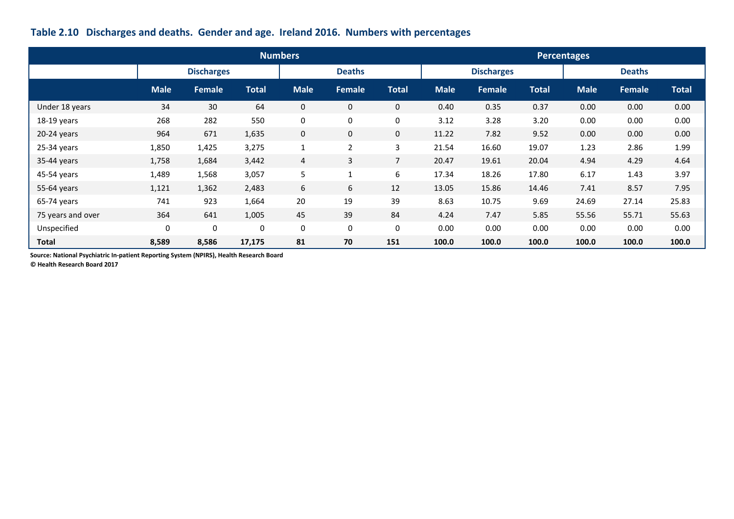### Table 2.10 Discharges and deaths. Gender and age. Ireland 2016. Numbers with percentages

| | Numbers | | | | | | Percentages | | | | | |
|---|---|---|---|---|---|---|---|---|---|---|---|---|
| | Discharges | | | Deaths | | | Discharges | | | Deaths | | |
| | Male | Female | Total | Male | Female | Total | Male | Female | Total | Male | Female | Total |
| Under 18 years | 34 | 30 | 64 | 0 | 0 | 0 | 0.40 | 0.35 | 0.37 | 0.00 | 0.00 | 0.00 |
| 18-19 years | 268 | 282 | 550 | 0 | 0 | 0 | 3.12 | 3.28 | 3.20 | 0.00 | 0.00 | 0.00 |
| 20-24 years | 964 | 671 | 1,635 | 0 | 0 | 0 | 11.22 | 7.82 | 9.52 | 0.00 | 0.00 | 0.00 |
| 25-34 years | 1,850 | 1,425 | 3,275 | 1 | 2 | 3 | 21.54 | 16.60 | 19.07 | 1.23 | 2.86 | 1.99 |
| 35-44 years | 1,758 | 1,684 | 3,442 | 4 | 3 | 7 | 20.47 | 19.61 | 20.04 | 4.94 | 4.29 | 4.64 |
| 45-54 years | 1,489 | 1,568 | 3,057 | 5 | 1 | 6 | 17.34 | 18.26 | 17.80 | 6.17 | 1.43 | 3.97 |
| 55-64 years | 1,121 | 1,362 | 2,483 | 6 | 6 | 12 | 13.05 | 15.86 | 14.46 | 7.41 | 8.57 | 7.95 |
| 65-74 years | 741 | 923 | 1,664 | 20 | 19 | 39 | 8.63 | 10.75 | 9.69 | 24.69 | 27.14 | 25.83 |
| 75 years and over | 364 | 641 | 1,005 | 45 | 39 | 84 | 4.24 | 7.47 | 5.85 | 55.56 | 55.71 | 55.63 |
| Unspecified | 0 | 0 | 0 | 0 | 0 | 0 | 0.00 | 0.00 | 0.00 | 0.00 | 0.00 | 0.00 |
| **Total** | **8,589** | **8,586** | **17,175** | **81** | **70** | **151** | **100.0** | **100.0** | **100.0** | **100.0** | **100.0** | **100.0** |

**Source: National Psychiatric In-patient Reporting System (NPIRS), Health Research Board**
**© Health Research Board 2017**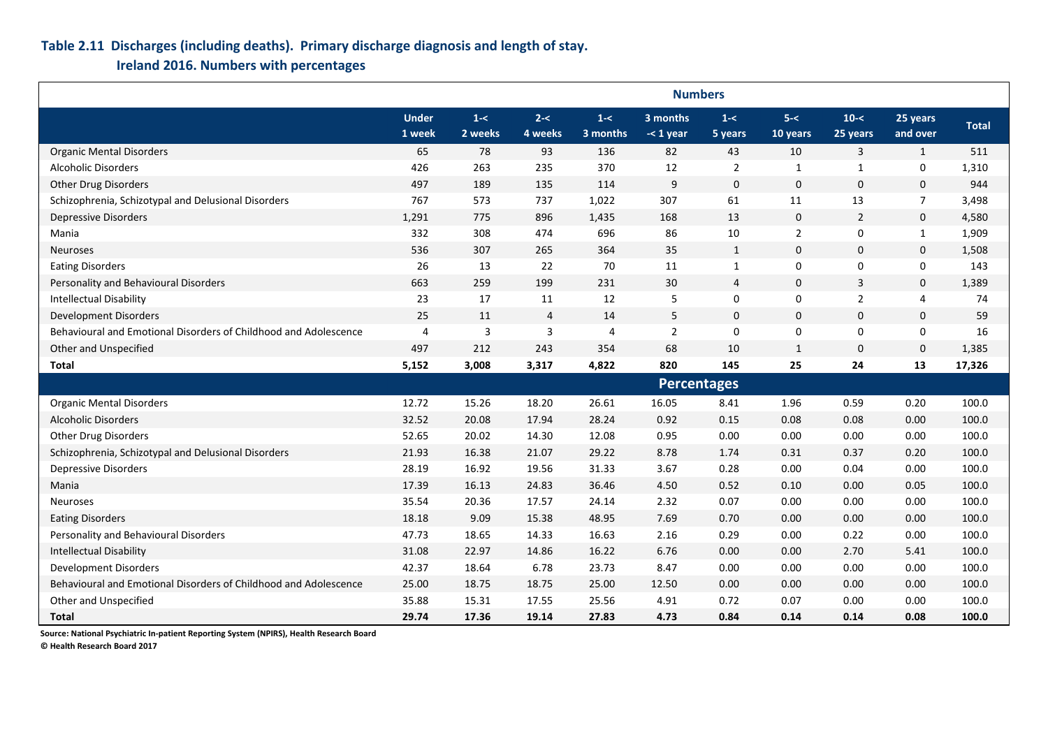## Table 2.11 Discharges (including deaths). Primary discharge diagnosis and length of stay. Ireland 2016. Numbers with percentages

| | Under 1 week | 1-< 2 weeks | 2-< 4 weeks | 1-< 3 months | 3 months -< 1 year | 1-< 5 years | 5-< 10 years | 10-< 25 years | 25 years and over | Total |
|---|---|---|---|---|---|---|---|---|---|---|
| **Numbers** | | | | | | | | | | |
| Organic Mental Disorders | 65 | 78 | 93 | 136 | 82 | 43 | 10 | 3 | 1 | 511 |
| Alcoholic Disorders | 426 | 263 | 235 | 370 | 12 | 2 | 1 | 1 | 0 | 1,310 |
| Other Drug Disorders | 497 | 189 | 135 | 114 | 9 | 0 | 0 | 0 | 0 | 944 |
| Schizophrenia, Schizotypal and Delusional Disorders | 767 | 573 | 737 | 1,022 | 307 | 61 | 11 | 13 | 7 | 3,498 |
| Depressive Disorders | 1,291 | 775 | 896 | 1,435 | 168 | 13 | 0 | 2 | 0 | 4,580 |
| Mania | 332 | 308 | 474 | 696 | 86 | 10 | 2 | 0 | 1 | 1,909 |
| Neuroses | 536 | 307 | 265 | 364 | 35 | 1 | 0 | 0 | 0 | 1,508 |
| Eating Disorders | 26 | 13 | 22 | 70 | 11 | 1 | 0 | 0 | 0 | 143 |
| Personality and Behavioural Disorders | 663 | 259 | 199 | 231 | 30 | 4 | 0 | 3 | 0 | 1,389 |
| Intellectual Disability | 23 | 17 | 11 | 12 | 5 | 0 | 0 | 2 | 4 | 74 |
| Development Disorders | 25 | 11 | 4 | 14 | 5 | 0 | 0 | 0 | 0 | 59 |
| Behavioural and Emotional Disorders of Childhood and Adolescence | 4 | 3 | 3 | 4 | 2 | 0 | 0 | 0 | 0 | 16 |
| Other and Unspecified | 497 | 212 | 243 | 354 | 68 | 10 | 1 | 0 | 0 | 1,385 |
| **Total** | **5,152** | **3,008** | **3,317** | **4,822** | **820** | **145** | **25** | **24** | **13** | **17,326** |
| **Percentages** | | | | | | | | | | |
| Organic Mental Disorders | 12.72 | 15.26 | 18.20 | 26.61 | 16.05 | 8.41 | 1.96 | 0.59 | 0.20 | 100.0 |
| Alcoholic Disorders | 32.52 | 20.08 | 17.94 | 28.24 | 0.92 | 0.15 | 0.08 | 0.08 | 0.00 | 100.0 |
| Other Drug Disorders | 52.65 | 20.02 | 14.30 | 12.08 | 0.95 | 0.00 | 0.00 | 0.00 | 0.00 | 100.0 |
| Schizophrenia, Schizotypal and Delusional Disorders | 21.93 | 16.38 | 21.07 | 29.22 | 8.78 | 1.74 | 0.31 | 0.37 | 0.20 | 100.0 |
| Depressive Disorders | 28.19 | 16.92 | 19.56 | 31.33 | 3.67 | 0.28 | 0.00 | 0.04 | 0.00 | 100.0 |
| Mania | 17.39 | 16.13 | 24.83 | 36.46 | 4.50 | 0.52 | 0.10 | 0.00 | 0.05 | 100.0 |
| Neuroses | 35.54 | 20.36 | 17.57 | 24.14 | 2.32 | 0.07 | 0.00 | 0.00 | 0.00 | 100.0 |
| Eating Disorders | 18.18 | 9.09 | 15.38 | 48.95 | 7.69 | 0.70 | 0.00 | 0.00 | 0.00 | 100.0 |
| Personality and Behavioural Disorders | 47.73 | 18.65 | 14.33 | 16.63 | 2.16 | 0.29 | 0.00 | 0.22 | 0.00 | 100.0 |
| Intellectual Disability | 31.08 | 22.97 | 14.86 | 16.22 | 6.76 | 0.00 | 0.00 | 2.70 | 5.41 | 100.0 |
| Development Disorders | 42.37 | 18.64 | 6.78 | 23.73 | 8.47 | 0.00 | 0.00 | 0.00 | 0.00 | 100.0 |
| Behavioural and Emotional Disorders of Childhood and Adolescence | 25.00 | 18.75 | 18.75 | 25.00 | 12.50 | 0.00 | 0.00 | 0.00 | 0.00 | 100.0 |
| Other and Unspecified | 35.88 | 15.31 | 17.55 | 25.56 | 4.91 | 0.72 | 0.07 | 0.00 | 0.00 | 100.0 |
| **Total** | **29.74** | **17.36** | **19.14** | **27.83** | **4.73** | **0.84** | **0.14** | **0.14** | **0.08** | **100.0** |

**Source: National Psychiatric In-patient Reporting System (NPIRS), Health Research Board**
**© Health Research Board 2017**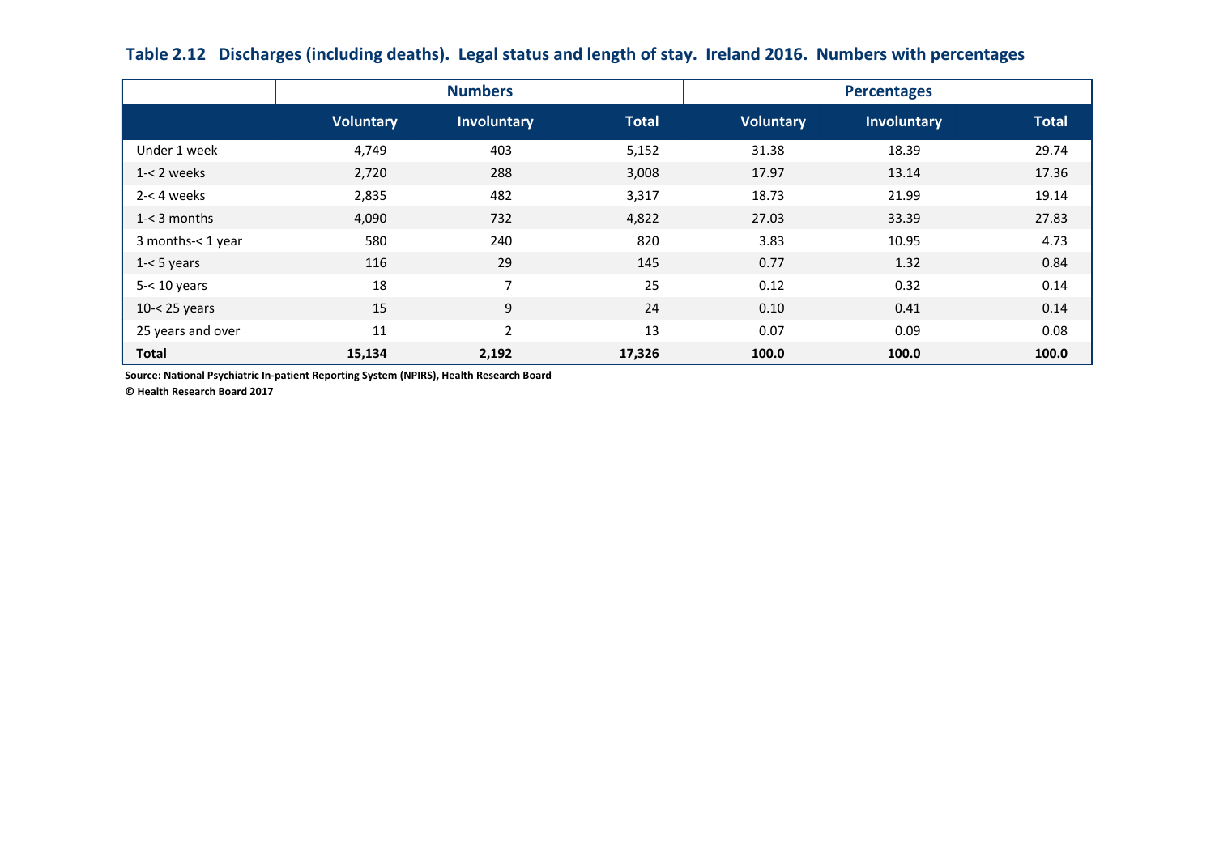**Table 2.12 Discharges (including deaths). Legal status and length of stay. Ireland 2016. Numbers with percentages**

| | Numbers | | | Percentages | | |
|---|---|---|---|---|---|---|
| | Voluntary | Involuntary | Total | Voluntary | Involuntary | Total |
| Under 1 week | 4,749 | 403 | 5,152 | 31.38 | 18.39 | 29.74 |
| 1-< 2 weeks | 2,720 | 288 | 3,008 | 17.97 | 13.14 | 17.36 |
| 2-< 4 weeks | 2,835 | 482 | 3,317 | 18.73 | 21.99 | 19.14 |
| 1-< 3 months | 4,090 | 732 | 4,822 | 27.03 | 33.39 | 27.83 |
| 3 months-< 1 year | 580 | 240 | 820 | 3.83 | 10.95 | 4.73 |
| 1-< 5 years | 116 | 29 | 145 | 0.77 | 1.32 | 0.84 |
| 5-< 10 years | 18 | 7 | 25 | 0.12 | 0.32 | 0.14 |
| 10-< 25 years | 15 | 9 | 24 | 0.10 | 0.41 | 0.14 |
| 25 years and over | 11 | 2 | 13 | 0.07 | 0.09 | 0.08 |
| **Total** | **15,134** | **2,192** | **17,326** | **100.0** | **100.0** | **100.0** |

**Source: National Psychiatric In-patient Reporting System (NPIRS), Health Research Board**

**© Health Research Board 2017**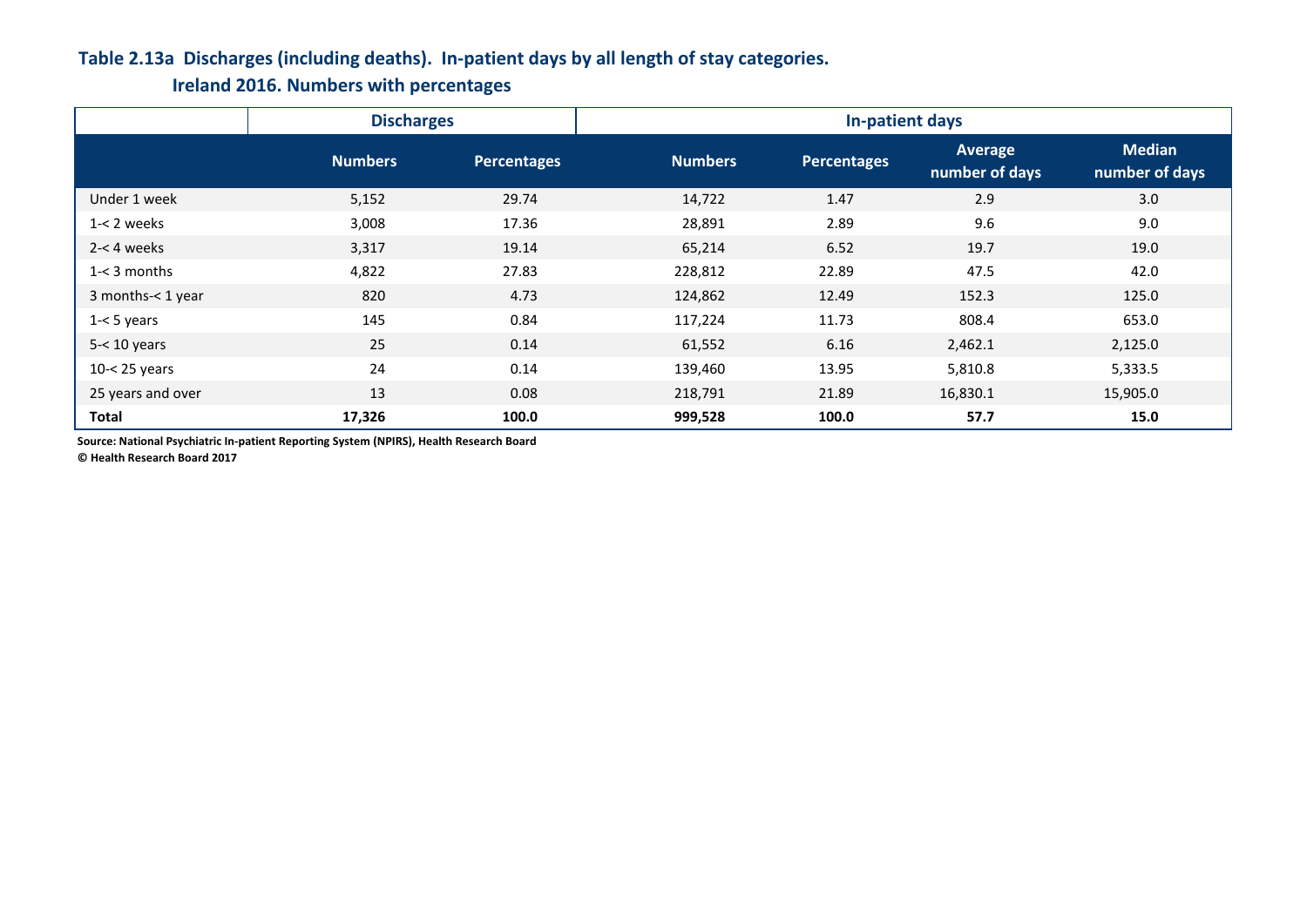## Table 2.13a Discharges (including deaths). In-patient days by all length of stay categories. Ireland 2016. Numbers with percentages

| | Discharges | | In-patient days | | | |
|---|---|---|---|---|---|---|
| | Numbers | Percentages | Numbers | Percentages | Average number of days | Median number of days |
| Under 1 week | 5,152 | 29.74 | 14,722 | 1.47 | 2.9 | 3.0 |
| 1-< 2 weeks | 3,008 | 17.36 | 28,891 | 2.89 | 9.6 | 9.0 |
| 2-< 4 weeks | 3,317 | 19.14 | 65,214 | 6.52 | 19.7 | 19.0 |
| 1-< 3 months | 4,822 | 27.83 | 228,812 | 22.89 | 47.5 | 42.0 |
| 3 months-< 1 year | 820 | 4.73 | 124,862 | 12.49 | 152.3 | 125.0 |
| 1-< 5 years | 145 | 0.84 | 117,224 | 11.73 | 808.4 | 653.0 |
| 5-< 10 years | 25 | 0.14 | 61,552 | 6.16 | 2,462.1 | 2,125.0 |
| 10-< 25 years | 24 | 0.14 | 139,460 | 13.95 | 5,810.8 | 5,333.5 |
| 25 years and over | 13 | 0.08 | 218,791 | 21.89 | 16,830.1 | 15,905.0 |
| **Total** | **17,326** | **100.0** | **999,528** | **100.0** | **57.7** | **15.0** |

**Source: National Psychiatric In-patient Reporting System (NPIRS), Health Research Board**

**© Health Research Board 2017**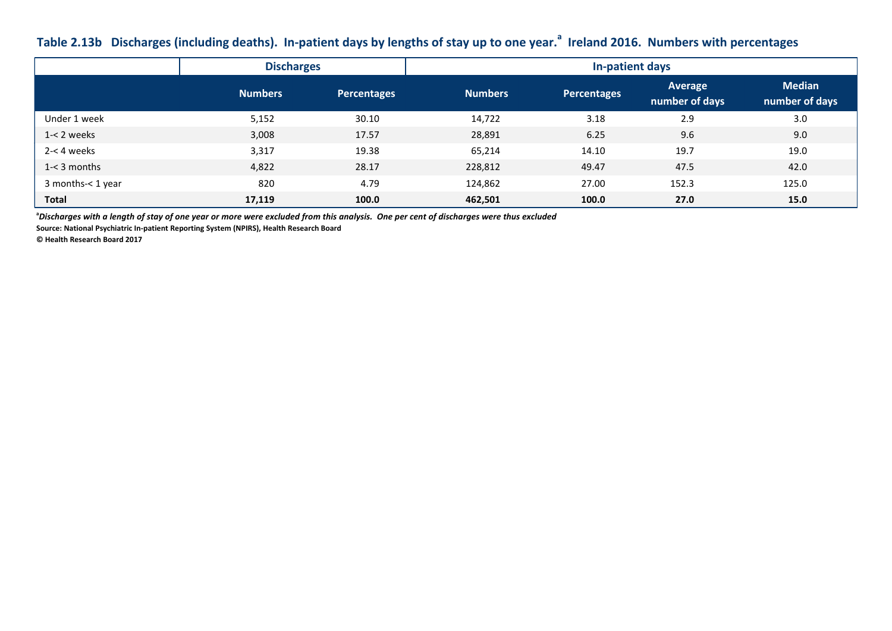## Table 2.13b Discharges (including deaths). In-patient days by lengths of stay up to one year.[a] Ireland 2016. Numbers with percentages

| | Discharges | | In-patient days | | | |
|---|---|---|---|---|---|---|
| | Numbers | Percentages | Numbers | Percentages | Average number of days | Median number of days |
| Under 1 week | 5,152 | 30.10 | 14,722 | 3.18 | 2.9 | 3.0 |
| 1-< 2 weeks | 3,008 | 17.57 | 28,891 | 6.25 | 9.6 | 9.0 |
| 2-< 4 weeks | 3,317 | 19.38 | 65,214 | 14.10 | 19.7 | 19.0 |
| 1-< 3 months | 4,822 | 28.17 | 228,812 | 49.47 | 47.5 | 42.0 |
| 3 months-< 1 year | 820 | 4.79 | 124,862 | 27.00 | 152.3 | 125.0 |
| **Total** | **17,119** | **100.0** | **462,501** | **100.0** | **27.0** | **15.0** |

[a]*Discharges with a length of stay of one year or more were excluded from this analysis. One per cent of discharges were thus excluded*

**Source: National Psychiatric In-patient Reporting System (NPIRS), Health Research Board**

**© Health Research Board 2017**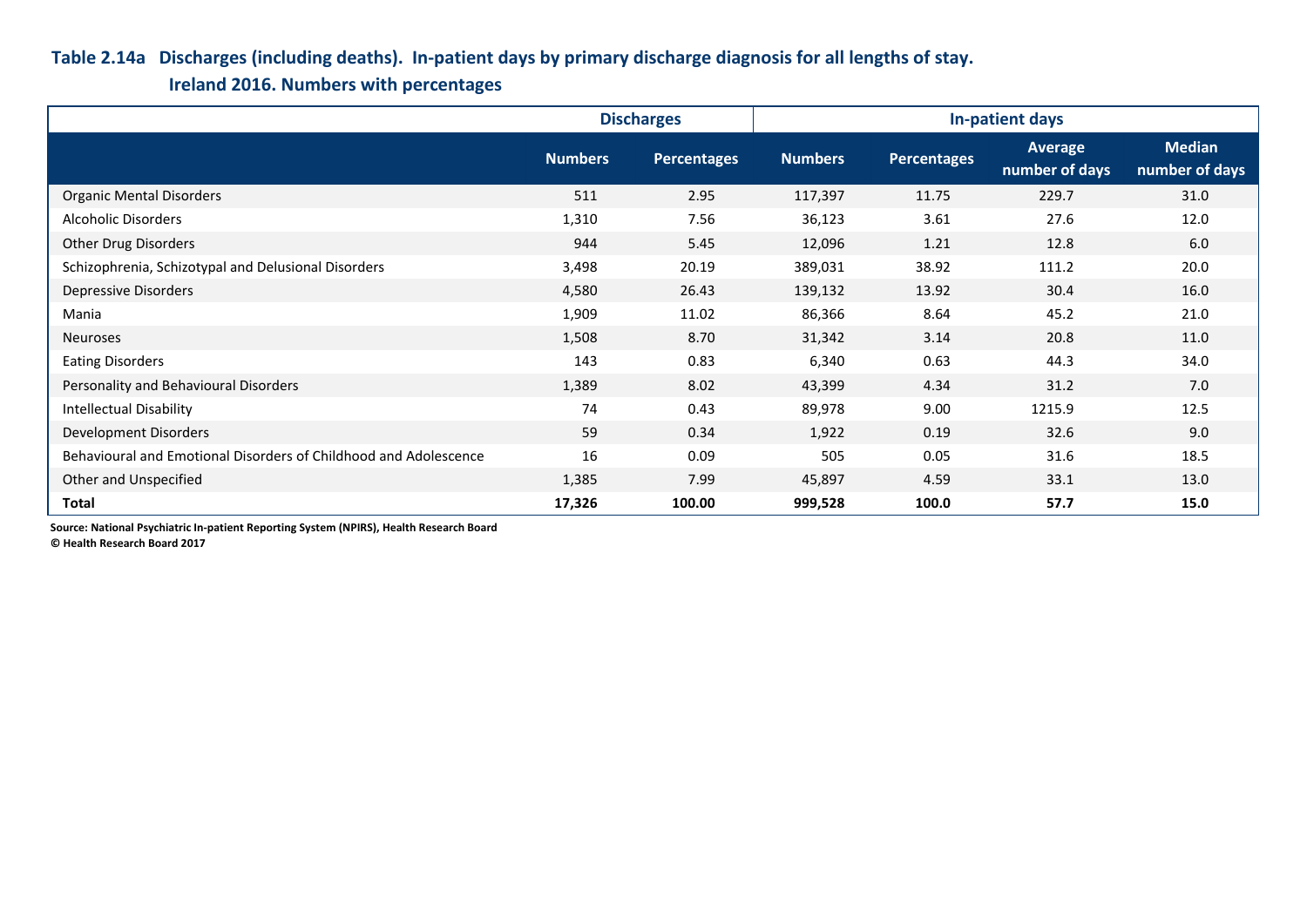**Table 2.14a Discharges (including deaths). In-patient days by primary discharge diagnosis for all lengths of stay. Ireland 2016. Numbers with percentages**

| | Discharges | | In-patient days | | | |
|---|---|---|---|---|---|---|
| | Numbers | Percentages | Numbers | Percentages | Average number of days | Median number of days |
| Organic Mental Disorders | 511 | 2.95 | 117,397 | 11.75 | 229.7 | 31.0 |
| Alcoholic Disorders | 1,310 | 7.56 | 36,123 | 3.61 | 27.6 | 12.0 |
| Other Drug Disorders | 944 | 5.45 | 12,096 | 1.21 | 12.8 | 6.0 |
| Schizophrenia, Schizotypal and Delusional Disorders | 3,498 | 20.19 | 389,031 | 38.92 | 111.2 | 20.0 |
| Depressive Disorders | 4,580 | 26.43 | 139,132 | 13.92 | 30.4 | 16.0 |
| Mania | 1,909 | 11.02 | 86,366 | 8.64 | 45.2 | 21.0 |
| Neuroses | 1,508 | 8.70 | 31,342 | 3.14 | 20.8 | 11.0 |
| Eating Disorders | 143 | 0.83 | 6,340 | 0.63 | 44.3 | 34.0 |
| Personality and Behavioural Disorders | 1,389 | 8.02 | 43,399 | 4.34 | 31.2 | 7.0 |
| Intellectual Disability | 74 | 0.43 | 89,978 | 9.00 | 1215.9 | 12.5 |
| Development Disorders | 59 | 0.34 | 1,922 | 0.19 | 32.6 | 9.0 |
| Behavioural and Emotional Disorders of Childhood and Adolescence | 16 | 0.09 | 505 | 0.05 | 31.6 | 18.5 |
| Other and Unspecified | 1,385 | 7.99 | 45,897 | 4.59 | 33.1 | 13.0 |
| **Total** | **17,326** | **100.00** | **999,528** | **100.0** | **57.7** | **15.0** |

**Source: National Psychiatric In-patient Reporting System (NPIRS), Health Research Board**
**© Health Research Board 2017**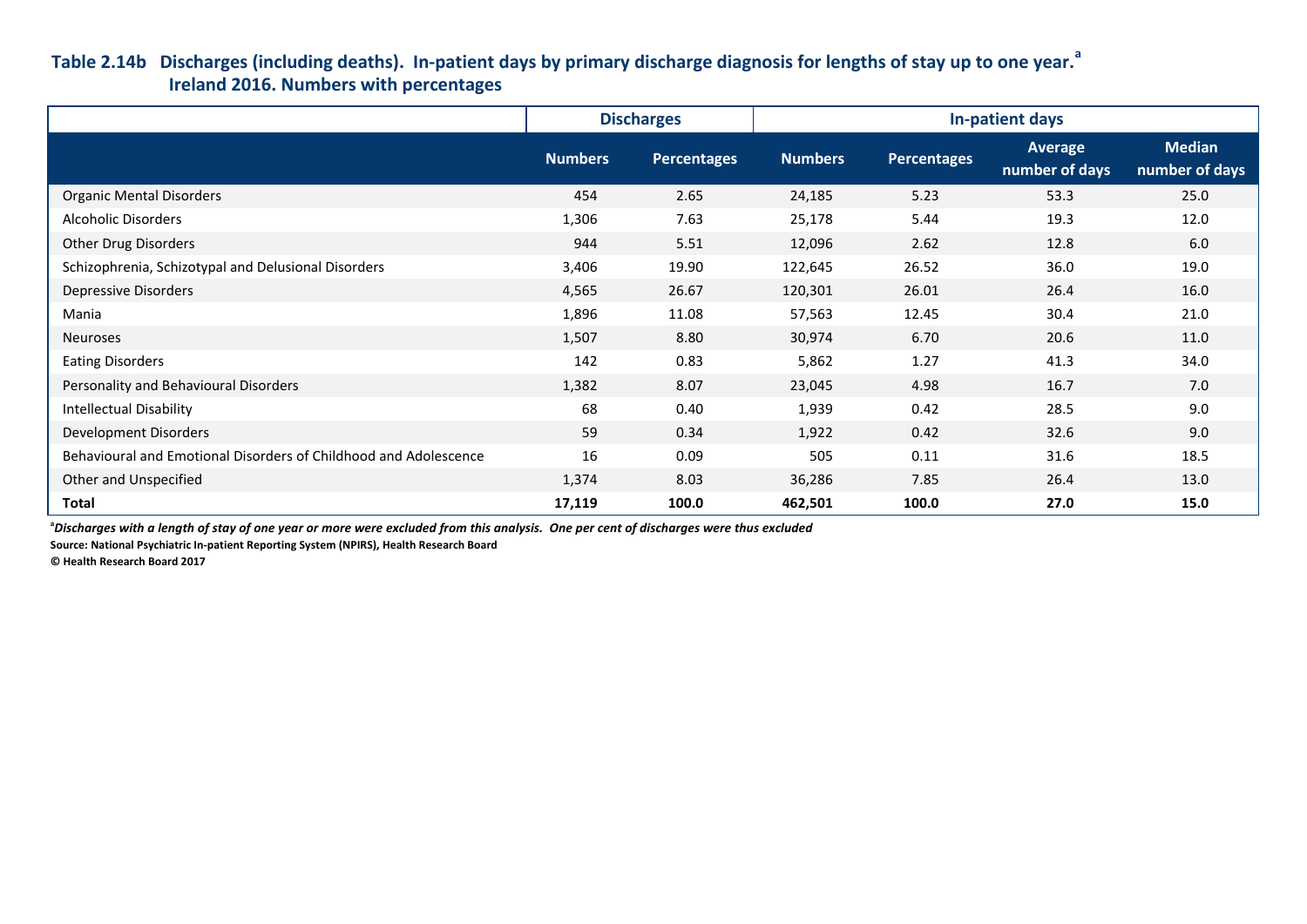**Table 2.14b Discharges (including deaths). In-patient days by primary discharge diagnosis for lengths of stay up to one year.[a] Ireland 2016. Numbers with percentages**

| | Discharges | | In-patient days | | | |
|---|---|---|---|---|---|---|
| | Numbers | Percentages | Numbers | Percentages | Average number of days | Median number of days |
| Organic Mental Disorders | 454 | 2.65 | 24,185 | 5.23 | 53.3 | 25.0 |
| Alcoholic Disorders | 1,306 | 7.63 | 25,178 | 5.44 | 19.3 | 12.0 |
| Other Drug Disorders | 944 | 5.51 | 12,096 | 2.62 | 12.8 | 6.0 |
| Schizophrenia, Schizotypal and Delusional Disorders | 3,406 | 19.90 | 122,645 | 26.52 | 36.0 | 19.0 |
| Depressive Disorders | 4,565 | 26.67 | 120,301 | 26.01 | 26.4 | 16.0 |
| Mania | 1,896 | 11.08 | 57,563 | 12.45 | 30.4 | 21.0 |
| Neuroses | 1,507 | 8.80 | 30,974 | 6.70 | 20.6 | 11.0 |
| Eating Disorders | 142 | 0.83 | 5,862 | 1.27 | 41.3 | 34.0 |
| Personality and Behavioural Disorders | 1,382 | 8.07 | 23,045 | 4.98 | 16.7 | 7.0 |
| Intellectual Disability | 68 | 0.40 | 1,939 | 0.42 | 28.5 | 9.0 |
| Development Disorders | 59 | 0.34 | 1,922 | 0.42 | 32.6 | 9.0 |
| Behavioural and Emotional Disorders of Childhood and Adolescence | 16 | 0.09 | 505 | 0.11 | 31.6 | 18.5 |
| Other and Unspecified | 1,374 | 8.03 | 36,286 | 7.85 | 26.4 | 13.0 |
| **Total** | **17,119** | **100.0** | **462,501** | **100.0** | **27.0** | **15.0** |

[a]*Discharges with a length of stay of one year or more were excluded from this analysis. One per cent of discharges were thus excluded*

**Source: National Psychiatric In-patient Reporting System (NPIRS), Health Research Board**

**© Health Research Board 2017**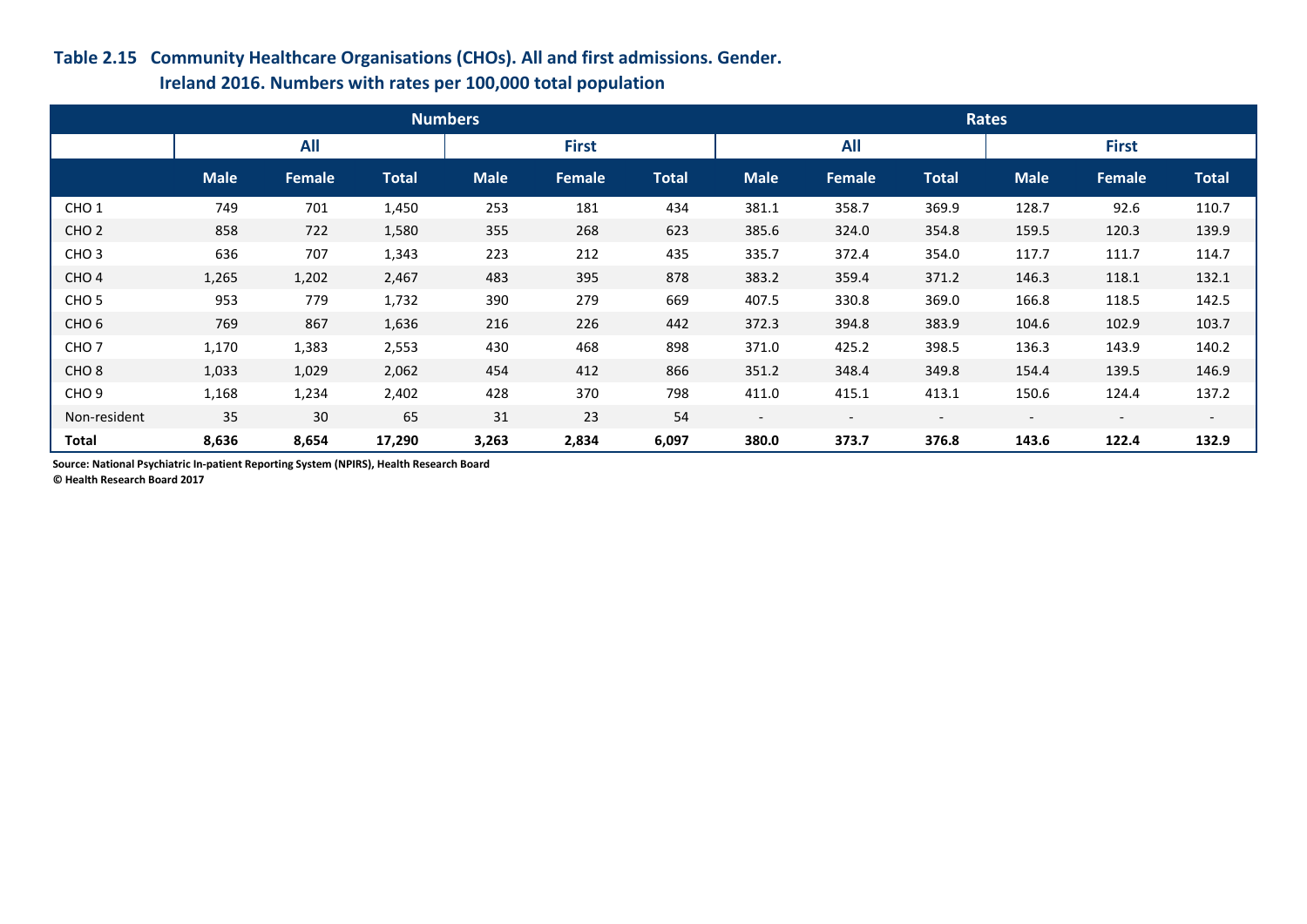**Table 2.15 Community Healthcare Organisations (CHOs). All and first admissions. Gender. Ireland 2016. Numbers with rates per 100,000 total population**

| | Numbers | | | | | | Rates | | | | | |
|---|---|---|---|---|---|---|---|---|---|---|---|---|
| | All | | | First | | | All | | | First | | |
| | Male | Female | Total | Male | Female | Total | Male | Female | Total | Male | Female | Total |
| CHO 1 | 749 | 701 | 1,450 | 253 | 181 | 434 | 381.1 | 358.7 | 369.9 | 128.7 | 92.6 | 110.7 |
| CHO 2 | 858 | 722 | 1,580 | 355 | 268 | 623 | 385.6 | 324.0 | 354.8 | 159.5 | 120.3 | 139.9 |
| CHO 3 | 636 | 707 | 1,343 | 223 | 212 | 435 | 335.7 | 372.4 | 354.0 | 117.7 | 111.7 | 114.7 |
| CHO 4 | 1,265 | 1,202 | 2,467 | 483 | 395 | 878 | 383.2 | 359.4 | 371.2 | 146.3 | 118.1 | 132.1 |
| CHO 5 | 953 | 779 | 1,732 | 390 | 279 | 669 | 407.5 | 330.8 | 369.0 | 166.8 | 118.5 | 142.5 |
| CHO 6 | 769 | 867 | 1,636 | 216 | 226 | 442 | 372.3 | 394.8 | 383.9 | 104.6 | 102.9 | 103.7 |
| CHO 7 | 1,170 | 1,383 | 2,553 | 430 | 468 | 898 | 371.0 | 425.2 | 398.5 | 136.3 | 143.9 | 140.2 |
| CHO 8 | 1,033 | 1,029 | 2,062 | 454 | 412 | 866 | 351.2 | 348.4 | 349.8 | 154.4 | 139.5 | 146.9 |
| CHO 9 | 1,168 | 1,234 | 2,402 | 428 | 370 | 798 | 411.0 | 415.1 | 413.1 | 150.6 | 124.4 | 137.2 |
| Non-resident | 35 | 30 | 65 | 31 | 23 | 54 | - | - | - | - | - | - |
| **Total** | **8,636** | **8,654** | **17,290** | **3,263** | **2,834** | **6,097** | **380.0** | **373.7** | **376.8** | **143.6** | **122.4** | **132.9** |

**Source: National Psychiatric In-patient Reporting System (NPIRS), Health Research Board**
**© Health Research Board 2017**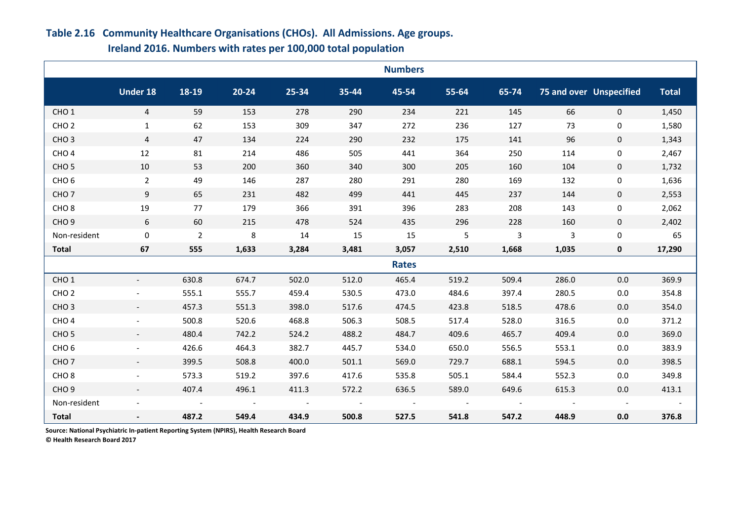**Table 2.16 Community Healthcare Organisations (CHOs). All Admissions. Age groups. Ireland 2016. Numbers with rates per 100,000 total population**

| | Under 18 | 18-19 | 20-24 | 25-34 | 35-44 | 45-54 | 55-64 | 65-74 | 75 and over | Unspecified | Total |
|---|---|---|---|---|---|---|---|---|---|---|---|
| **Numbers** | | | | | | | | | | | |
| CHO 1 | 4 | 59 | 153 | 278 | 290 | 234 | 221 | 145 | 66 | 0 | 1,450 |
| CHO 2 | 1 | 62 | 153 | 309 | 347 | 272 | 236 | 127 | 73 | 0 | 1,580 |
| CHO 3 | 4 | 47 | 134 | 224 | 290 | 232 | 175 | 141 | 96 | 0 | 1,343 |
| CHO 4 | 12 | 81 | 214 | 486 | 505 | 441 | 364 | 250 | 114 | 0 | 2,467 |
| CHO 5 | 10 | 53 | 200 | 360 | 340 | 300 | 205 | 160 | 104 | 0 | 1,732 |
| CHO 6 | 2 | 49 | 146 | 287 | 280 | 291 | 280 | 169 | 132 | 0 | 1,636 |
| CHO 7 | 9 | 65 | 231 | 482 | 499 | 441 | 445 | 237 | 144 | 0 | 2,553 |
| CHO 8 | 19 | 77 | 179 | 366 | 391 | 396 | 283 | 208 | 143 | 0 | 2,062 |
| CHO 9 | 6 | 60 | 215 | 478 | 524 | 435 | 296 | 228 | 160 | 0 | 2,402 |
| Non-resident | 0 | 2 | 8 | 14 | 15 | 15 | 5 | 3 | 3 | 0 | 65 |
| **Total** | **67** | **555** | **1,633** | **3,284** | **3,481** | **3,057** | **2,510** | **1,668** | **1,035** | **0** | **17,290** |
| **Rates** | | | | | | | | | | | |
| CHO 1 | - | 630.8 | 674.7 | 502.0 | 512.0 | 465.4 | 519.2 | 509.4 | 286.0 | 0.0 | 369.9 |
| CHO 2 | - | 555.1 | 555.7 | 459.4 | 530.5 | 473.0 | 484.6 | 397.4 | 280.5 | 0.0 | 354.8 |
| CHO 3 | - | 457.3 | 551.3 | 398.0 | 517.6 | 474.5 | 423.8 | 518.5 | 478.6 | 0.0 | 354.0 |
| CHO 4 | - | 500.8 | 520.6 | 468.8 | 506.3 | 508.5 | 517.4 | 528.0 | 316.5 | 0.0 | 371.2 |
| CHO 5 | - | 480.4 | 742.2 | 524.2 | 488.2 | 484.7 | 409.6 | 465.7 | 409.4 | 0.0 | 369.0 |
| CHO 6 | - | 426.6 | 464.3 | 382.7 | 445.7 | 534.0 | 650.0 | 556.5 | 553.1 | 0.0 | 383.9 |
| CHO 7 | - | 399.5 | 508.8 | 400.0 | 501.1 | 569.0 | 729.7 | 688.1 | 594.5 | 0.0 | 398.5 |
| CHO 8 | - | 573.3 | 519.2 | 397.6 | 417.6 | 535.8 | 505.1 | 584.4 | 552.3 | 0.0 | 349.8 |
| CHO 9 | - | 407.4 | 496.1 | 411.3 | 572.2 | 636.5 | 589.0 | 649.6 | 615.3 | 0.0 | 413.1 |
| Non-resident | - | - | - | - | - | - | - | - | - | - | - |
| **Total** | **-** | **487.2** | **549.4** | **434.9** | **500.8** | **527.5** | **541.8** | **547.2** | **448.9** | **0.0** | **376.8** |

**Source: National Psychiatric In-patient Reporting System (NPIRS), Health Research Board**
**© Health Research Board 2017**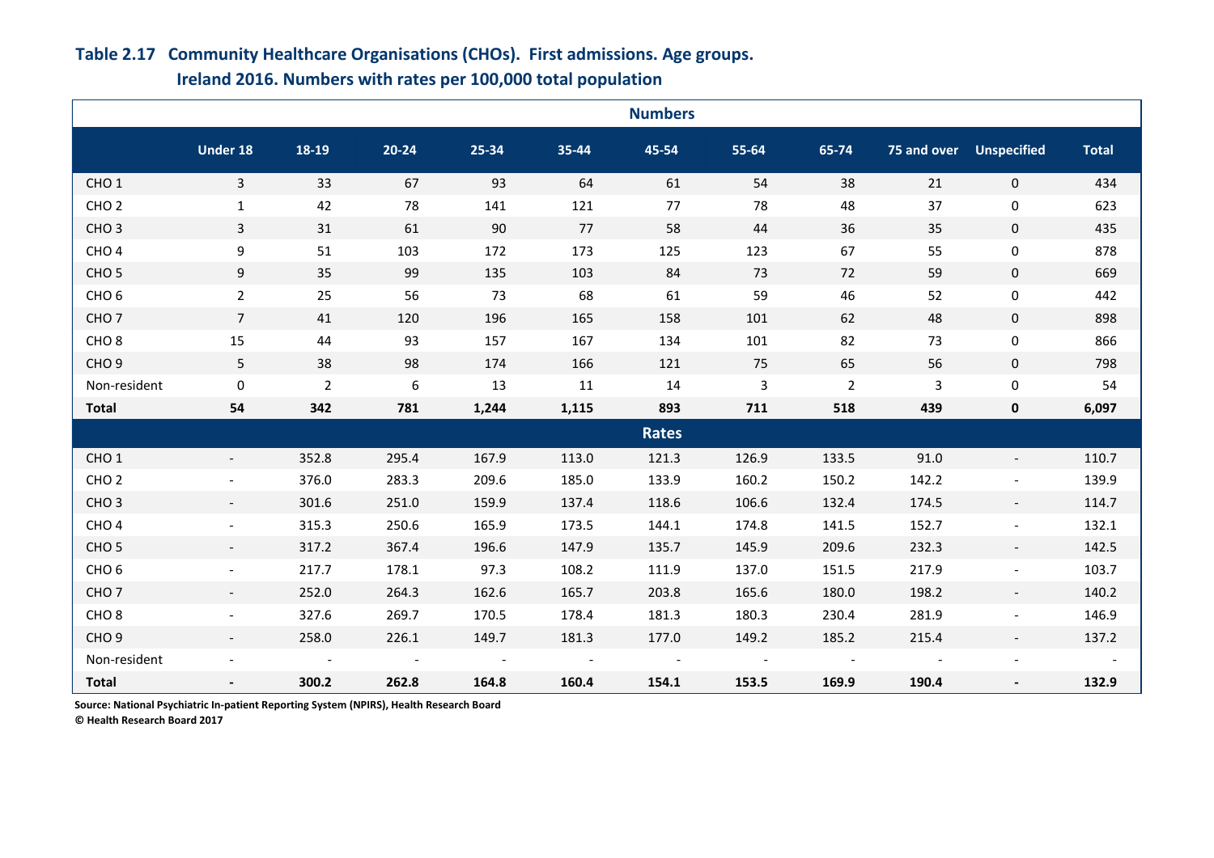## Table 2.17 Community Healthcare Organisations (CHOs). First admissions. Age groups. Ireland 2016. Numbers with rates per 100,000 total population

| | Under 18 | 18-19 | 20-24 | 25-34 | 35-44 | 45-54 | 55-64 | 65-74 | 75 and over | Unspecified | Total |
|---|---|---|---|---|---|---|---|---|---|---|---|
| **Numbers** | | | | | | | | | | | |
| CHO 1 | 3 | 33 | 67 | 93 | 64 | 61 | 54 | 38 | 21 | 0 | 434 |
| CHO 2 | 1 | 42 | 78 | 141 | 121 | 77 | 78 | 48 | 37 | 0 | 623 |
| CHO 3 | 3 | 31 | 61 | 90 | 77 | 58 | 44 | 36 | 35 | 0 | 435 |
| CHO 4 | 9 | 51 | 103 | 172 | 173 | 125 | 123 | 67 | 55 | 0 | 878 |
| CHO 5 | 9 | 35 | 99 | 135 | 103 | 84 | 73 | 72 | 59 | 0 | 669 |
| CHO 6 | 2 | 25 | 56 | 73 | 68 | 61 | 59 | 46 | 52 | 0 | 442 |
| CHO 7 | 7 | 41 | 120 | 196 | 165 | 158 | 101 | 62 | 48 | 0 | 898 |
| CHO 8 | 15 | 44 | 93 | 157 | 167 | 134 | 101 | 82 | 73 | 0 | 866 |
| CHO 9 | 5 | 38 | 98 | 174 | 166 | 121 | 75 | 65 | 56 | 0 | 798 |
| Non-resident | 0 | 2 | 6 | 13 | 11 | 14 | 3 | 2 | 3 | 0 | 54 |
| **Total** | **54** | **342** | **781** | **1,244** | **1,115** | **893** | **711** | **518** | **439** | **0** | **6,097** |
| **Rates** | | | | | | | | | | | |
| CHO 1 | - | 352.8 | 295.4 | 167.9 | 113.0 | 121.3 | 126.9 | 133.5 | 91.0 | - | 110.7 |
| CHO 2 | - | 376.0 | 283.3 | 209.6 | 185.0 | 133.9 | 160.2 | 150.2 | 142.2 | - | 139.9 |
| CHO 3 | - | 301.6 | 251.0 | 159.9 | 137.4 | 118.6 | 106.6 | 132.4 | 174.5 | - | 114.7 |
| CHO 4 | - | 315.3 | 250.6 | 165.9 | 173.5 | 144.1 | 174.8 | 141.5 | 152.7 | - | 132.1 |
| CHO 5 | - | 317.2 | 367.4 | 196.6 | 147.9 | 135.7 | 145.9 | 209.6 | 232.3 | - | 142.5 |
| CHO 6 | - | 217.7 | 178.1 | 97.3 | 108.2 | 111.9 | 137.0 | 151.5 | 217.9 | - | 103.7 |
| CHO 7 | - | 252.0 | 264.3 | 162.6 | 165.7 | 203.8 | 165.6 | 180.0 | 198.2 | - | 140.2 |
| CHO 8 | - | 327.6 | 269.7 | 170.5 | 178.4 | 181.3 | 180.3 | 230.4 | 281.9 | - | 146.9 |
| CHO 9 | - | 258.0 | 226.1 | 149.7 | 181.3 | 177.0 | 149.2 | 185.2 | 215.4 | - | 137.2 |
| Non-resident | - | - | - | - | - | - | - | - | - | - | - |
| **Total** | **-** | **300.2** | **262.8** | **164.8** | **160.4** | **154.1** | **153.5** | **169.9** | **190.4** | **-** | **132.9** |

**Source: National Psychiatric In-patient Reporting System (NPIRS), Health Research Board**
**© Health Research Board 2017**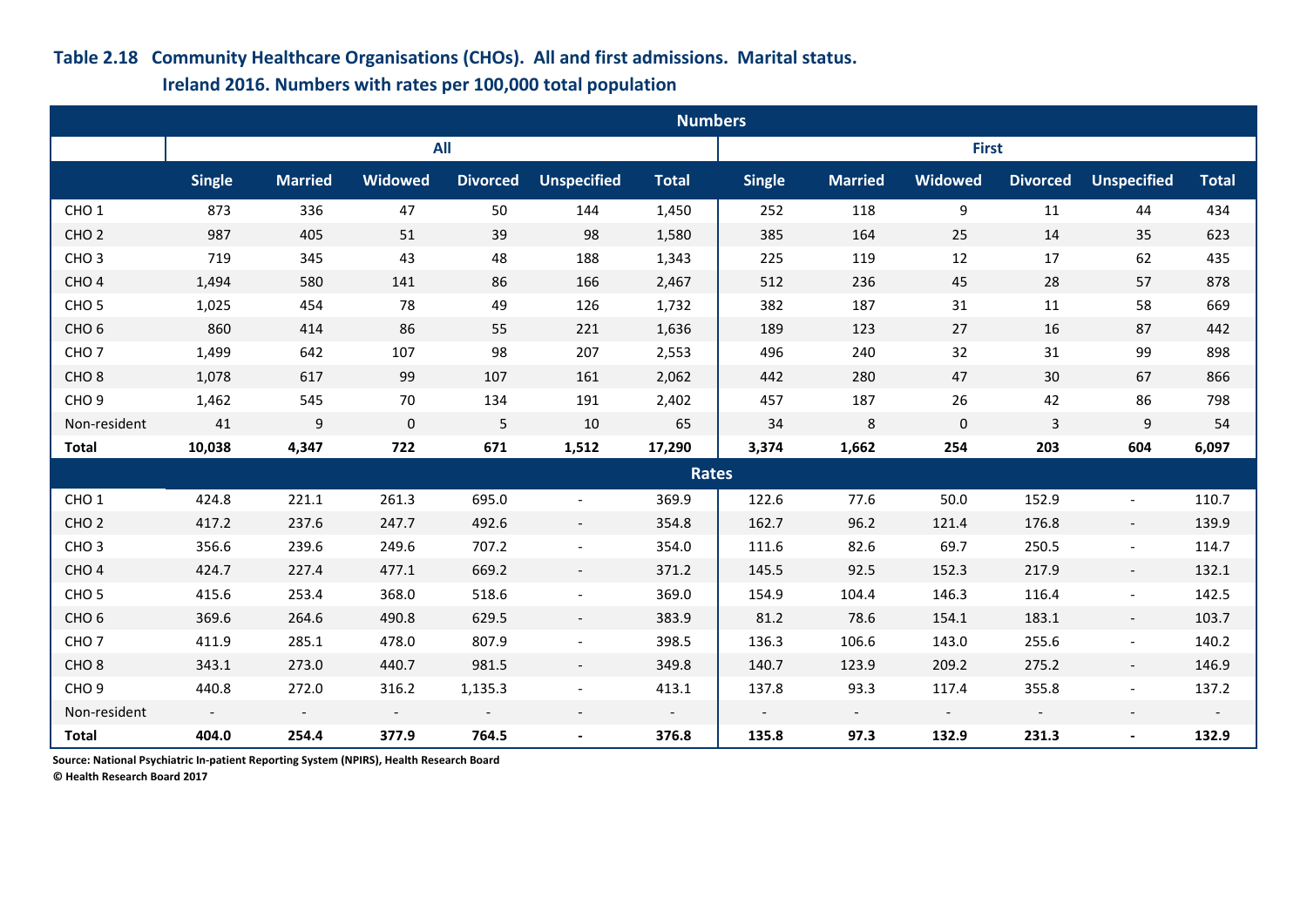**Table 2.18 Community Healthcare Organisations (CHOs). All and first admissions. Marital status. Ireland 2016. Numbers with rates per 100,000 total population**

| | Numbers | | | | | | | | | | | |
|---|---|---|---|---|---|---|---|---|---|---|---|---|
| | All | | | | | | First | | | | | |
| | Single | Married | Widowed | Divorced | Unspecified | Total | Single | Married | Widowed | Divorced | Unspecified | Total |
| CHO 1 | 873 | 336 | 47 | 50 | 144 | 1,450 | 252 | 118 | 9 | 11 | 44 | 434 |
| CHO 2 | 987 | 405 | 51 | 39 | 98 | 1,580 | 385 | 164 | 25 | 14 | 35 | 623 |
| CHO 3 | 719 | 345 | 43 | 48 | 188 | 1,343 | 225 | 119 | 12 | 17 | 62 | 435 |
| CHO 4 | 1,494 | 580 | 141 | 86 | 166 | 2,467 | 512 | 236 | 45 | 28 | 57 | 878 |
| CHO 5 | 1,025 | 454 | 78 | 49 | 126 | 1,732 | 382 | 187 | 31 | 11 | 58 | 669 |
| CHO 6 | 860 | 414 | 86 | 55 | 221 | 1,636 | 189 | 123 | 27 | 16 | 87 | 442 |
| CHO 7 | 1,499 | 642 | 107 | 98 | 207 | 2,553 | 496 | 240 | 32 | 31 | 99 | 898 |
| CHO 8 | 1,078 | 617 | 99 | 107 | 161 | 2,062 | 442 | 280 | 47 | 30 | 67 | 866 |
| CHO 9 | 1,462 | 545 | 70 | 134 | 191 | 2,402 | 457 | 187 | 26 | 42 | 86 | 798 |
| Non-resident | 41 | 9 | 0 | 5 | 10 | 65 | 34 | 8 | 0 | 3 | 9 | 54 |
| **Total** | **10,038** | **4,347** | **722** | **671** | **1,512** | **17,290** | **3,374** | **1,662** | **254** | **203** | **604** | **6,097** |
| | Rates | | | | | | | | | | | |
| CHO 1 | 424.8 | 221.1 | 261.3 | 695.0 | - | 369.9 | 122.6 | 77.6 | 50.0 | 152.9 | - | 110.7 |
| CHO 2 | 417.2 | 237.6 | 247.7 | 492.6 | - | 354.8 | 162.7 | 96.2 | 121.4 | 176.8 | - | 139.9 |
| CHO 3 | 356.6 | 239.6 | 249.6 | 707.2 | - | 354.0 | 111.6 | 82.6 | 69.7 | 250.5 | - | 114.7 |
| CHO 4 | 424.7 | 227.4 | 477.1 | 669.2 | - | 371.2 | 145.5 | 92.5 | 152.3 | 217.9 | - | 132.1 |
| CHO 5 | 415.6 | 253.4 | 368.0 | 518.6 | - | 369.0 | 154.9 | 104.4 | 146.3 | 116.4 | - | 142.5 |
| CHO 6 | 369.6 | 264.6 | 490.8 | 629.5 | - | 383.9 | 81.2 | 78.6 | 154.1 | 183.1 | - | 103.7 |
| CHO 7 | 411.9 | 285.1 | 478.0 | 807.9 | - | 398.5 | 136.3 | 106.6 | 143.0 | 255.6 | - | 140.2 |
| CHO 8 | 343.1 | 273.0 | 440.7 | 981.5 | - | 349.8 | 140.7 | 123.9 | 209.2 | 275.2 | - | 146.9 |
| CHO 9 | 440.8 | 272.0 | 316.2 | 1,135.3 | - | 413.1 | 137.8 | 93.3 | 117.4 | 355.8 | - | 137.2 |
| Non-resident | - | - | - | - | - | - | - | - | - | - | - | - |
| **Total** | **404.0** | **254.4** | **377.9** | **764.5** | **-** | **376.8** | **135.8** | **97.3** | **132.9** | **231.3** | **-** | **132.9** |

**Source: National Psychiatric In-patient Reporting System (NPIRS), Health Research Board**
**© Health Research Board 2017**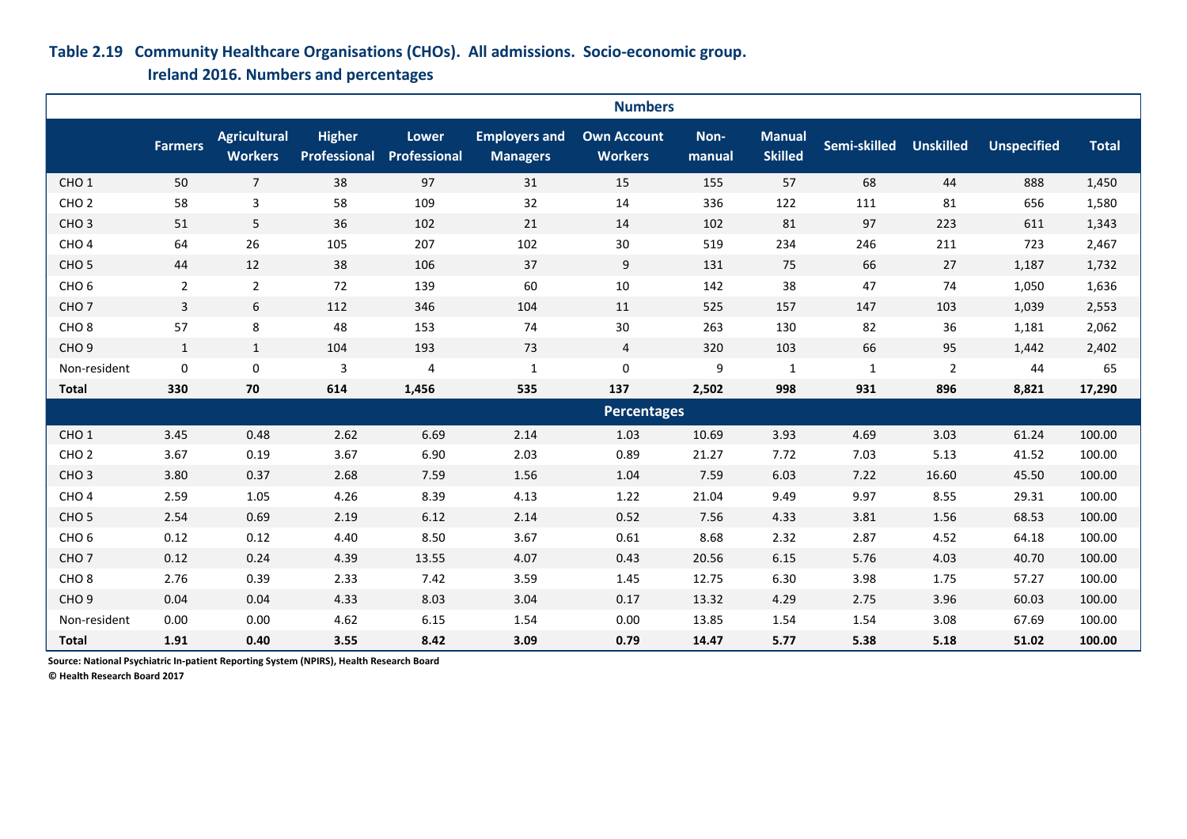## Table 2.19 Community Healthcare Organisations (CHOs). All admissions. Socio-economic group. Ireland 2016. Numbers and percentages

| | Farmers | Agricultural Workers | Higher Professional | Lower Professional | Employers and Managers | Own Account Workers | Non-manual | Manual Skilled | Semi-skilled | Unskilled | Unspecified | Total |
|---|---|---|---|---|---|---|---|---|---|---|---|---|
| **Numbers** | | | | | | | | | | | | |
| CHO 1 | 50 | 7 | 38 | 97 | 31 | 15 | 155 | 57 | 68 | 44 | 888 | 1,450 |
| CHO 2 | 58 | 3 | 58 | 109 | 32 | 14 | 336 | 122 | 111 | 81 | 656 | 1,580 |
| CHO 3 | 51 | 5 | 36 | 102 | 21 | 14 | 102 | 81 | 97 | 223 | 611 | 1,343 |
| CHO 4 | 64 | 26 | 105 | 207 | 102 | 30 | 519 | 234 | 246 | 211 | 723 | 2,467 |
| CHO 5 | 44 | 12 | 38 | 106 | 37 | 9 | 131 | 75 | 66 | 27 | 1,187 | 1,732 |
| CHO 6 | 2 | 2 | 72 | 139 | 60 | 10 | 142 | 38 | 47 | 74 | 1,050 | 1,636 |
| CHO 7 | 3 | 6 | 112 | 346 | 104 | 11 | 525 | 157 | 147 | 103 | 1,039 | 2,553 |
| CHO 8 | 57 | 8 | 48 | 153 | 74 | 30 | 263 | 130 | 82 | 36 | 1,181 | 2,062 |
| CHO 9 | 1 | 1 | 104 | 193 | 73 | 4 | 320 | 103 | 66 | 95 | 1,442 | 2,402 |
| Non-resident | 0 | 0 | 3 | 4 | 1 | 0 | 9 | 1 | 1 | 2 | 44 | 65 |
| **Total** | **330** | **70** | **614** | **1,456** | **535** | **137** | **2,502** | **998** | **931** | **896** | **8,821** | **17,290** |
| **Percentages** | | | | | | | | | | | | |
| CHO 1 | 3.45 | 0.48 | 2.62 | 6.69 | 2.14 | 1.03 | 10.69 | 3.93 | 4.69 | 3.03 | 61.24 | 100.00 |
| CHO 2 | 3.67 | 0.19 | 3.67 | 6.90 | 2.03 | 0.89 | 21.27 | 7.72 | 7.03 | 5.13 | 41.52 | 100.00 |
| CHO 3 | 3.80 | 0.37 | 2.68 | 7.59 | 1.56 | 1.04 | 7.59 | 6.03 | 7.22 | 16.60 | 45.50 | 100.00 |
| CHO 4 | 2.59 | 1.05 | 4.26 | 8.39 | 4.13 | 1.22 | 21.04 | 9.49 | 9.97 | 8.55 | 29.31 | 100.00 |
| CHO 5 | 2.54 | 0.69 | 2.19 | 6.12 | 2.14 | 0.52 | 7.56 | 4.33 | 3.81 | 1.56 | 68.53 | 100.00 |
| CHO 6 | 0.12 | 0.12 | 4.40 | 8.50 | 3.67 | 0.61 | 8.68 | 2.32 | 2.87 | 4.52 | 64.18 | 100.00 |
| CHO 7 | 0.12 | 0.24 | 4.39 | 13.55 | 4.07 | 0.43 | 20.56 | 6.15 | 5.76 | 4.03 | 40.70 | 100.00 |
| CHO 8 | 2.76 | 0.39 | 2.33 | 7.42 | 3.59 | 1.45 | 12.75 | 6.30 | 3.98 | 1.75 | 57.27 | 100.00 |
| CHO 9 | 0.04 | 0.04 | 4.33 | 8.03 | 3.04 | 0.17 | 13.32 | 4.29 | 2.75 | 3.96 | 60.03 | 100.00 |
| Non-resident | 0.00 | 0.00 | 4.62 | 6.15 | 1.54 | 0.00 | 13.85 | 1.54 | 1.54 | 3.08 | 67.69 | 100.00 |
| **Total** | **1.91** | **0.40** | **3.55** | **8.42** | **3.09** | **0.79** | **14.47** | **5.77** | **5.38** | **5.18** | **51.02** | **100.00** |

**Source: National Psychiatric In-patient Reporting System (NPIRS), Health Research Board**

**© Health Research Board 2017**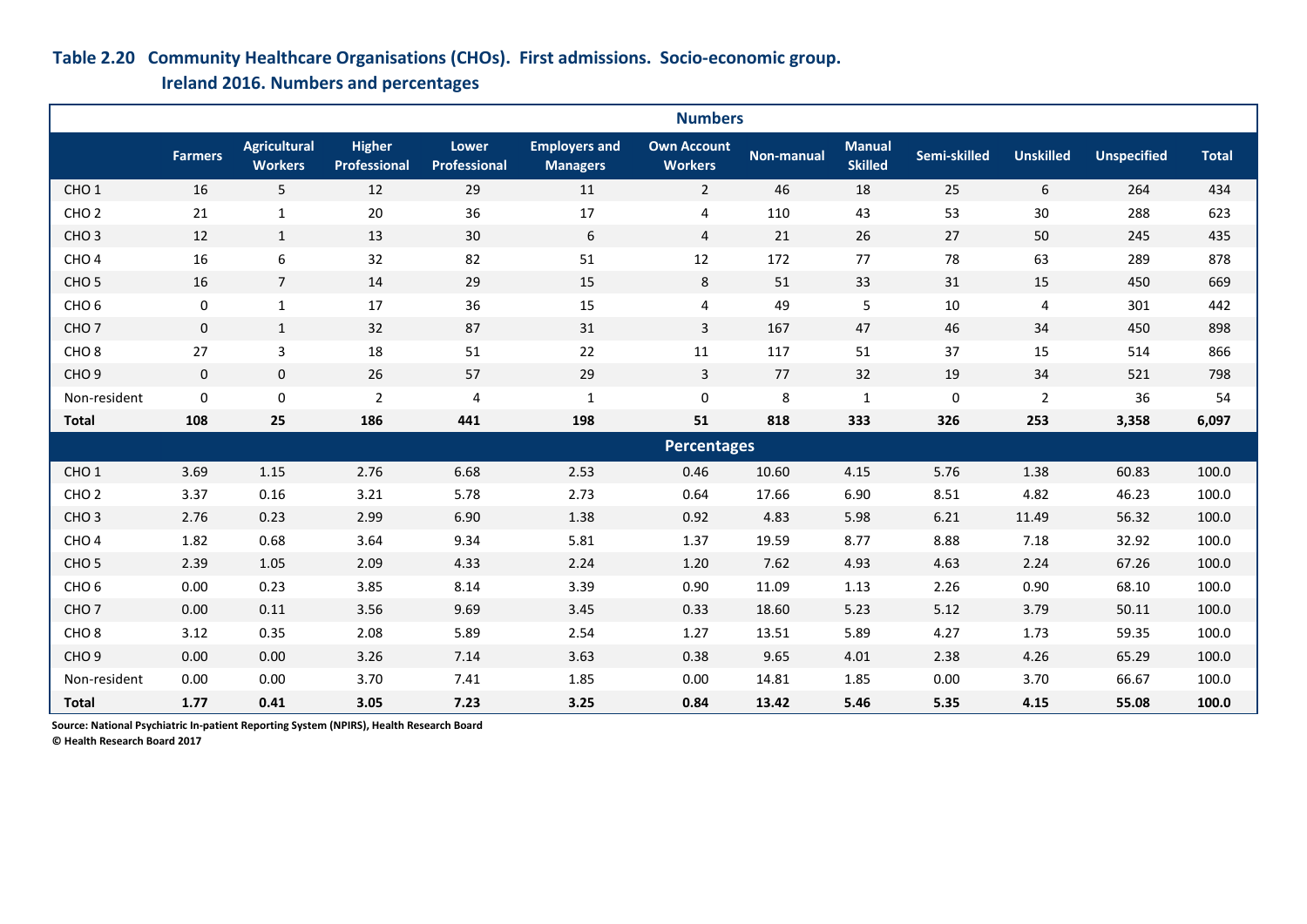**Table 2.20 Community Healthcare Organisations (CHOs). First admissions. Socio-economic group. Ireland 2016. Numbers and percentages**

| | Farmers | Agricultural Workers | Higher Professional | Lower Professional | Employers and Managers | Own Account Workers | Non-manual | Manual Skilled | Semi-skilled | Unskilled | Unspecified | Total |
|---|---|---|---|---|---|---|---|---|---|---|---|---|
| **Numbers** | | | | | | | | | | | | |
| CHO 1 | 16 | 5 | 12 | 29 | 11 | 2 | 46 | 18 | 25 | 6 | 264 | 434 |
| CHO 2 | 21 | 1 | 20 | 36 | 17 | 4 | 110 | 43 | 53 | 30 | 288 | 623 |
| CHO 3 | 12 | 1 | 13 | 30 | 6 | 4 | 21 | 26 | 27 | 50 | 245 | 435 |
| CHO 4 | 16 | 6 | 32 | 82 | 51 | 12 | 172 | 77 | 78 | 63 | 289 | 878 |
| CHO 5 | 16 | 7 | 14 | 29 | 15 | 8 | 51 | 33 | 31 | 15 | 450 | 669 |
| CHO 6 | 0 | 1 | 17 | 36 | 15 | 4 | 49 | 5 | 10 | 4 | 301 | 442 |
| CHO 7 | 0 | 1 | 32 | 87 | 31 | 3 | 167 | 47 | 46 | 34 | 450 | 898 |
| CHO 8 | 27 | 3 | 18 | 51 | 22 | 11 | 117 | 51 | 37 | 15 | 514 | 866 |
| CHO 9 | 0 | 0 | 26 | 57 | 29 | 3 | 77 | 32 | 19 | 34 | 521 | 798 |
| Non-resident | 0 | 0 | 2 | 4 | 1 | 0 | 8 | 1 | 0 | 2 | 36 | 54 |
| **Total** | **108** | **25** | **186** | **441** | **198** | **51** | **818** | **333** | **326** | **253** | **3,358** | **6,097** |
| **Percentages** | | | | | | | | | | | | |
| CHO 1 | 3.69 | 1.15 | 2.76 | 6.68 | 2.53 | 0.46 | 10.60 | 4.15 | 5.76 | 1.38 | 60.83 | 100.0 |
| CHO 2 | 3.37 | 0.16 | 3.21 | 5.78 | 2.73 | 0.64 | 17.66 | 6.90 | 8.51 | 4.82 | 46.23 | 100.0 |
| CHO 3 | 2.76 | 0.23 | 2.99 | 6.90 | 1.38 | 0.92 | 4.83 | 5.98 | 6.21 | 11.49 | 56.32 | 100.0 |
| CHO 4 | 1.82 | 0.68 | 3.64 | 9.34 | 5.81 | 1.37 | 19.59 | 8.77 | 8.88 | 7.18 | 32.92 | 100.0 |
| CHO 5 | 2.39 | 1.05 | 2.09 | 4.33 | 2.24 | 1.20 | 7.62 | 4.93 | 4.63 | 2.24 | 67.26 | 100.0 |
| CHO 6 | 0.00 | 0.23 | 3.85 | 8.14 | 3.39 | 0.90 | 11.09 | 1.13 | 2.26 | 0.90 | 68.10 | 100.0 |
| CHO 7 | 0.00 | 0.11 | 3.56 | 9.69 | 3.45 | 0.33 | 18.60 | 5.23 | 5.12 | 3.79 | 50.11 | 100.0 |
| CHO 8 | 3.12 | 0.35 | 2.08 | 5.89 | 2.54 | 1.27 | 13.51 | 5.89 | 4.27 | 1.73 | 59.35 | 100.0 |
| CHO 9 | 0.00 | 0.00 | 3.26 | 7.14 | 3.63 | 0.38 | 9.65 | 4.01 | 2.38 | 4.26 | 65.29 | 100.0 |
| Non-resident | 0.00 | 0.00 | 3.70 | 7.41 | 1.85 | 0.00 | 14.81 | 1.85 | 0.00 | 3.70 | 66.67 | 100.0 |
| **Total** | **1.77** | **0.41** | **3.05** | **7.23** | **3.25** | **0.84** | **13.42** | **5.46** | **5.35** | **4.15** | **55.08** | **100.0** |

**Source: National Psychiatric In-patient Reporting System (NPIRS), Health Research Board**
**© Health Research Board 2017**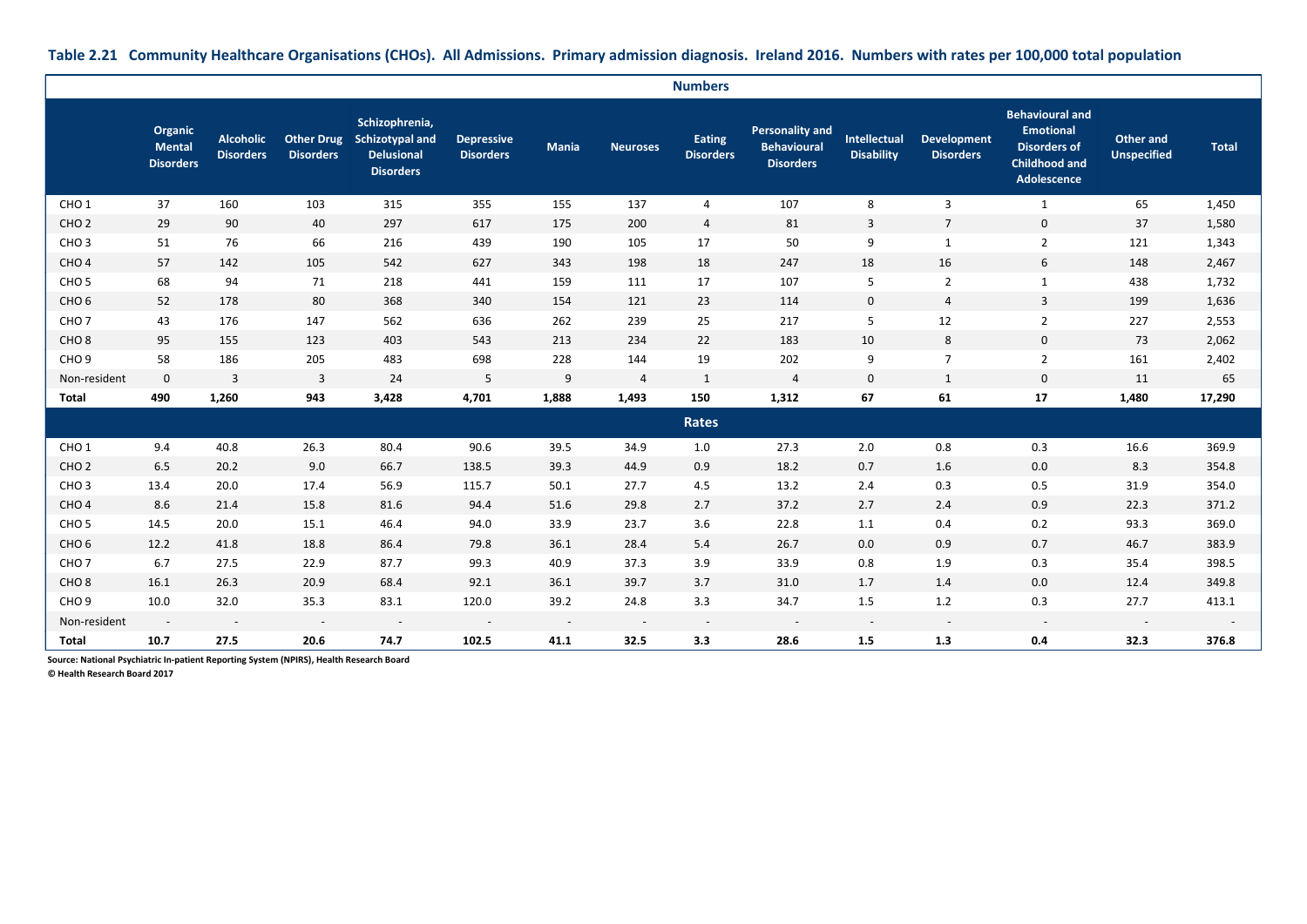**Table 2.21 Community Healthcare Organisations (CHOs). All Admissions. Primary admission diagnosis. Ireland 2016. Numbers with rates per 100,000 total population**

| | Organic Mental Disorders | Alcoholic Disorders | Other Drug Disorders | Schizophrenia, Schizotypal and Delusional Disorders | Depressive Disorders | Mania | Neuroses | Eating Disorders | Personality and Behavioural Disorders | Intellectual Disability | Development Disorders | Behavioural and Emotional Disorders of Childhood and Adolescence | Other and Unspecified | Total |
|---|---|---|---|---|---|---|---|---|---|---|---|---|---|---|
| **Numbers** | | | | | | | | | | | | | | |
| CHO 1 | 37 | 160 | 103 | 315 | 355 | 155 | 137 | 4 | 107 | 8 | 3 | 1 | 65 | 1,450 |
| CHO 2 | 29 | 90 | 40 | 297 | 617 | 175 | 200 | 4 | 81 | 3 | 7 | 0 | 37 | 1,580 |
| CHO 3 | 51 | 76 | 66 | 216 | 439 | 190 | 105 | 17 | 50 | 9 | 1 | 2 | 121 | 1,343 |
| CHO 4 | 57 | 142 | 105 | 542 | 627 | 343 | 198 | 18 | 247 | 18 | 16 | 6 | 148 | 2,467 |
| CHO 5 | 68 | 94 | 71 | 218 | 441 | 159 | 111 | 17 | 107 | 5 | 2 | 1 | 438 | 1,732 |
| CHO 6 | 52 | 178 | 80 | 368 | 340 | 154 | 121 | 23 | 114 | 0 | 4 | 3 | 199 | 1,636 |
| CHO 7 | 43 | 176 | 147 | 562 | 636 | 262 | 239 | 25 | 217 | 5 | 12 | 2 | 227 | 2,553 |
| CHO 8 | 95 | 155 | 123 | 403 | 543 | 213 | 234 | 22 | 183 | 10 | 8 | 0 | 73 | 2,062 |
| CHO 9 | 58 | 186 | 205 | 483 | 698 | 228 | 144 | 19 | 202 | 9 | 7 | 2 | 161 | 2,402 |
| Non-resident | 0 | 3 | 3 | 24 | 5 | 9 | 4 | 1 | 4 | 0 | 1 | 0 | 11 | 65 |
| **Total** | **490** | **1,260** | **943** | **3,428** | **4,701** | **1,888** | **1,493** | **150** | **1,312** | **67** | **61** | **17** | **1,480** | **17,290** |
| **Rates** | | | | | | | | | | | | | | |
| CHO 1 | 9.4 | 40.8 | 26.3 | 80.4 | 90.6 | 39.5 | 34.9 | 1.0 | 27.3 | 2.0 | 0.8 | 0.3 | 16.6 | 369.9 |
| CHO 2 | 6.5 | 20.2 | 9.0 | 66.7 | 138.5 | 39.3 | 44.9 | 0.9 | 18.2 | 0.7 | 1.6 | 0.0 | 8.3 | 354.8 |
| CHO 3 | 13.4 | 20.0 | 17.4 | 56.9 | 115.7 | 50.1 | 27.7 | 4.5 | 13.2 | 2.4 | 0.3 | 0.5 | 31.9 | 354.0 |
| CHO 4 | 8.6 | 21.4 | 15.8 | 81.6 | 94.4 | 51.6 | 29.8 | 2.7 | 37.2 | 2.7 | 2.4 | 0.9 | 22.3 | 371.2 |
| CHO 5 | 14.5 | 20.0 | 15.1 | 46.4 | 94.0 | 33.9 | 23.7 | 3.6 | 22.8 | 1.1 | 0.4 | 0.2 | 93.3 | 369.0 |
| CHO 6 | 12.2 | 41.8 | 18.8 | 86.4 | 79.8 | 36.1 | 28.4 | 5.4 | 26.7 | 0.0 | 0.9 | 0.7 | 46.7 | 383.9 |
| CHO 7 | 6.7 | 27.5 | 22.9 | 87.7 | 99.3 | 40.9 | 37.3 | 3.9 | 33.9 | 0.8 | 1.9 | 0.3 | 35.4 | 398.5 |
| CHO 8 | 16.1 | 26.3 | 20.9 | 68.4 | 92.1 | 36.1 | 39.7 | 3.7 | 31.0 | 1.7 | 1.4 | 0.0 | 12.4 | 349.8 |
| CHO 9 | 10.0 | 32.0 | 35.3 | 83.1 | 120.0 | 39.2 | 24.8 | 3.3 | 34.7 | 1.5 | 1.2 | 0.3 | 27.7 | 413.1 |
| Non-resident | - | - | - | - | - | - | - | - | - | - | - | - | - | - |
| **Total** | **10.7** | **27.5** | **20.6** | **74.7** | **102.5** | **41.1** | **32.5** | **3.3** | **28.6** | **1.5** | **1.3** | **0.4** | **32.3** | **376.8** |

**Source: National Psychiatric In-patient Reporting System (NPIRS), Health Research Board**
**© Health Research Board 2017**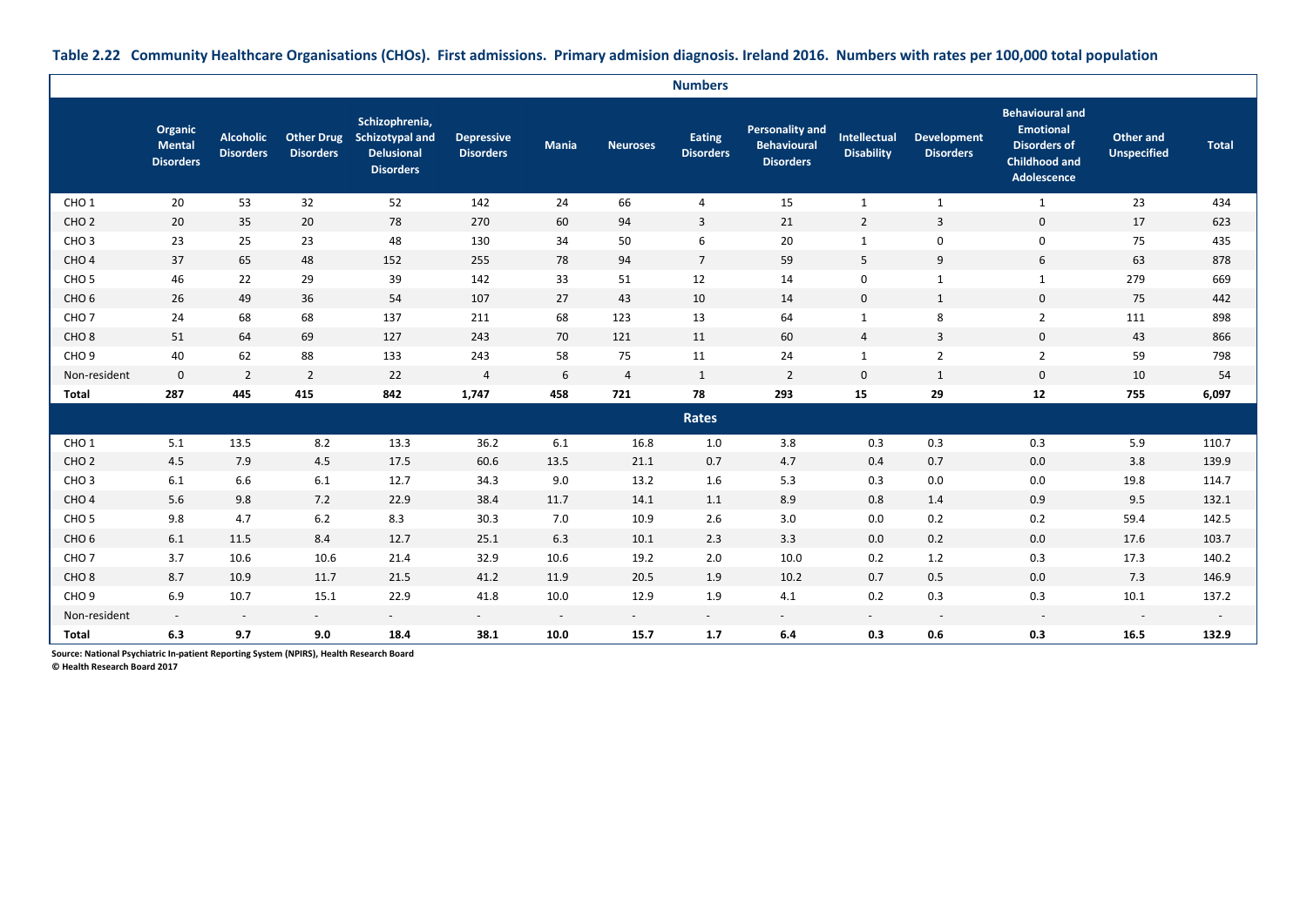**Table 2.22 Community Healthcare Organisations (CHOs). First admissions. Primary admision diagnosis. Ireland 2016. Numbers with rates per 100,000 total population**

| | Organic Mental Disorders | Alcoholic Disorders | Other Drug Disorders | Schizophrenia, Schizotypal and Delusional Disorders | Depressive Disorders | Mania | Neuroses | Eating Disorders | Personality and Behavioural Disorders | Intellectual Disability | Development Disorders | Behavioural and Emotional Disorders of Childhood and Adolescence | Other and Unspecified | Total |
|---|---|---|---|---|---|---|---|---|---|---|---|---|---|---|
| **Numbers** | | | | | | | | | | | | | | |
| CHO 1 | 20 | 53 | 32 | 52 | 142 | 24 | 66 | 4 | 15 | 1 | 1 | 1 | 23 | 434 |
| CHO 2 | 20 | 35 | 20 | 78 | 270 | 60 | 94 | 3 | 21 | 2 | 3 | 0 | 17 | 623 |
| CHO 3 | 23 | 25 | 23 | 48 | 130 | 34 | 50 | 6 | 20 | 1 | 0 | 0 | 75 | 435 |
| CHO 4 | 37 | 65 | 48 | 152 | 255 | 78 | 94 | 7 | 59 | 5 | 9 | 6 | 63 | 878 |
| CHO 5 | 46 | 22 | 29 | 39 | 142 | 33 | 51 | 12 | 14 | 0 | 1 | 1 | 279 | 669 |
| CHO 6 | 26 | 49 | 36 | 54 | 107 | 27 | 43 | 10 | 14 | 0 | 1 | 0 | 75 | 442 |
| CHO 7 | 24 | 68 | 68 | 137 | 211 | 68 | 123 | 13 | 64 | 1 | 8 | 2 | 111 | 898 |
| CHO 8 | 51 | 64 | 69 | 127 | 243 | 70 | 121 | 11 | 60 | 4 | 3 | 0 | 43 | 866 |
| CHO 9 | 40 | 62 | 88 | 133 | 243 | 58 | 75 | 11 | 24 | 1 | 2 | 2 | 59 | 798 |
| Non-resident | 0 | 2 | 2 | 22 | 4 | 6 | 4 | 1 | 2 | 0 | 1 | 0 | 10 | 54 |
| **Total** | **287** | **445** | **415** | **842** | **1,747** | **458** | **721** | **78** | **293** | **15** | **29** | **12** | **755** | **6,097** |
| **Rates** | | | | | | | | | | | | | | |
| CHO 1 | 5.1 | 13.5 | 8.2 | 13.3 | 36.2 | 6.1 | 16.8 | 1.0 | 3.8 | 0.3 | 0.3 | 0.3 | 5.9 | 110.7 |
| CHO 2 | 4.5 | 7.9 | 4.5 | 17.5 | 60.6 | 13.5 | 21.1 | 0.7 | 4.7 | 0.4 | 0.7 | 0.0 | 3.8 | 139.9 |
| CHO 3 | 6.1 | 6.6 | 6.1 | 12.7 | 34.3 | 9.0 | 13.2 | 1.6 | 5.3 | 0.3 | 0.0 | 0.0 | 19.8 | 114.7 |
| CHO 4 | 5.6 | 9.8 | 7.2 | 22.9 | 38.4 | 11.7 | 14.1 | 1.1 | 8.9 | 0.8 | 1.4 | 0.9 | 9.5 | 132.1 |
| CHO 5 | 9.8 | 4.7 | 6.2 | 8.3 | 30.3 | 7.0 | 10.9 | 2.6 | 3.0 | 0.0 | 0.2 | 0.2 | 59.4 | 142.5 |
| CHO 6 | 6.1 | 11.5 | 8.4 | 12.7 | 25.1 | 6.3 | 10.1 | 2.3 | 3.3 | 0.0 | 0.2 | 0.0 | 17.6 | 103.7 |
| CHO 7 | 3.7 | 10.6 | 10.6 | 21.4 | 32.9 | 10.6 | 19.2 | 2.0 | 10.0 | 0.2 | 1.2 | 0.3 | 17.3 | 140.2 |
| CHO 8 | 8.7 | 10.9 | 11.7 | 21.5 | 41.2 | 11.9 | 20.5 | 1.9 | 10.2 | 0.7 | 0.5 | 0.0 | 7.3 | 146.9 |
| CHO 9 | 6.9 | 10.7 | 15.1 | 22.9 | 41.8 | 10.0 | 12.9 | 1.9 | 4.1 | 0.2 | 0.3 | 0.3 | 10.1 | 137.2 |
| Non-resident | - | - | - | - | - | - | - | - | - | - | - | - | - | - |
| **Total** | **6.3** | **9.7** | **9.0** | **18.4** | **38.1** | **10.0** | **15.7** | **1.7** | **6.4** | **0.3** | **0.6** | **0.3** | **16.5** | **132.9** |

**Source: National Psychiatric In-patient Reporting System (NPIRS), Health Research Board**
**© Health Research Board 2017**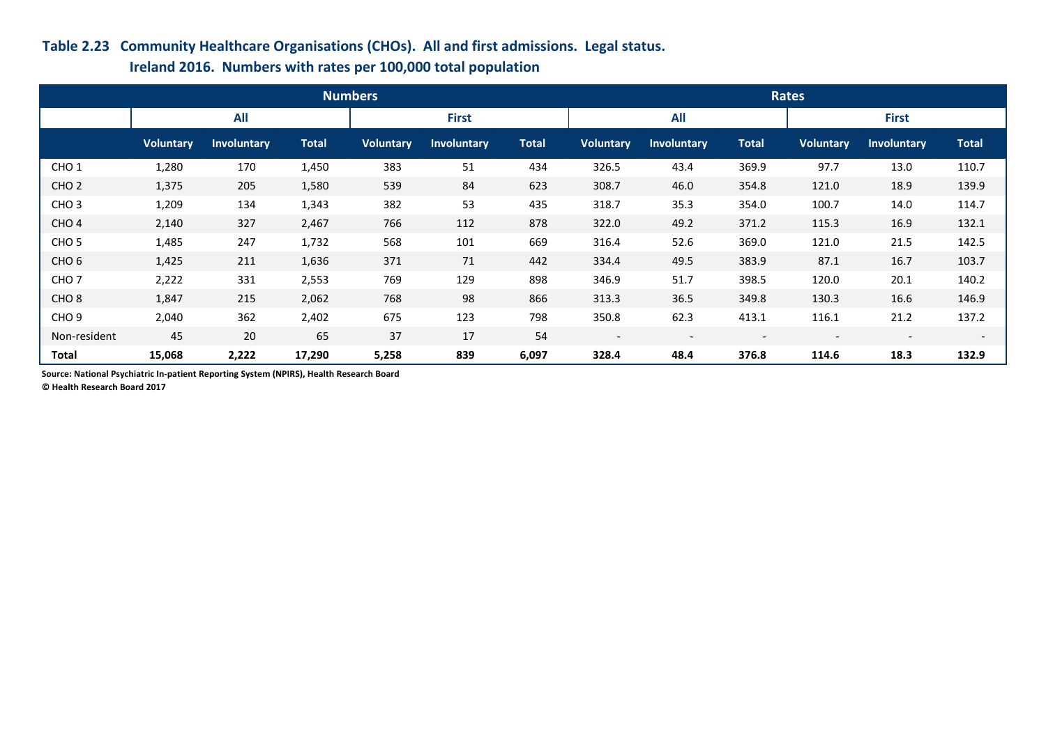**Table 2.23 Community Healthcare Organisations (CHOs). All and first admissions. Legal status. Ireland 2016. Numbers with rates per 100,000 total population**

| | Numbers | | | | | | Rates | | | | | |
|---|---|---|---|---|---|---|---|---|---|---|---|---|
| | All | | | First | | | All | | | First | | |
| | Voluntary | Involuntary | Total | Voluntary | Involuntary | Total | Voluntary | Involuntary | Total | Voluntary | Involuntary | Total |
| CHO 1 | 1,280 | 170 | 1,450 | 383 | 51 | 434 | 326.5 | 43.4 | 369.9 | 97.7 | 13.0 | 110.7 |
| CHO 2 | 1,375 | 205 | 1,580 | 539 | 84 | 623 | 308.7 | 46.0 | 354.8 | 121.0 | 18.9 | 139.9 |
| CHO 3 | 1,209 | 134 | 1,343 | 382 | 53 | 435 | 318.7 | 35.3 | 354.0 | 100.7 | 14.0 | 114.7 |
| CHO 4 | 2,140 | 327 | 2,467 | 766 | 112 | 878 | 322.0 | 49.2 | 371.2 | 115.3 | 16.9 | 132.1 |
| CHO 5 | 1,485 | 247 | 1,732 | 568 | 101 | 669 | 316.4 | 52.6 | 369.0 | 121.0 | 21.5 | 142.5 |
| CHO 6 | 1,425 | 211 | 1,636 | 371 | 71 | 442 | 334.4 | 49.5 | 383.9 | 87.1 | 16.7 | 103.7 |
| CHO 7 | 2,222 | 331 | 2,553 | 769 | 129 | 898 | 346.9 | 51.7 | 398.5 | 120.0 | 20.1 | 140.2 |
| CHO 8 | 1,847 | 215 | 2,062 | 768 | 98 | 866 | 313.3 | 36.5 | 349.8 | 130.3 | 16.6 | 146.9 |
| CHO 9 | 2,040 | 362 | 2,402 | 675 | 123 | 798 | 350.8 | 62.3 | 413.1 | 116.1 | 21.2 | 137.2 |
| Non-resident | 45 | 20 | 65 | 37 | 17 | 54 | - | - | - | - | - | - |
| **Total** | **15,068** | **2,222** | **17,290** | **5,258** | **839** | **6,097** | **328.4** | **48.4** | **376.8** | **114.6** | **18.3** | **132.9** |

**Source: National Psychiatric In-patient Reporting System (NPIRS), Health Research Board**
**© Health Research Board 2017**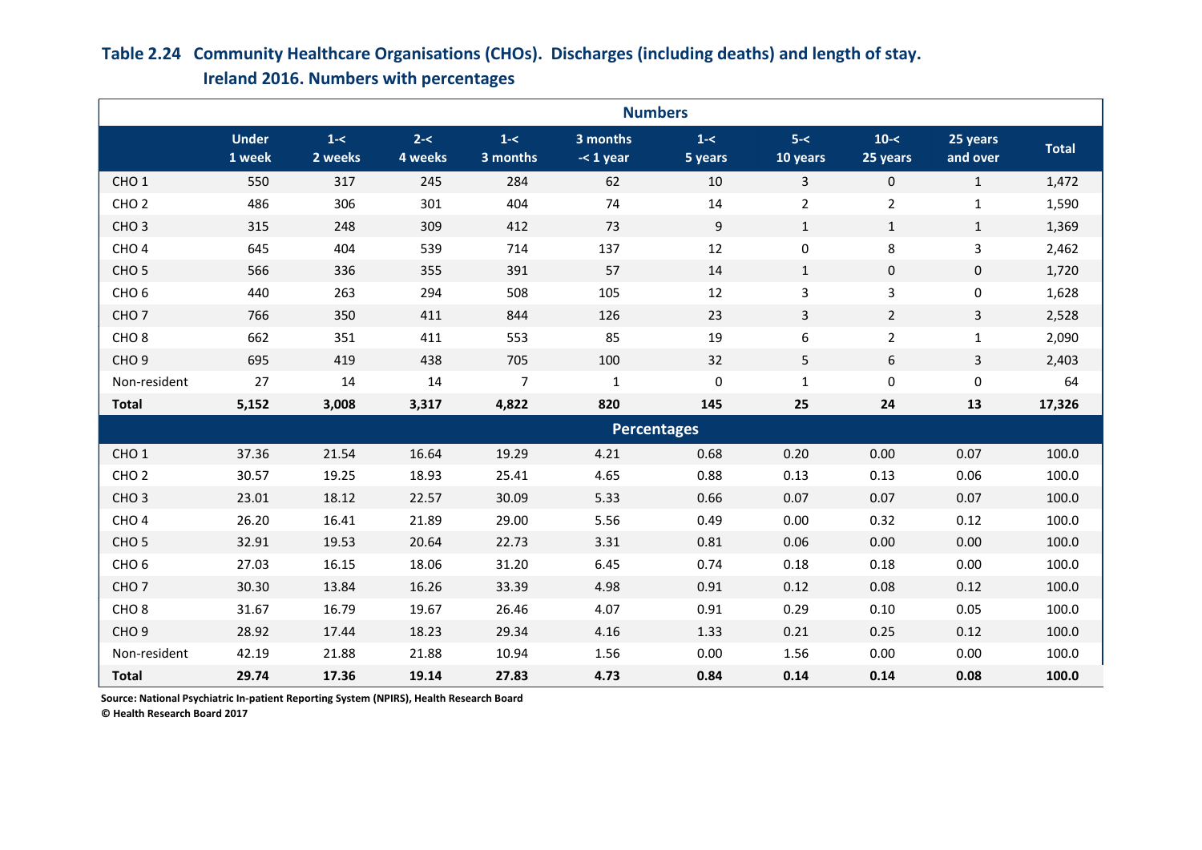**Table 2.24 Community Healthcare Organisations (CHOs). Discharges (including deaths) and length of stay. Ireland 2016. Numbers with percentages**

| | Under 1 week | 1-< 2 weeks | 2-< 4 weeks | 1-< 3 months | 3 months -< 1 year | 1-< 5 years | 5-< 10 years | 10-< 25 years | 25 years and over | Total |
|---|---|---|---|---|---|---|---|---|---|---|
| **Numbers** | | | | | | | | | | |
| CHO 1 | 550 | 317 | 245 | 284 | 62 | 10 | 3 | 0 | 1 | 1,472 |
| CHO 2 | 486 | 306 | 301 | 404 | 74 | 14 | 2 | 2 | 1 | 1,590 |
| CHO 3 | 315 | 248 | 309 | 412 | 73 | 9 | 1 | 1 | 1 | 1,369 |
| CHO 4 | 645 | 404 | 539 | 714 | 137 | 12 | 0 | 8 | 3 | 2,462 |
| CHO 5 | 566 | 336 | 355 | 391 | 57 | 14 | 1 | 0 | 0 | 1,720 |
| CHO 6 | 440 | 263 | 294 | 508 | 105 | 12 | 3 | 3 | 0 | 1,628 |
| CHO 7 | 766 | 350 | 411 | 844 | 126 | 23 | 3 | 2 | 3 | 2,528 |
| CHO 8 | 662 | 351 | 411 | 553 | 85 | 19 | 6 | 2 | 1 | 2,090 |
| CHO 9 | 695 | 419 | 438 | 705 | 100 | 32 | 5 | 6 | 3 | 2,403 |
| Non-resident | 27 | 14 | 14 | 7 | 1 | 0 | 1 | 0 | 0 | 64 |
| **Total** | **5,152** | **3,008** | **3,317** | **4,822** | **820** | **145** | **25** | **24** | **13** | **17,326** |
| **Percentages** | | | | | | | | | | |
| CHO 1 | 37.36 | 21.54 | 16.64 | 19.29 | 4.21 | 0.68 | 0.20 | 0.00 | 0.07 | 100.0 |
| CHO 2 | 30.57 | 19.25 | 18.93 | 25.41 | 4.65 | 0.88 | 0.13 | 0.13 | 0.06 | 100.0 |
| CHO 3 | 23.01 | 18.12 | 22.57 | 30.09 | 5.33 | 0.66 | 0.07 | 0.07 | 0.07 | 100.0 |
| CHO 4 | 26.20 | 16.41 | 21.89 | 29.00 | 5.56 | 0.49 | 0.00 | 0.32 | 0.12 | 100.0 |
| CHO 5 | 32.91 | 19.53 | 20.64 | 22.73 | 3.31 | 0.81 | 0.06 | 0.00 | 0.00 | 100.0 |
| CHO 6 | 27.03 | 16.15 | 18.06 | 31.20 | 6.45 | 0.74 | 0.18 | 0.18 | 0.00 | 100.0 |
| CHO 7 | 30.30 | 13.84 | 16.26 | 33.39 | 4.98 | 0.91 | 0.12 | 0.08 | 0.12 | 100.0 |
| CHO 8 | 31.67 | 16.79 | 19.67 | 26.46 | 4.07 | 0.91 | 0.29 | 0.10 | 0.05 | 100.0 |
| CHO 9 | 28.92 | 17.44 | 18.23 | 29.34 | 4.16 | 1.33 | 0.21 | 0.25 | 0.12 | 100.0 |
| Non-resident | 42.19 | 21.88 | 21.88 | 10.94 | 1.56 | 0.00 | 1.56 | 0.00 | 0.00 | 100.0 |
| **Total** | **29.74** | **17.36** | **19.14** | **27.83** | **4.73** | **0.84** | **0.14** | **0.14** | **0.08** | **100.0** |

**Source: National Psychiatric In-patient Reporting System (NPIRS), Health Research Board**
**© Health Research Board 2017**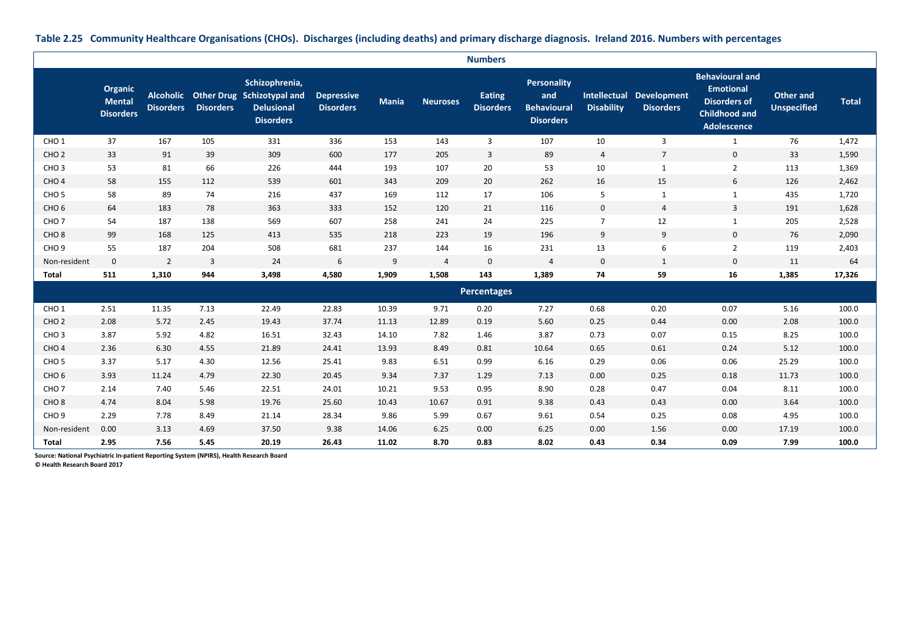**Table 2.25 Community Healthcare Organisations (CHOs). Discharges (including deaths) and primary discharge diagnosis. Ireland 2016. Numbers with percentages**

| | Organic Mental Disorders | Alcoholic Disorders | Other Drug Disorders | Schizophrenia, Schizotypal and Delusional Disorders | Depressive Disorders | Mania | Neuroses | Eating Disorders | Personality and Behavioural Disorders | Intellectual Disability | Development Disorders | Behavioural and Emotional Disorders of Childhood and Adolescence | Other and Unspecified | Total |
|---|---|---|---|---|---|---|---|---|---|---|---|---|---|---|
| **Numbers** | | | | | | | | | | | | | | |
| CHO 1 | 37 | 167 | 105 | 331 | 336 | 153 | 143 | 3 | 107 | 10 | 3 | 1 | 76 | 1,472 |
| CHO 2 | 33 | 91 | 39 | 309 | 600 | 177 | 205 | 3 | 89 | 4 | 7 | 0 | 33 | 1,590 |
| CHO 3 | 53 | 81 | 66 | 226 | 444 | 193 | 107 | 20 | 53 | 10 | 1 | 2 | 113 | 1,369 |
| CHO 4 | 58 | 155 | 112 | 539 | 601 | 343 | 209 | 20 | 262 | 16 | 15 | 6 | 126 | 2,462 |
| CHO 5 | 58 | 89 | 74 | 216 | 437 | 169 | 112 | 17 | 106 | 5 | 1 | 1 | 435 | 1,720 |
| CHO 6 | 64 | 183 | 78 | 363 | 333 | 152 | 120 | 21 | 116 | 0 | 4 | 3 | 191 | 1,628 |
| CHO 7 | 54 | 187 | 138 | 569 | 607 | 258 | 241 | 24 | 225 | 7 | 12 | 1 | 205 | 2,528 |
| CHO 8 | 99 | 168 | 125 | 413 | 535 | 218 | 223 | 19 | 196 | 9 | 9 | 0 | 76 | 2,090 |
| CHO 9 | 55 | 187 | 204 | 508 | 681 | 237 | 144 | 16 | 231 | 13 | 6 | 2 | 119 | 2,403 |
| Non-resident | 0 | 2 | 3 | 24 | 6 | 9 | 4 | 0 | 4 | 0 | 1 | 0 | 11 | 64 |
| **Total** | **511** | **1,310** | **944** | **3,498** | **4,580** | **1,909** | **1,508** | **143** | **1,389** | **74** | **59** | **16** | **1,385** | **17,326** |
| **Percentages** | | | | | | | | | | | | | | |
| CHO 1 | 2.51 | 11.35 | 7.13 | 22.49 | 22.83 | 10.39 | 9.71 | 0.20 | 7.27 | 0.68 | 0.20 | 0.07 | 5.16 | 100.0 |
| CHO 2 | 2.08 | 5.72 | 2.45 | 19.43 | 37.74 | 11.13 | 12.89 | 0.19 | 5.60 | 0.25 | 0.44 | 0.00 | 2.08 | 100.0 |
| CHO 3 | 3.87 | 5.92 | 4.82 | 16.51 | 32.43 | 14.10 | 7.82 | 1.46 | 3.87 | 0.73 | 0.07 | 0.15 | 8.25 | 100.0 |
| CHO 4 | 2.36 | 6.30 | 4.55 | 21.89 | 24.41 | 13.93 | 8.49 | 0.81 | 10.64 | 0.65 | 0.61 | 0.24 | 5.12 | 100.0 |
| CHO 5 | 3.37 | 5.17 | 4.30 | 12.56 | 25.41 | 9.83 | 6.51 | 0.99 | 6.16 | 0.29 | 0.06 | 0.06 | 25.29 | 100.0 |
| CHO 6 | 3.93 | 11.24 | 4.79 | 22.30 | 20.45 | 9.34 | 7.37 | 1.29 | 7.13 | 0.00 | 0.25 | 0.18 | 11.73 | 100.0 |
| CHO 7 | 2.14 | 7.40 | 5.46 | 22.51 | 24.01 | 10.21 | 9.53 | 0.95 | 8.90 | 0.28 | 0.47 | 0.04 | 8.11 | 100.0 |
| CHO 8 | 4.74 | 8.04 | 5.98 | 19.76 | 25.60 | 10.43 | 10.67 | 0.91 | 9.38 | 0.43 | 0.43 | 0.00 | 3.64 | 100.0 |
| CHO 9 | 2.29 | 7.78 | 8.49 | 21.14 | 28.34 | 9.86 | 5.99 | 0.67 | 9.61 | 0.54 | 0.25 | 0.08 | 4.95 | 100.0 |
| Non-resident | 0.00 | 3.13 | 4.69 | 37.50 | 9.38 | 14.06 | 6.25 | 0.00 | 6.25 | 0.00 | 1.56 | 0.00 | 17.19 | 100.0 |
| **Total** | **2.95** | **7.56** | **5.45** | **20.19** | **26.43** | **11.02** | **8.70** | **0.83** | **8.02** | **0.43** | **0.34** | **0.09** | **7.99** | **100.0** |

**Source: National Psychiatric In-patient Reporting System (NPIRS), Health Research Board**
**© Health Research Board 2017**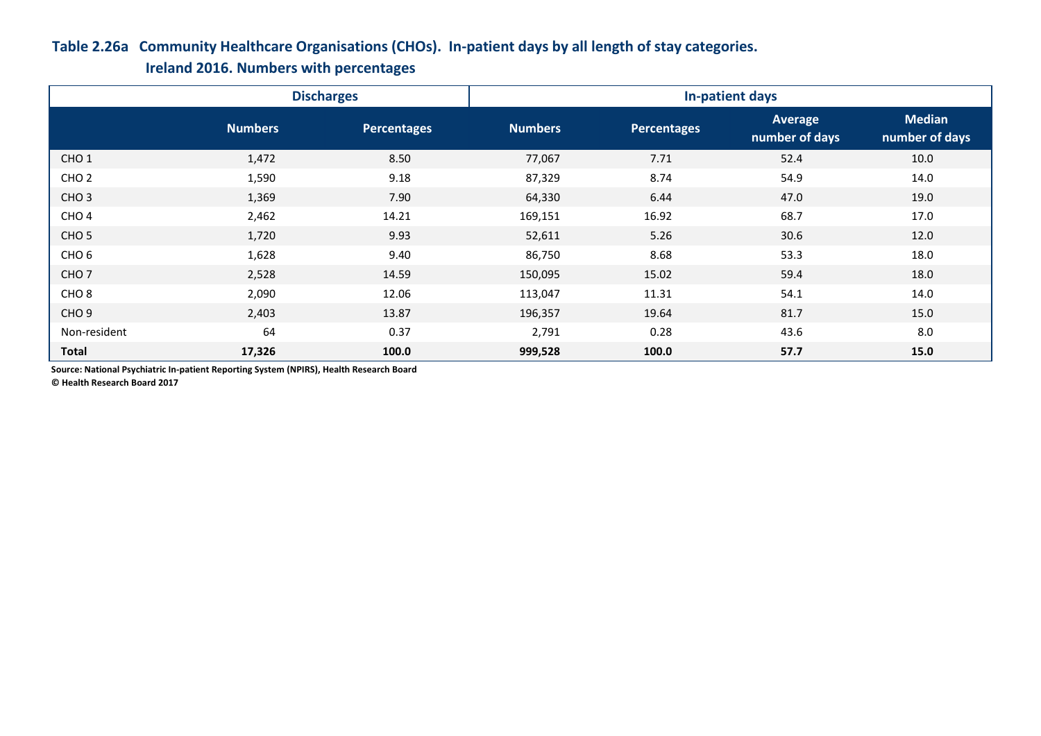**Table 2.26a Community Healthcare Organisations (CHOs). In-patient days by all length of stay categories. Ireland 2016. Numbers with percentages**

| | Discharges | | In-patient days | | | |
|---|---|---|---|---|---|---|
| | Numbers | Percentages | Numbers | Percentages | Average number of days | Median number of days |
| CHO 1 | 1,472 | 8.50 | 77,067 | 7.71 | 52.4 | 10.0 |
| CHO 2 | 1,590 | 9.18 | 87,329 | 8.74 | 54.9 | 14.0 |
| CHO 3 | 1,369 | 7.90 | 64,330 | 6.44 | 47.0 | 19.0 |
| CHO 4 | 2,462 | 14.21 | 169,151 | 16.92 | 68.7 | 17.0 |
| CHO 5 | 1,720 | 9.93 | 52,611 | 5.26 | 30.6 | 12.0 |
| CHO 6 | 1,628 | 9.40 | 86,750 | 8.68 | 53.3 | 18.0 |
| CHO 7 | 2,528 | 14.59 | 150,095 | 15.02 | 59.4 | 18.0 |
| CHO 8 | 2,090 | 12.06 | 113,047 | 11.31 | 54.1 | 14.0 |
| CHO 9 | 2,403 | 13.87 | 196,357 | 19.64 | 81.7 | 15.0 |
| Non-resident | 64 | 0.37 | 2,791 | 0.28 | 43.6 | 8.0 |
| **Total** | **17,326** | **100.0** | **999,528** | **100.0** | **57.7** | **15.0** |

**Source: National Psychiatric In-patient Reporting System (NPIRS), Health Research Board**
**© Health Research Board 2017**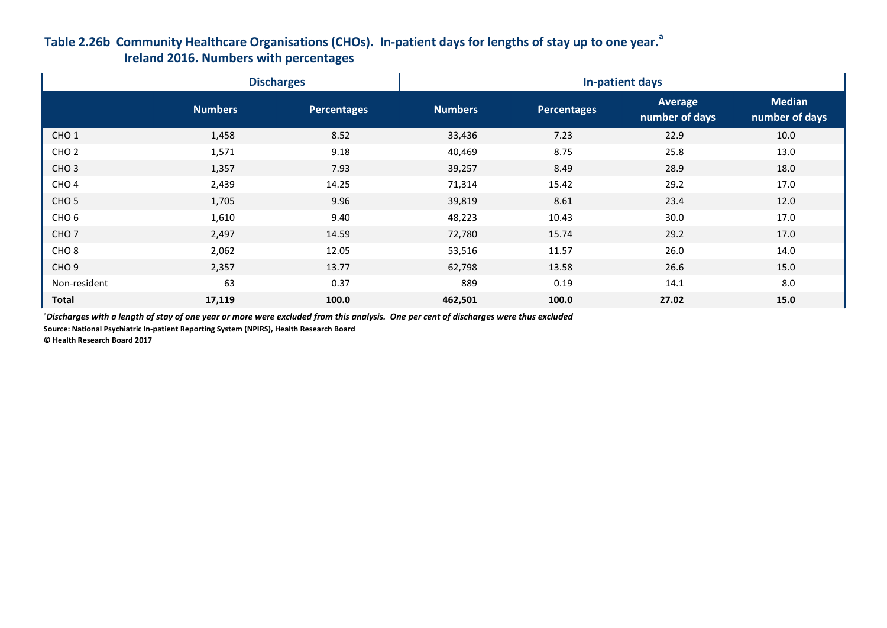### Table 2.26b Community Healthcare Organisations (CHOs). In-patient days for lengths of stay up to one year.[a] Ireland 2016. Numbers with percentages

| | Discharges | | In-patient days | | | |
|---|---|---|---|---|---|---|
| | Numbers | Percentages | Numbers | Percentages | Average number of days | Median number of days |
| CHO 1 | 1,458 | 8.52 | 33,436 | 7.23 | 22.9 | 10.0 |
| CHO 2 | 1,571 | 9.18 | 40,469 | 8.75 | 25.8 | 13.0 |
| CHO 3 | 1,357 | 7.93 | 39,257 | 8.49 | 28.9 | 18.0 |
| CHO 4 | 2,439 | 14.25 | 71,314 | 15.42 | 29.2 | 17.0 |
| CHO 5 | 1,705 | 9.96 | 39,819 | 8.61 | 23.4 | 12.0 |
| CHO 6 | 1,610 | 9.40 | 48,223 | 10.43 | 30.0 | 17.0 |
| CHO 7 | 2,497 | 14.59 | 72,780 | 15.74 | 29.2 | 17.0 |
| CHO 8 | 2,062 | 12.05 | 53,516 | 11.57 | 26.0 | 14.0 |
| CHO 9 | 2,357 | 13.77 | 62,798 | 13.58 | 26.6 | 15.0 |
| Non-resident | 63 | 0.37 | 889 | 0.19 | 14.1 | 8.0 |
| **Total** | **17,119** | **100.0** | **462,501** | **100.0** | **27.02** | **15.0** |

[a] *Discharges with a length of stay of one year or more were excluded from this analysis. One per cent of discharges were thus excluded*

**Source: National Psychiatric In-patient Reporting System (NPIRS), Health Research Board**

**© Health Research Board 2017**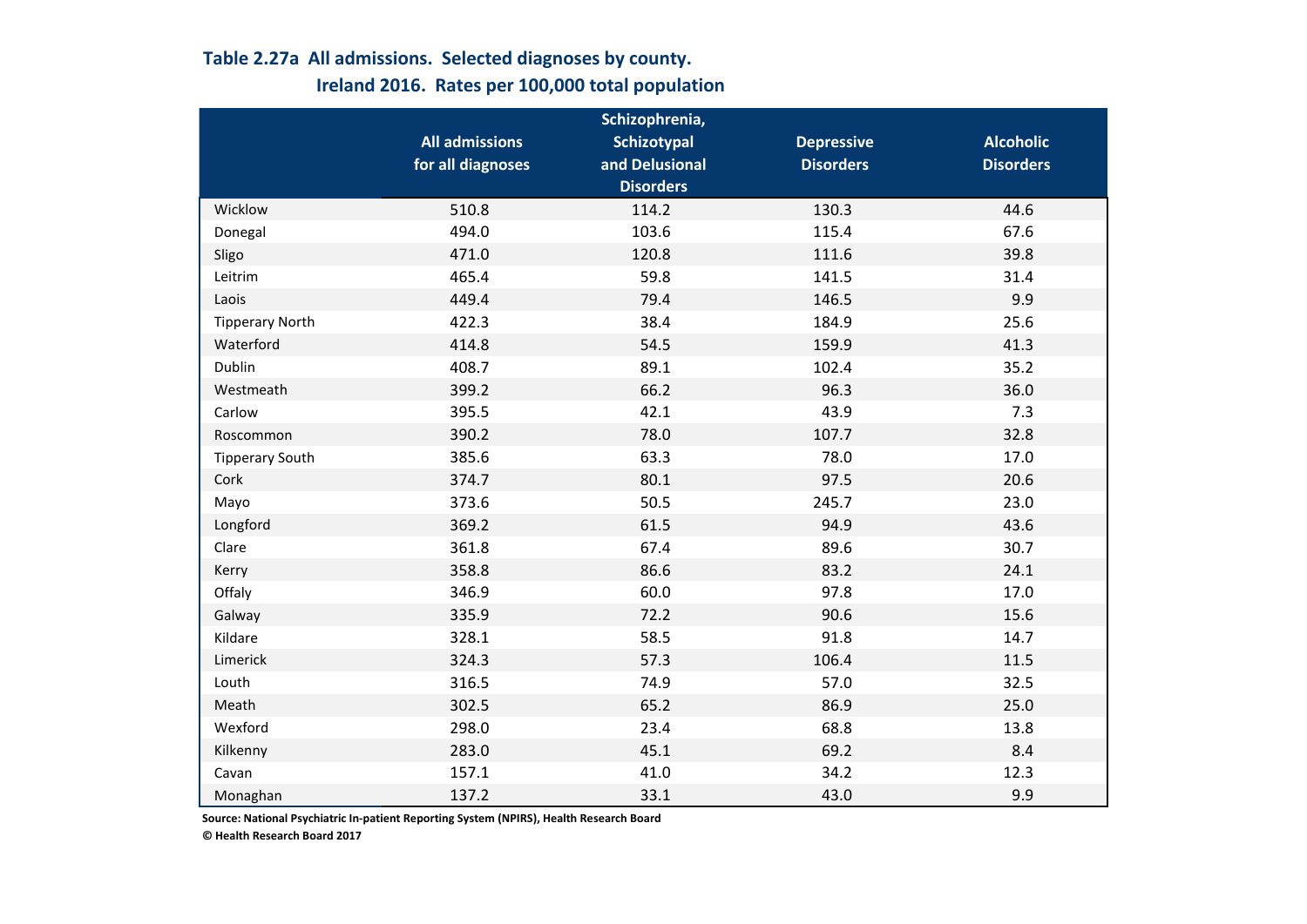**Table 2.27a All admissions. Selected diagnoses by county. Ireland 2016. Rates per 100,000 total population**

| | All admissions for all diagnoses | Schizophrenia, Schizotypal and Delusional Disorders | Depressive Disorders | Alcoholic Disorders |
|---|---|---|---|---|
| Wicklow | 510.8 | 114.2 | 130.3 | 44.6 |
| Donegal | 494.0 | 103.6 | 115.4 | 67.6 |
| Sligo | 471.0 | 120.8 | 111.6 | 39.8 |
| Leitrim | 465.4 | 59.8 | 141.5 | 31.4 |
| Laois | 449.4 | 79.4 | 146.5 | 9.9 |
| Tipperary North | 422.3 | 38.4 | 184.9 | 25.6 |
| Waterford | 414.8 | 54.5 | 159.9 | 41.3 |
| Dublin | 408.7 | 89.1 | 102.4 | 35.2 |
| Westmeath | 399.2 | 66.2 | 96.3 | 36.0 |
| Carlow | 395.5 | 42.1 | 43.9 | 7.3 |
| Roscommon | 390.2 | 78.0 | 107.7 | 32.8 |
| Tipperary South | 385.6 | 63.3 | 78.0 | 17.0 |
| Cork | 374.7 | 80.1 | 97.5 | 20.6 |
| Mayo | 373.6 | 50.5 | 245.7 | 23.0 |
| Longford | 369.2 | 61.5 | 94.9 | 43.6 |
| Clare | 361.8 | 67.4 | 89.6 | 30.7 |
| Kerry | 358.8 | 86.6 | 83.2 | 24.1 |
| Offaly | 346.9 | 60.0 | 97.8 | 17.0 |
| Galway | 335.9 | 72.2 | 90.6 | 15.6 |
| Kildare | 328.1 | 58.5 | 91.8 | 14.7 |
| Limerick | 324.3 | 57.3 | 106.4 | 11.5 |
| Louth | 316.5 | 74.9 | 57.0 | 32.5 |
| Meath | 302.5 | 65.2 | 86.9 | 25.0 |
| Wexford | 298.0 | 23.4 | 68.8 | 13.8 |
| Kilkenny | 283.0 | 45.1 | 69.2 | 8.4 |
| Cavan | 157.1 | 41.0 | 34.2 | 12.3 |
| Monaghan | 137.2 | 33.1 | 43.0 | 9.9 |

**Source: National Psychiatric In-patient Reporting System (NPIRS), Health Research Board**

**© Health Research Board 2017**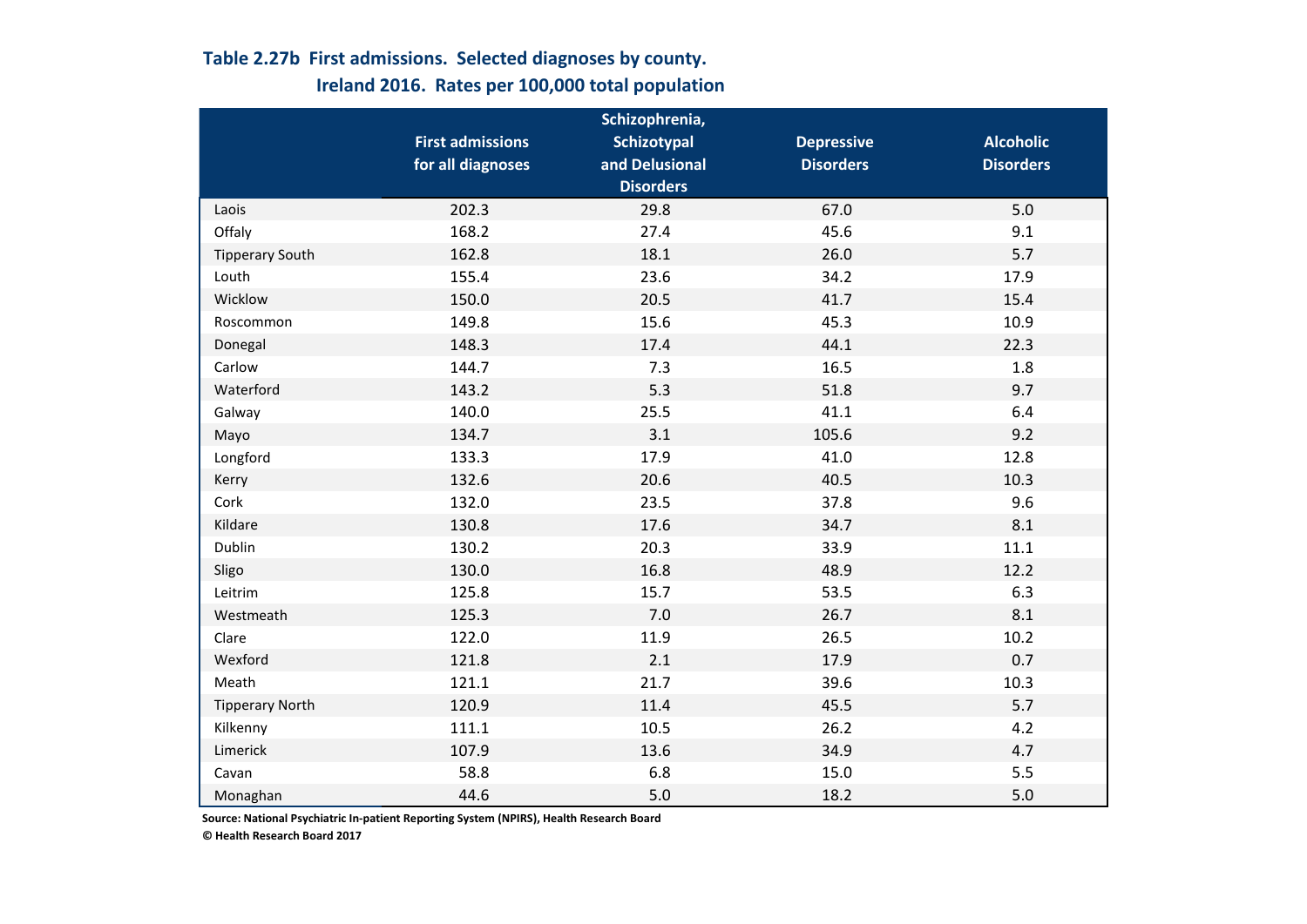**Table 2.27b First admissions. Selected diagnoses by county. Ireland 2016. Rates per 100,000 total population**

| | First admissions for all diagnoses | Schizophrenia, Schizotypal and Delusional Disorders | Depressive Disorders | Alcoholic Disorders |
|---|---|---|---|---|
| Laois | 202.3 | 29.8 | 67.0 | 5.0 |
| Offaly | 168.2 | 27.4 | 45.6 | 9.1 |
| Tipperary South | 162.8 | 18.1 | 26.0 | 5.7 |
| Louth | 155.4 | 23.6 | 34.2 | 17.9 |
| Wicklow | 150.0 | 20.5 | 41.7 | 15.4 |
| Roscommon | 149.8 | 15.6 | 45.3 | 10.9 |
| Donegal | 148.3 | 17.4 | 44.1 | 22.3 |
| Carlow | 144.7 | 7.3 | 16.5 | 1.8 |
| Waterford | 143.2 | 5.3 | 51.8 | 9.7 |
| Galway | 140.0 | 25.5 | 41.1 | 6.4 |
| Mayo | 134.7 | 3.1 | 105.6 | 9.2 |
| Longford | 133.3 | 17.9 | 41.0 | 12.8 |
| Kerry | 132.6 | 20.6 | 40.5 | 10.3 |
| Cork | 132.0 | 23.5 | 37.8 | 9.6 |
| Kildare | 130.8 | 17.6 | 34.7 | 8.1 |
| Dublin | 130.2 | 20.3 | 33.9 | 11.1 |
| Sligo | 130.0 | 16.8 | 48.9 | 12.2 |
| Leitrim | 125.8 | 15.7 | 53.5 | 6.3 |
| Westmeath | 125.3 | 7.0 | 26.7 | 8.1 |
| Clare | 122.0 | 11.9 | 26.5 | 10.2 |
| Wexford | 121.8 | 2.1 | 17.9 | 0.7 |
| Meath | 121.1 | 21.7 | 39.6 | 10.3 |
| Tipperary North | 120.9 | 11.4 | 45.5 | 5.7 |
| Kilkenny | 111.1 | 10.5 | 26.2 | 4.2 |
| Limerick | 107.9 | 13.6 | 34.9 | 4.7 |
| Cavan | 58.8 | 6.8 | 15.0 | 5.5 |
| Monaghan | 44.6 | 5.0 | 18.2 | 5.0 |

**Source: National Psychiatric In-patient Reporting System (NPIRS), Health Research Board**

**© Health Research Board 2017**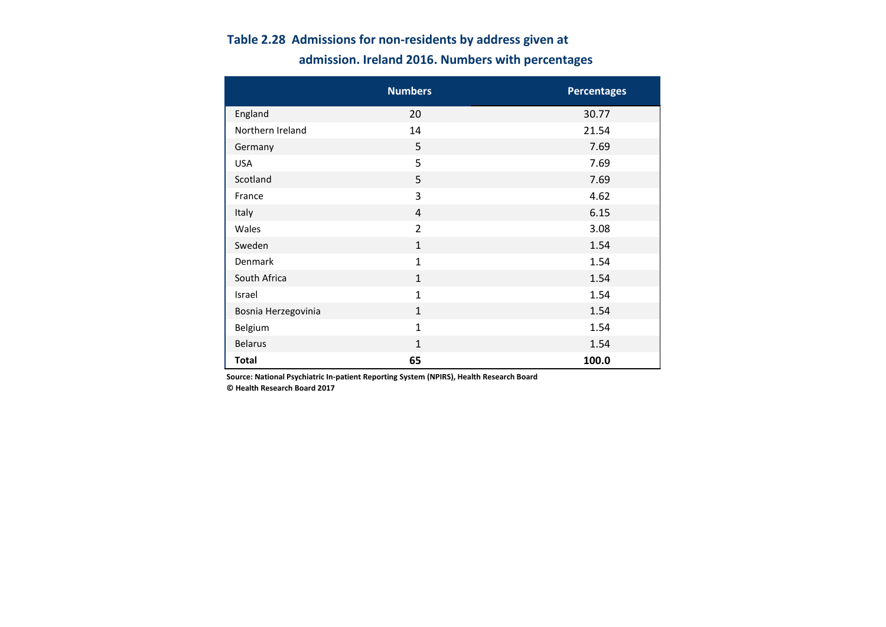### Table 2.28 Admissions for non-residents by address given at admission. Ireland 2016. Numbers with percentages

| | Numbers | Percentages |
|---|---|---|
| England | 20 | 30.77 |
| Northern Ireland | 14 | 21.54 |
| Germany | 5 | 7.69 |
| USA | 5 | 7.69 |
| Scotland | 5 | 7.69 |
| France | 3 | 4.62 |
| Italy | 4 | 6.15 |
| Wales | 2 | 3.08 |
| Sweden | 1 | 1.54 |
| Denmark | 1 | 1.54 |
| South Africa | 1 | 1.54 |
| Israel | 1 | 1.54 |
| Bosnia Herzegovinia | 1 | 1.54 |
| Belgium | 1 | 1.54 |
| Belarus | 1 | 1.54 |
| **Total** | **65** | **100.0** |

**Source: National Psychiatric In-patient Reporting System (NPIRS), Health Research Board**
**© Health Research Board 2017**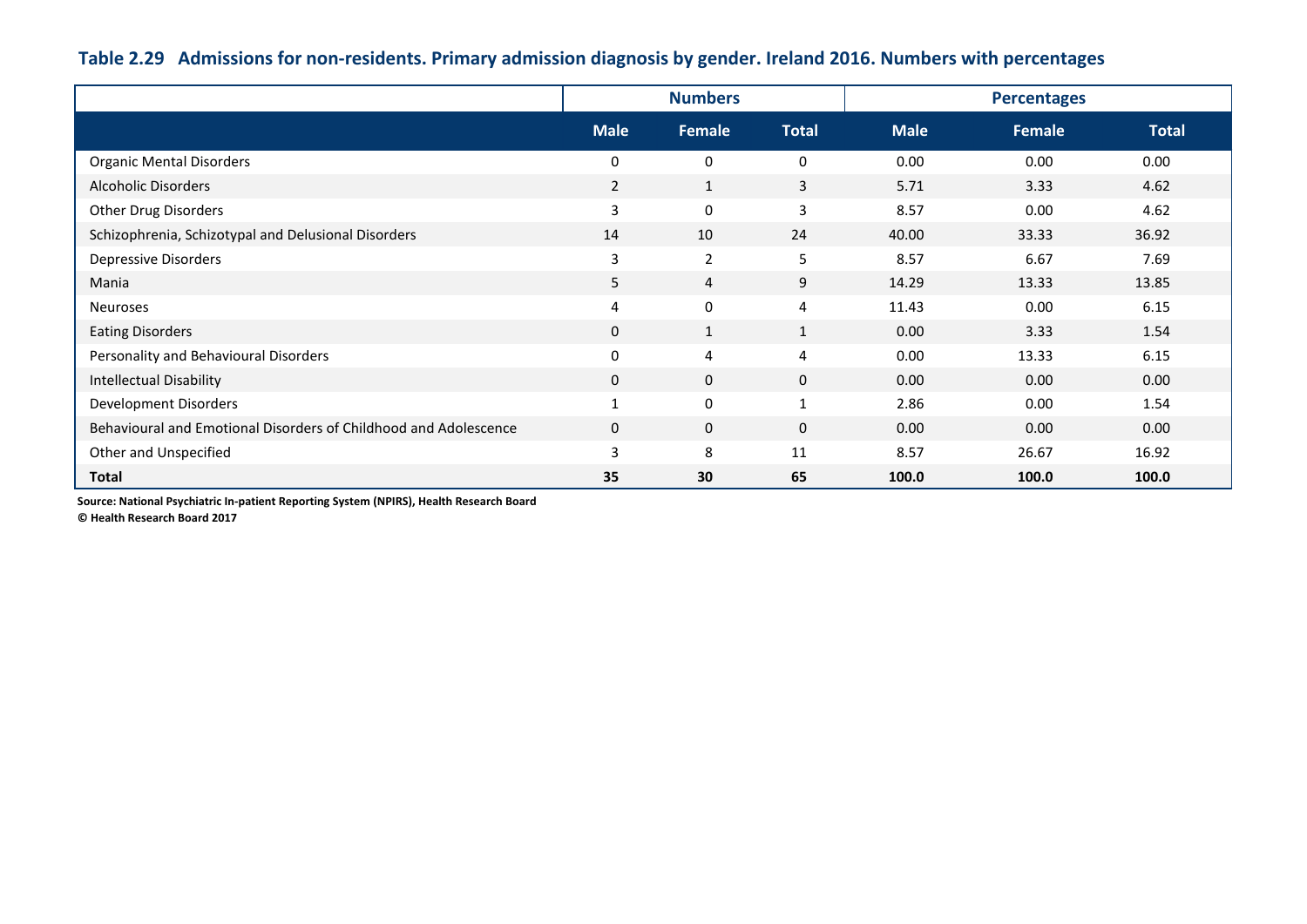**Table 2.29 Admissions for non-residents. Primary admission diagnosis by gender. Ireland 2016. Numbers with percentages**

| | Numbers | | | Percentages | | |
|---|---|---|---|---|---|---|
| | **Male** | **Female** | **Total** | **Male** | **Female** | **Total** |
| Organic Mental Disorders | 0 | 0 | 0 | 0.00 | 0.00 | 0.00 |
| Alcoholic Disorders | 2 | 1 | 3 | 5.71 | 3.33 | 4.62 |
| Other Drug Disorders | 3 | 0 | 3 | 8.57 | 0.00 | 4.62 |
| Schizophrenia, Schizotypal and Delusional Disorders | 14 | 10 | 24 | 40.00 | 33.33 | 36.92 |
| Depressive Disorders | 3 | 2 | 5 | 8.57 | 6.67 | 7.69 |
| Mania | 5 | 4 | 9 | 14.29 | 13.33 | 13.85 |
| Neuroses | 4 | 0 | 4 | 11.43 | 0.00 | 6.15 |
| Eating Disorders | 0 | 1 | 1 | 0.00 | 3.33 | 1.54 |
| Personality and Behavioural Disorders | 0 | 4 | 4 | 0.00 | 13.33 | 6.15 |
| Intellectual Disability | 0 | 0 | 0 | 0.00 | 0.00 | 0.00 |
| Development Disorders | 1 | 0 | 1 | 2.86 | 0.00 | 1.54 |
| Behavioural and Emotional Disorders of Childhood and Adolescence | 0 | 0 | 0 | 0.00 | 0.00 | 0.00 |
| Other and Unspecified | 3 | 8 | 11 | 8.57 | 26.67 | 16.92 |
| **Total** | **35** | **30** | **65** | **100.0** | **100.0** | **100.0** |

**Source: National Psychiatric In-patient Reporting System (NPIRS), Health Research Board**
**© Health Research Board 2017**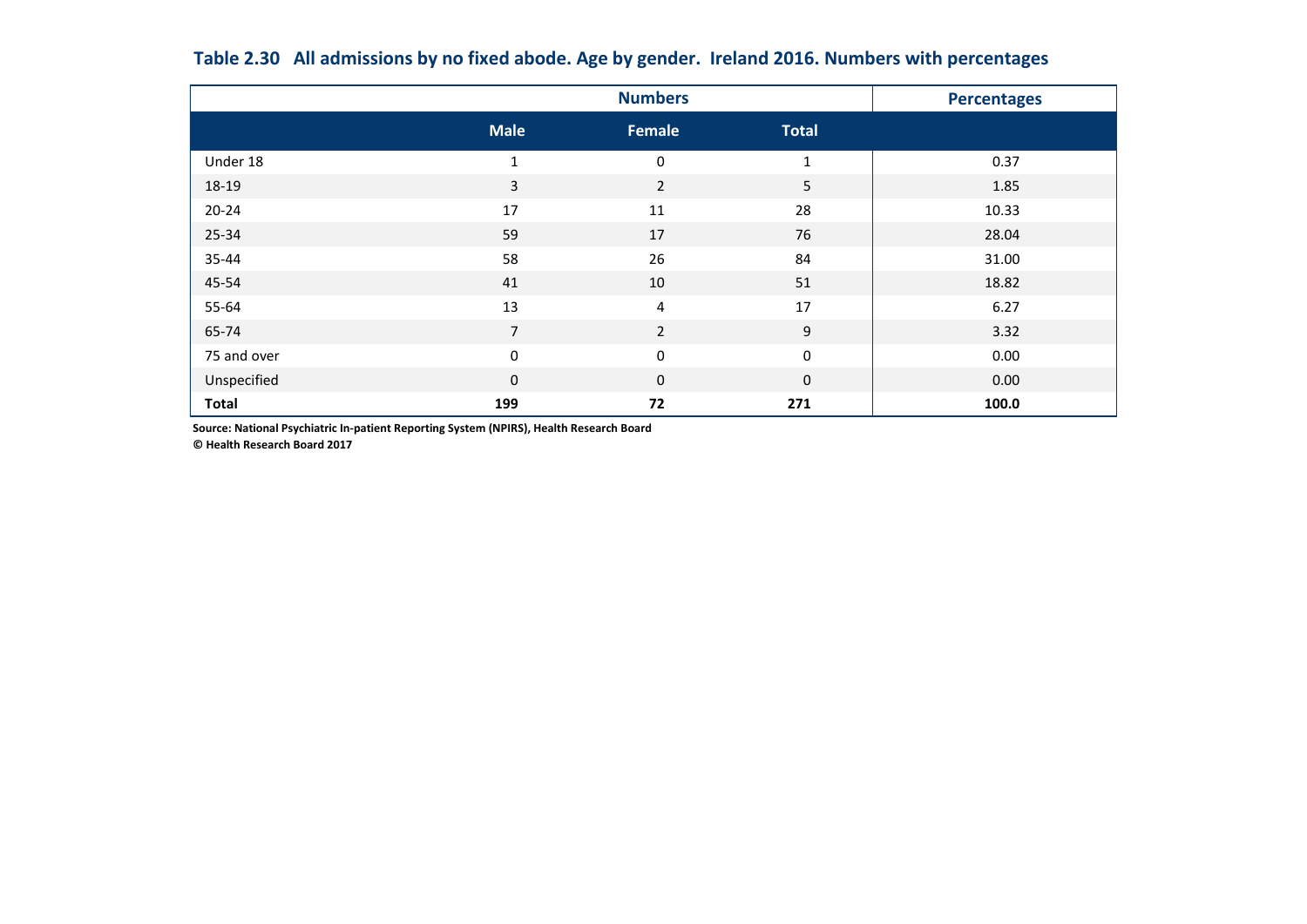**Table 2.30 All admissions by no fixed abode. Age by gender. Ireland 2016. Numbers with percentages**

| | Numbers | | | Percentages |
|---|---|---|---|---|
| | Male | Female | Total | |
| Under 18 | 1 | 0 | 1 | 0.37 |
| 18-19 | 3 | 2 | 5 | 1.85 |
| 20-24 | 17 | 11 | 28 | 10.33 |
| 25-34 | 59 | 17 | 76 | 28.04 |
| 35-44 | 58 | 26 | 84 | 31.00 |
| 45-54 | 41 | 10 | 51 | 18.82 |
| 55-64 | 13 | 4 | 17 | 6.27 |
| 65-74 | 7 | 2 | 9 | 3.32 |
| 75 and over | 0 | 0 | 0 | 0.00 |
| Unspecified | 0 | 0 | 0 | 0.00 |
| **Total** | **199** | **72** | **271** | **100.0** |

**Source: National Psychiatric In-patient Reporting System (NPIRS), Health Research Board**
**© Health Research Board 2017**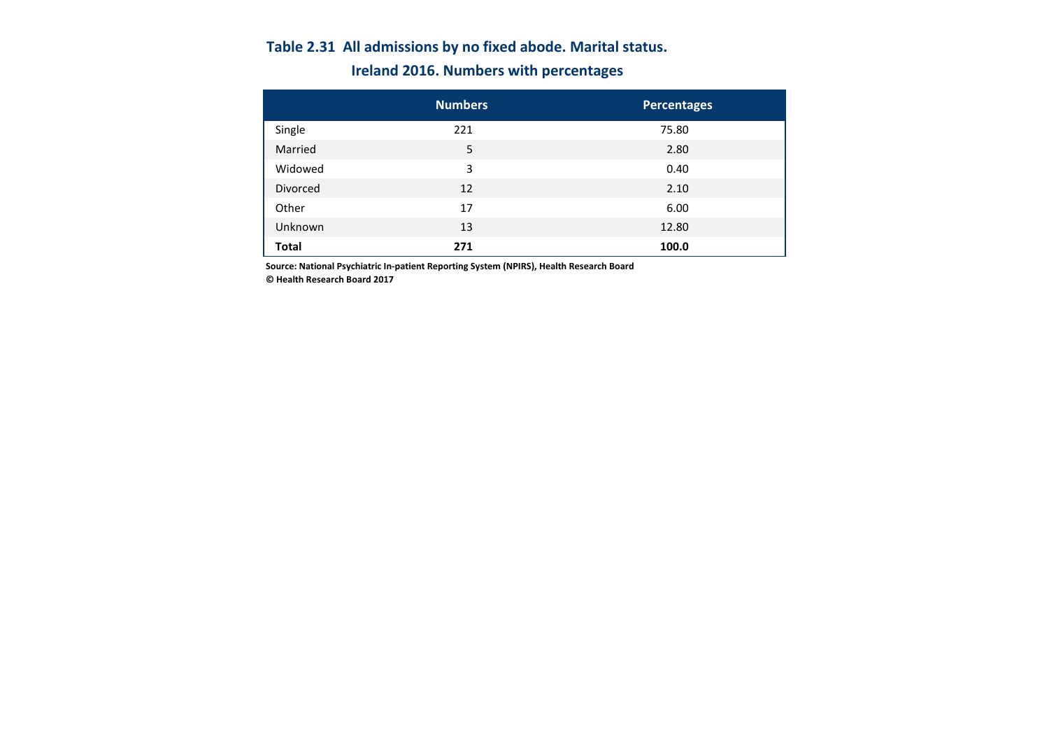**Table 2.31 All admissions by no fixed abode. Marital status. Ireland 2016. Numbers with percentages**

| | Numbers | Percentages |
|---|---|---|
| Single | 221 | 75.80 |
| Married | 5 | 2.80 |
| Widowed | 3 | 0.40 |
| Divorced | 12 | 2.10 |
| Other | 17 | 6.00 |
| Unknown | 13 | 12.80 |
| **Total** | **271** | **100.0** |

**Source: National Psychiatric In-patient Reporting System (NPIRS), Health Research Board**
**© Health Research Board 2017**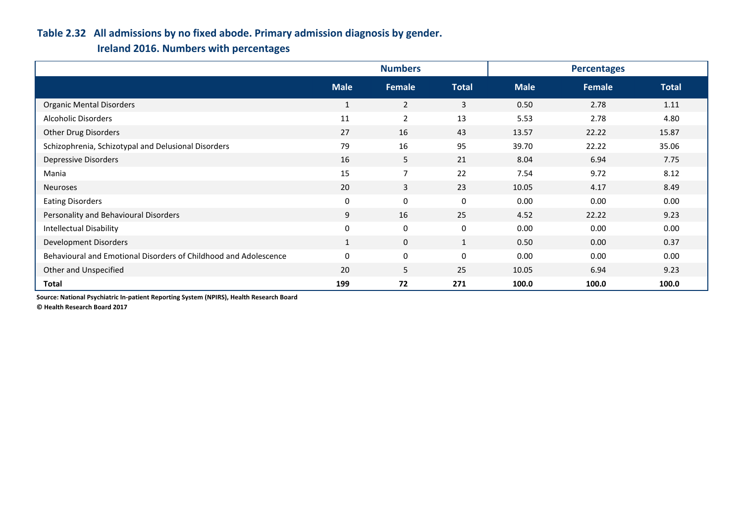**Table 2.32 All admissions by no fixed abode. Primary admission diagnosis by gender. Ireland 2016. Numbers with percentages**

| | Numbers | | | Percentages | | |
|---|---|---|---|---|---|---|
| | **Male** | **Female** | **Total** | **Male** | **Female** | **Total** |
| Organic Mental Disorders | 1 | 2 | 3 | 0.50 | 2.78 | 1.11 |
| Alcoholic Disorders | 11 | 2 | 13 | 5.53 | 2.78 | 4.80 |
| Other Drug Disorders | 27 | 16 | 43 | 13.57 | 22.22 | 15.87 |
| Schizophrenia, Schizotypal and Delusional Disorders | 79 | 16 | 95 | 39.70 | 22.22 | 35.06 |
| Depressive Disorders | 16 | 5 | 21 | 8.04 | 6.94 | 7.75 |
| Mania | 15 | 7 | 22 | 7.54 | 9.72 | 8.12 |
| Neuroses | 20 | 3 | 23 | 10.05 | 4.17 | 8.49 |
| Eating Disorders | 0 | 0 | 0 | 0.00 | 0.00 | 0.00 |
| Personality and Behavioural Disorders | 9 | 16 | 25 | 4.52 | 22.22 | 9.23 |
| Intellectual Disability | 0 | 0 | 0 | 0.00 | 0.00 | 0.00 |
| Development Disorders | 1 | 0 | 1 | 0.50 | 0.00 | 0.37 |
| Behavioural and Emotional Disorders of Childhood and Adolescence | 0 | 0 | 0 | 0.00 | 0.00 | 0.00 |
| Other and Unspecified | 20 | 5 | 25 | 10.05 | 6.94 | 9.23 |
| **Total** | **199** | **72** | **271** | **100.0** | **100.0** | **100.0** |

**Source: National Psychiatric In-patient Reporting System (NPIRS), Health Research Board**

**© Health Research Board 2017**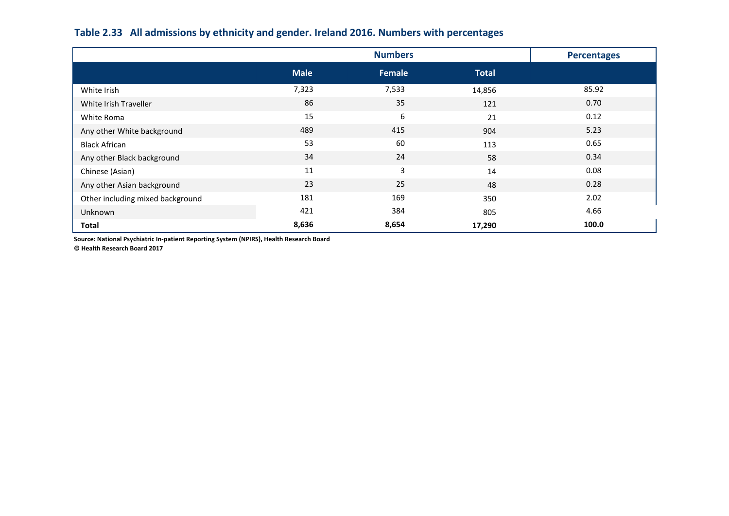## Table 2.33 All admissions by ethnicity and gender. Ireland 2016. Numbers with percentages

| | Numbers | | | Percentages |
|---|---|---|---|---|
| | Male | Female | Total | |
| White Irish | 7,323 | 7,533 | 14,856 | 85.92 |
| White Irish Traveller | 86 | 35 | 121 | 0.70 |
| White Roma | 15 | 6 | 21 | 0.12 |
| Any other White background | 489 | 415 | 904 | 5.23 |
| Black African | 53 | 60 | 113 | 0.65 |
| Any other Black background | 34 | 24 | 58 | 0.34 |
| Chinese (Asian) | 11 | 3 | 14 | 0.08 |
| Any other Asian background | 23 | 25 | 48 | 0.28 |
| Other including mixed background | 181 | 169 | 350 | 2.02 |
| Unknown | 421 | 384 | 805 | 4.66 |
| **Total** | **8,636** | **8,654** | **17,290** | **100.0** |

**Source: National Psychiatric In-patient Reporting System (NPIRS), Health Research Board**
**© Health Research Board 2017**